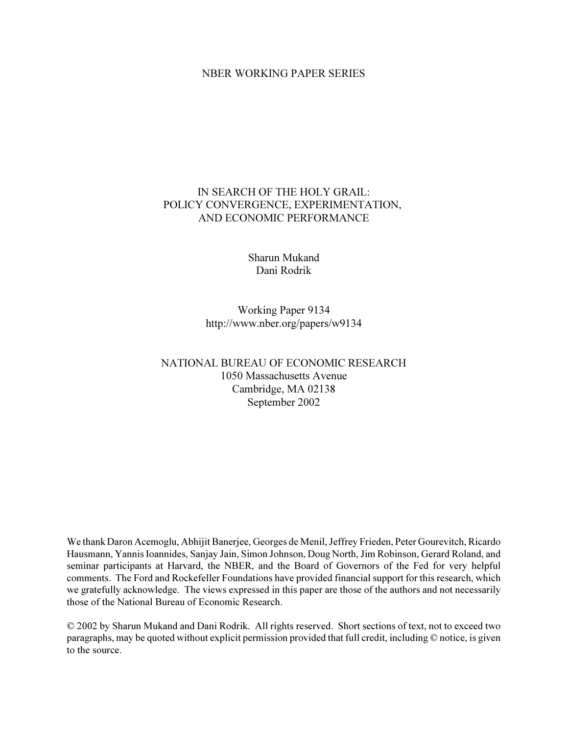NBER WORKING PAPER SERIES

# IN SEARCH OF THE HOLY GRAIL: POLICY CONVERGENCE, EXPERIMENTATION, AND ECONOMIC PERFORMANCE

Sharun Mukand
Dani Rodrik

Working Paper 9134
http://www.nber.org/papers/w9134

NATIONAL BUREAU OF ECONOMIC RESEARCH
1050 Massachusetts Avenue
Cambridge, MA 02138
September 2002

We thank Daron Acemoglu, Abhijit Banerjee, Georges de Menil, Jeffrey Frieden, Peter Gourevitch, Ricardo Hausmann, Yannis Ioannides, Sanjay Jain, Simon Johnson, Doug North, Jim Robinson, Gerard Roland, and seminar participants at Harvard, the NBER, and the Board of Governors of the Fed for very helpful comments. The Ford and Rockefeller Foundations have provided financial support for this research, which we gratefully acknowledge. The views expressed in this paper are those of the authors and not necessarily those of the National Bureau of Economic Research.

© 2002 by Sharun Mukand and Dani Rodrik. All rights reserved. Short sections of text, not to exceed two paragraphs, may be quoted without explicit permission provided that full credit, including © notice, is given to the source.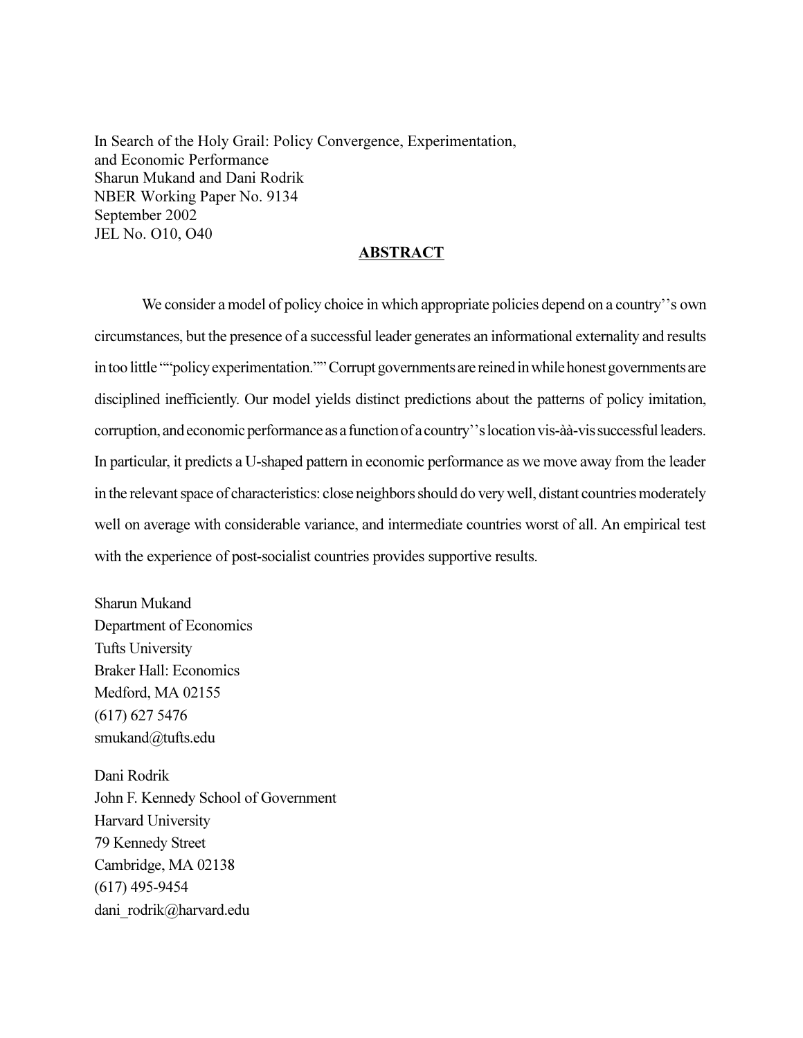In Search of the Holy Grail: Policy Convergence, Experimentation, and Economic Performance
Sharun Mukand and Dani Rodrik
NBER Working Paper No. 9134
September 2002
JEL No. O10, O40

## ABSTRACT

We consider a model of policy choice in which appropriate policies depend on a country''s own circumstances, but the presence of a successful leader generates an informational externality and results in too little ""policy experimentation."" Corrupt governments are reined in while honest governments are disciplined inefficiently. Our model yields distinct predictions about the patterns of policy imitation, corruption, and economic performance as a function of a country''s location vis-àà-vis successful leaders. In particular, it predicts a U-shaped pattern in economic performance as we move away from the leader in the relevant space of characteristics: close neighbors should do very well, distant countries moderately well on average with considerable variance, and intermediate countries worst of all. An empirical test with the experience of post-socialist countries provides supportive results.

Sharun Mukand
Department of Economics
Tufts University
Braker Hall: Economics
Medford, MA 02155
(617) 627 5476
smukand@tufts.edu

Dani Rodrik
John F. Kennedy School of Government
Harvard University
79 Kennedy Street
Cambridge, MA 02138
(617) 495-9454
dani_rodrik@harvard.edu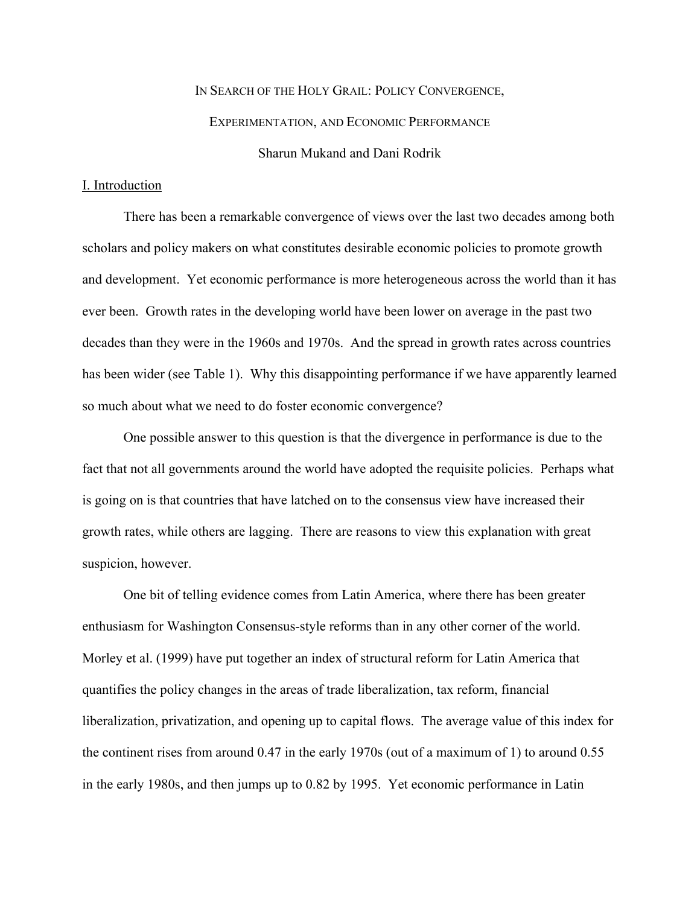# In Search of the Holy Grail: Policy Convergence, Experimentation, and Economic Performance

Sharun Mukand and Dani Rodrik

## I. Introduction

There has been a remarkable convergence of views over the last two decades among both scholars and policy makers on what constitutes desirable economic policies to promote growth and development. Yet economic performance is more heterogeneous across the world than it has ever been. Growth rates in the developing world have been lower on average in the past two decades than they were in the 1960s and 1970s. And the spread in growth rates across countries has been wider (see Table 1). Why this disappointing performance if we have apparently learned so much about what we need to do foster economic convergence?

One possible answer to this question is that the divergence in performance is due to the fact that not all governments around the world have adopted the requisite policies. Perhaps what is going on is that countries that have latched on to the consensus view have increased their growth rates, while others are lagging. There are reasons to view this explanation with great suspicion, however.

One bit of telling evidence comes from Latin America, where there has been greater enthusiasm for Washington Consensus-style reforms than in any other corner of the world. Morley et al. (1999) have put together an index of structural reform for Latin America that quantifies the policy changes in the areas of trade liberalization, tax reform, financial liberalization, privatization, and opening up to capital flows. The average value of this index for the continent rises from around 0.47 in the early 1970s (out of a maximum of 1) to around 0.55 in the early 1980s, and then jumps up to 0.82 by 1995. Yet economic performance in Latin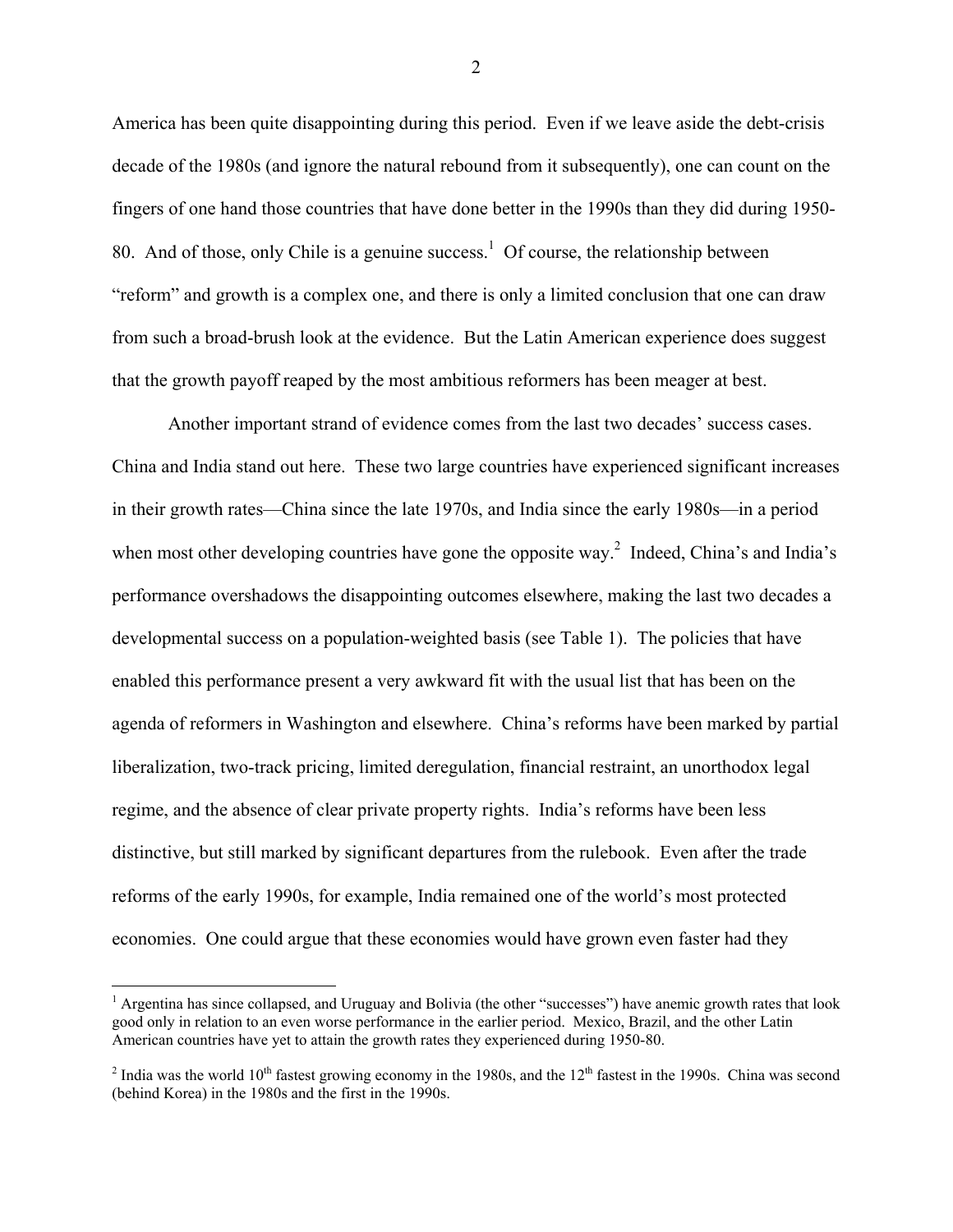America has been quite disappointing during this period. Even if we leave aside the debt-crisis decade of the 1980s (and ignore the natural rebound from it subsequently), one can count on the fingers of one hand those countries that have done better in the 1990s than they did during 1950-80. And of those, only Chile is a genuine success.[1] Of course, the relationship between "reform" and growth is a complex one, and there is only a limited conclusion that one can draw from such a broad-brush look at the evidence. But the Latin American experience does suggest that the growth payoff reaped by the most ambitious reformers has been meager at best.

Another important strand of evidence comes from the last two decades' success cases. China and India stand out here. These two large countries have experienced significant increases in their growth rates—China since the late 1970s, and India since the early 1980s—in a period when most other developing countries have gone the opposite way.[2] Indeed, China's and India's performance overshadows the disappointing outcomes elsewhere, making the last two decades a developmental success on a population-weighted basis (see Table 1). The policies that have enabled this performance present a very awkward fit with the usual list that has been on the agenda of reformers in Washington and elsewhere. China's reforms have been marked by partial liberalization, two-track pricing, limited deregulation, financial restraint, an unorthodox legal regime, and the absence of clear private property rights. India's reforms have been less distinctive, but still marked by significant departures from the rulebook. Even after the trade reforms of the early 1990s, for example, India remained one of the world's most protected economies. One could argue that these economies would have grown even faster had they

---

[1] Argentina has since collapsed, and Uruguay and Bolivia (the other "successes") have anemic growth rates that look good only in relation to an even worse performance in the earlier period. Mexico, Brazil, and the other Latin American countries have yet to attain the growth rates they experienced during 1950-80.

[2] India was the world 10th fastest growing economy in the 1980s, and the 12th fastest in the 1990s. China was second (behind Korea) in the 1980s and the first in the 1990s.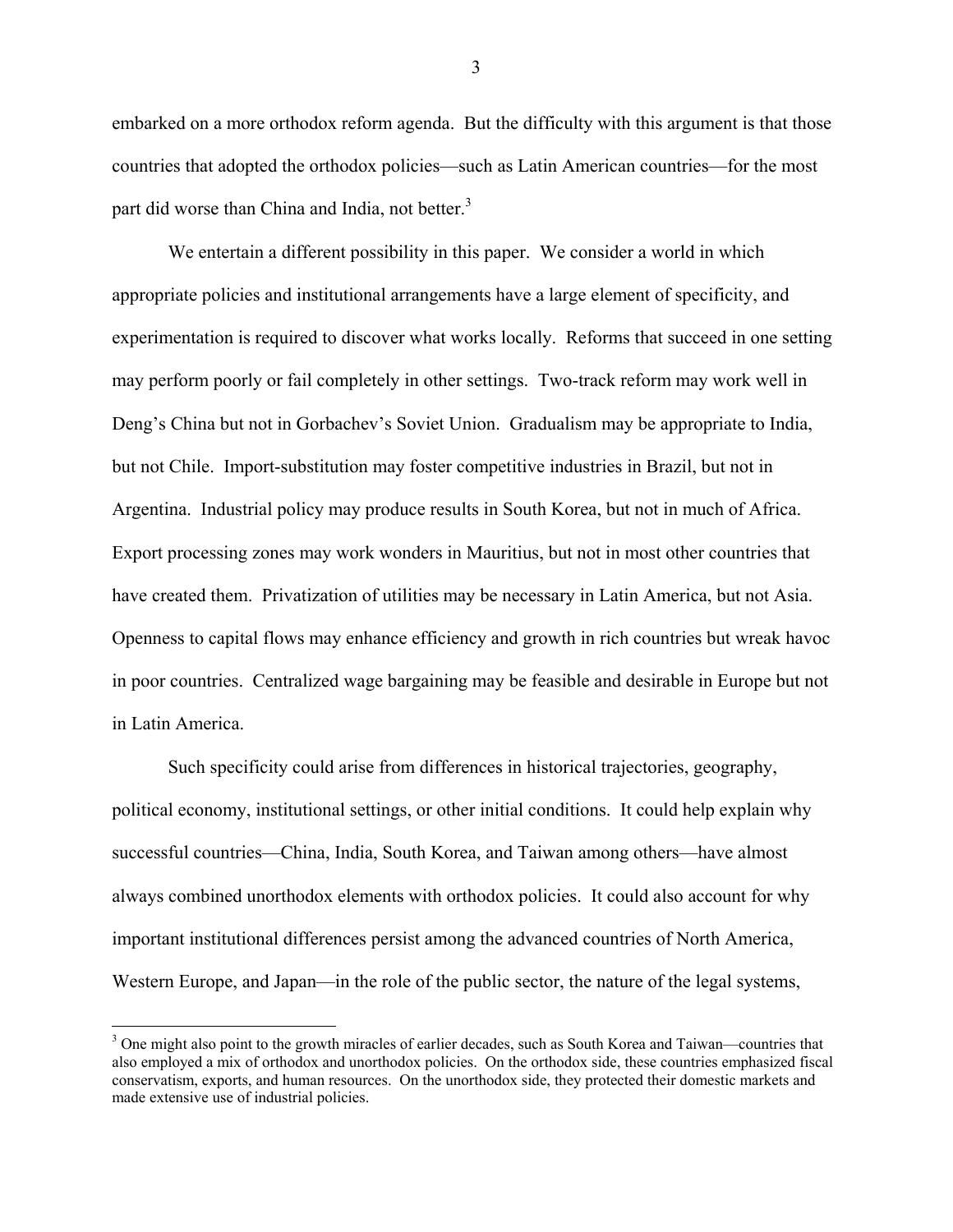embarked on a more orthodox reform agenda. But the difficulty with this argument is that those countries that adopted the orthodox policies—such as Latin American countries—for the most part did worse than China and India, not better.[3]

We entertain a different possibility in this paper. We consider a world in which appropriate policies and institutional arrangements have a large element of specificity, and experimentation is required to discover what works locally. Reforms that succeed in one setting may perform poorly or fail completely in other settings. Two-track reform may work well in Deng's China but not in Gorbachev's Soviet Union. Gradualism may be appropriate to India, but not Chile. Import-substitution may foster competitive industries in Brazil, but not in Argentina. Industrial policy may produce results in South Korea, but not in much of Africa. Export processing zones may work wonders in Mauritius, but not in most other countries that have created them. Privatization of utilities may be necessary in Latin America, but not Asia. Openness to capital flows may enhance efficiency and growth in rich countries but wreak havoc in poor countries. Centralized wage bargaining may be feasible and desirable in Europe but not in Latin America.

Such specificity could arise from differences in historical trajectories, geography, political economy, institutional settings, or other initial conditions. It could help explain why successful countries—China, India, South Korea, and Taiwan among others—have almost always combined unorthodox elements with orthodox policies. It could also account for why important institutional differences persist among the advanced countries of North America, Western Europe, and Japan—in the role of the public sector, the nature of the legal systems,

[3] One might also point to the growth miracles of earlier decades, such as South Korea and Taiwan—countries that also employed a mix of orthodox and unorthodox policies. On the orthodox side, these countries emphasized fiscal conservatism, exports, and human resources. On the unorthodox side, they protected their domestic markets and made extensive use of industrial policies.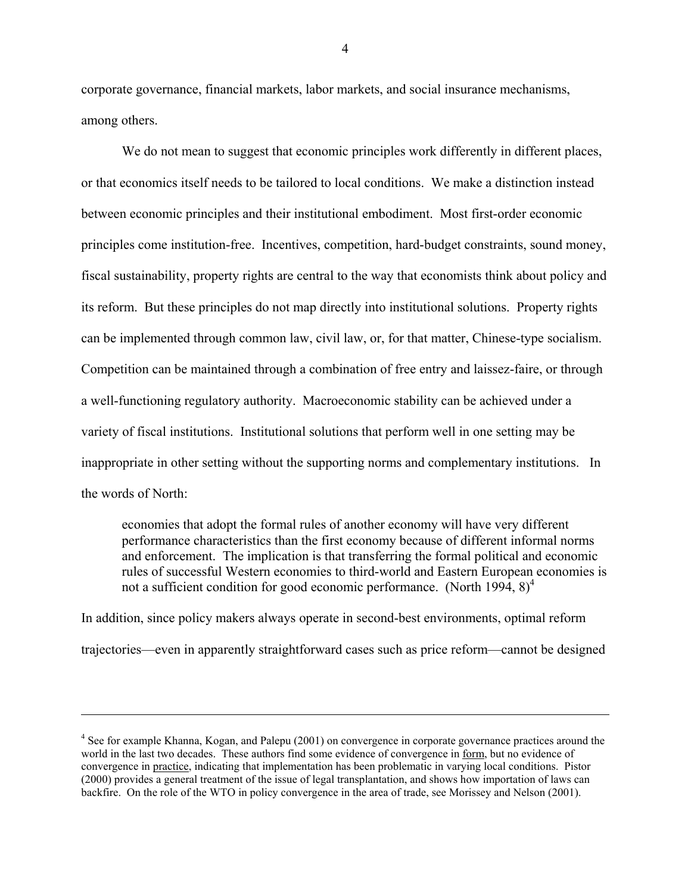corporate governance, financial markets, labor markets, and social insurance mechanisms, among others.

We do not mean to suggest that economic principles work differently in different places, or that economics itself needs to be tailored to local conditions. We make a distinction instead between economic principles and their institutional embodiment. Most first-order economic principles come institution-free. Incentives, competition, hard-budget constraints, sound money, fiscal sustainability, property rights are central to the way that economists think about policy and its reform. But these principles do not map directly into institutional solutions. Property rights can be implemented through common law, civil law, or, for that matter, Chinese-type socialism. Competition can be maintained through a combination of free entry and laissez-faire, or through a well-functioning regulatory authority. Macroeconomic stability can be achieved under a variety of fiscal institutions. Institutional solutions that perform well in one setting may be inappropriate in other setting without the supporting norms and complementary institutions. In the words of North:

> economies that adopt the formal rules of another economy will have very different performance characteristics than the first economy because of different informal norms and enforcement. The implication is that transferring the formal political and economic rules of successful Western economies to third-world and Eastern European economies is not a sufficient condition for good economic performance. (North 1994, 8)[4]

In addition, since policy makers always operate in second-best environments, optimal reform trajectories—even in apparently straightforward cases such as price reform—cannot be designed

---

[4] See for example Khanna, Kogan, and Palepu (2001) on convergence in corporate governance practices around the world in the last two decades. These authors find some evidence of convergence in form, but no evidence of convergence in practice, indicating that implementation has been problematic in varying local conditions. Pistor (2000) provides a general treatment of the issue of legal transplantation, and shows how importation of laws can backfire. On the role of the WTO in policy convergence in the area of trade, see Morissey and Nelson (2001).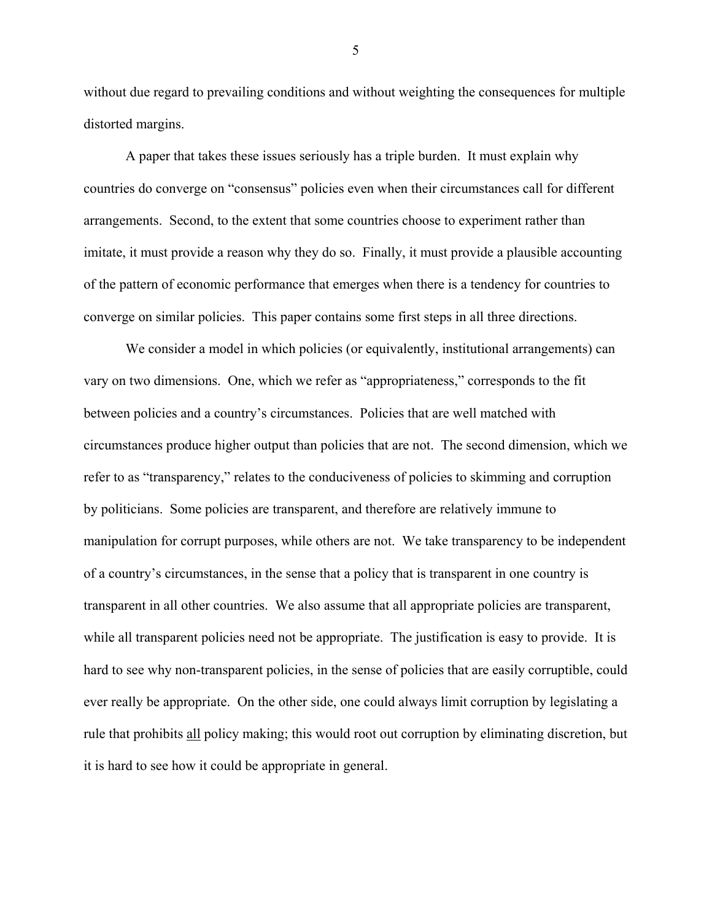without due regard to prevailing conditions and without weighting the consequences for multiple distorted margins.

A paper that takes these issues seriously has a triple burden. It must explain why countries do converge on "consensus" policies even when their circumstances call for different arrangements. Second, to the extent that some countries choose to experiment rather than imitate, it must provide a reason why they do so. Finally, it must provide a plausible accounting of the pattern of economic performance that emerges when there is a tendency for countries to converge on similar policies. This paper contains some first steps in all three directions.

We consider a model in which policies (or equivalently, institutional arrangements) can vary on two dimensions. One, which we refer as "appropriateness," corresponds to the fit between policies and a country's circumstances. Policies that are well matched with circumstances produce higher output than policies that are not. The second dimension, which we refer to as "transparency," relates to the conduciveness of policies to skimming and corruption by politicians. Some policies are transparent, and therefore are relatively immune to manipulation for corrupt purposes, while others are not. We take transparency to be independent of a country's circumstances, in the sense that a policy that is transparent in one country is transparent in all other countries. We also assume that all appropriate policies are transparent, while all transparent policies need not be appropriate. The justification is easy to provide. It is hard to see why non-transparent policies, in the sense of policies that are easily corruptible, could ever really be appropriate. On the other side, one could always limit corruption by legislating a rule that prohibits <u>all</u> policy making; this would root out corruption by eliminating discretion, but it is hard to see how it could be appropriate in general.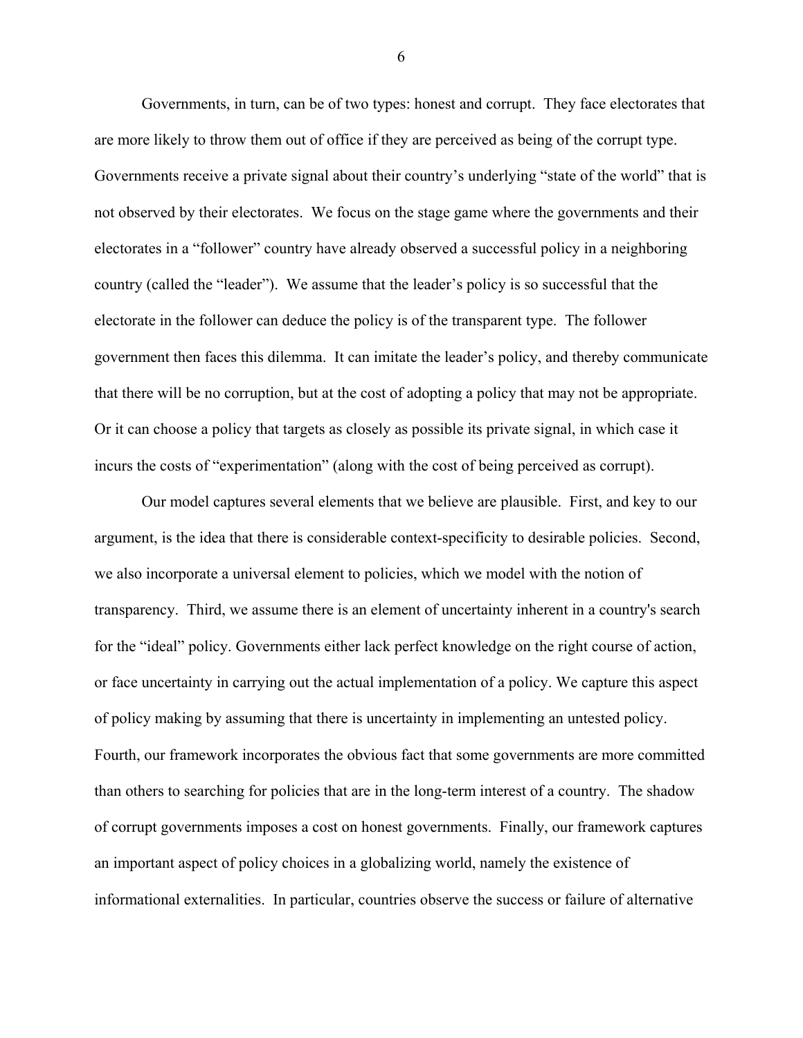Governments, in turn, can be of two types: honest and corrupt. They face electorates that are more likely to throw them out of office if they are perceived as being of the corrupt type. Governments receive a private signal about their country's underlying "state of the world" that is not observed by their electorates. We focus on the stage game where the governments and their electorates in a "follower" country have already observed a successful policy in a neighboring country (called the "leader"). We assume that the leader's policy is so successful that the electorate in the follower can deduce the policy is of the transparent type. The follower government then faces this dilemma. It can imitate the leader's policy, and thereby communicate that there will be no corruption, but at the cost of adopting a policy that may not be appropriate. Or it can choose a policy that targets as closely as possible its private signal, in which case it incurs the costs of "experimentation" (along with the cost of being perceived as corrupt).

Our model captures several elements that we believe are plausible. First, and key to our argument, is the idea that there is considerable context-specificity to desirable policies. Second, we also incorporate a universal element to policies, which we model with the notion of transparency. Third, we assume there is an element of uncertainty inherent in a country's search for the "ideal" policy. Governments either lack perfect knowledge on the right course of action, or face uncertainty in carrying out the actual implementation of a policy. We capture this aspect of policy making by assuming that there is uncertainty in implementing an untested policy. Fourth, our framework incorporates the obvious fact that some governments are more committed than others to searching for policies that are in the long-term interest of a country. The shadow of corrupt governments imposes a cost on honest governments. Finally, our framework captures an important aspect of policy choices in a globalizing world, namely the existence of informational externalities. In particular, countries observe the success or failure of alternative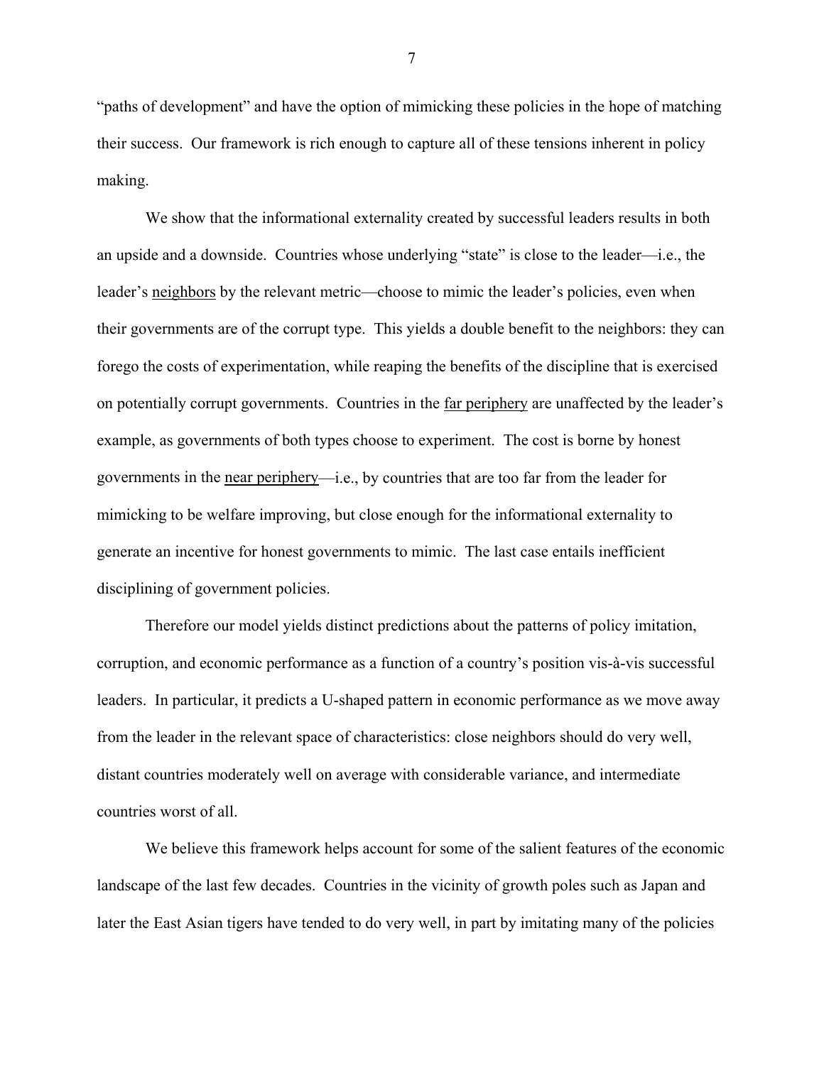"paths of development" and have the option of mimicking these policies in the hope of matching their success. Our framework is rich enough to capture all of these tensions inherent in policy making.

We show that the informational externality created by successful leaders results in both an upside and a downside. Countries whose underlying "state" is close to the leader—i.e., the leader's <u>neighbors</u> by the relevant metric—choose to mimic the leader's policies, even when their governments are of the corrupt type. This yields a double benefit to the neighbors: they can forego the costs of experimentation, while reaping the benefits of the discipline that is exercised on potentially corrupt governments. Countries in the <u>far periphery</u> are unaffected by the leader's example, as governments of both types choose to experiment. The cost is borne by honest governments in the <u>near periphery</u>—i.e., by countries that are too far from the leader for mimicking to be welfare improving, but close enough for the informational externality to generate an incentive for honest governments to mimic. The last case entails inefficient disciplining of government policies.

Therefore our model yields distinct predictions about the patterns of policy imitation, corruption, and economic performance as a function of a country's position vis-à-vis successful leaders. In particular, it predicts a U-shaped pattern in economic performance as we move away from the leader in the relevant space of characteristics: close neighbors should do very well, distant countries moderately well on average with considerable variance, and intermediate countries worst of all.

We believe this framework helps account for some of the salient features of the economic landscape of the last few decades. Countries in the vicinity of growth poles such as Japan and later the East Asian tigers have tended to do very well, in part by imitating many of the policies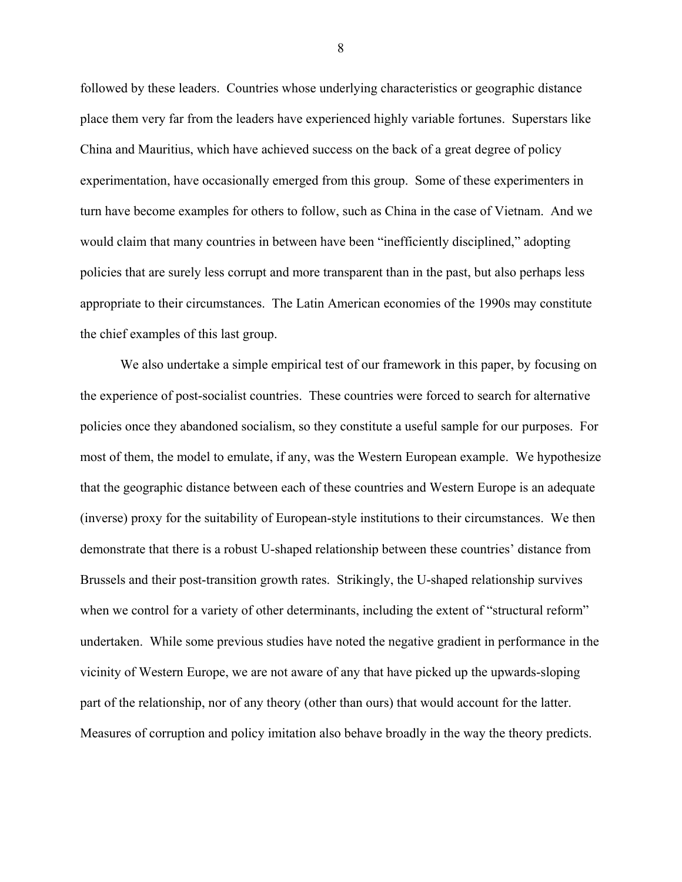followed by these leaders. Countries whose underlying characteristics or geographic distance place them very far from the leaders have experienced highly variable fortunes. Superstars like China and Mauritius, which have achieved success on the back of a great degree of policy experimentation, have occasionally emerged from this group. Some of these experimenters in turn have become examples for others to follow, such as China in the case of Vietnam. And we would claim that many countries in between have been "inefficiently disciplined," adopting policies that are surely less corrupt and more transparent than in the past, but also perhaps less appropriate to their circumstances. The Latin American economies of the 1990s may constitute the chief examples of this last group.

We also undertake a simple empirical test of our framework in this paper, by focusing on the experience of post-socialist countries. These countries were forced to search for alternative policies once they abandoned socialism, so they constitute a useful sample for our purposes. For most of them, the model to emulate, if any, was the Western European example. We hypothesize that the geographic distance between each of these countries and Western Europe is an adequate (inverse) proxy for the suitability of European-style institutions to their circumstances. We then demonstrate that there is a robust U-shaped relationship between these countries' distance from Brussels and their post-transition growth rates. Strikingly, the U-shaped relationship survives when we control for a variety of other determinants, including the extent of "structural reform" undertaken. While some previous studies have noted the negative gradient in performance in the vicinity of Western Europe, we are not aware of any that have picked up the upwards-sloping part of the relationship, nor of any theory (other than ours) that would account for the latter. Measures of corruption and policy imitation also behave broadly in the way the theory predicts.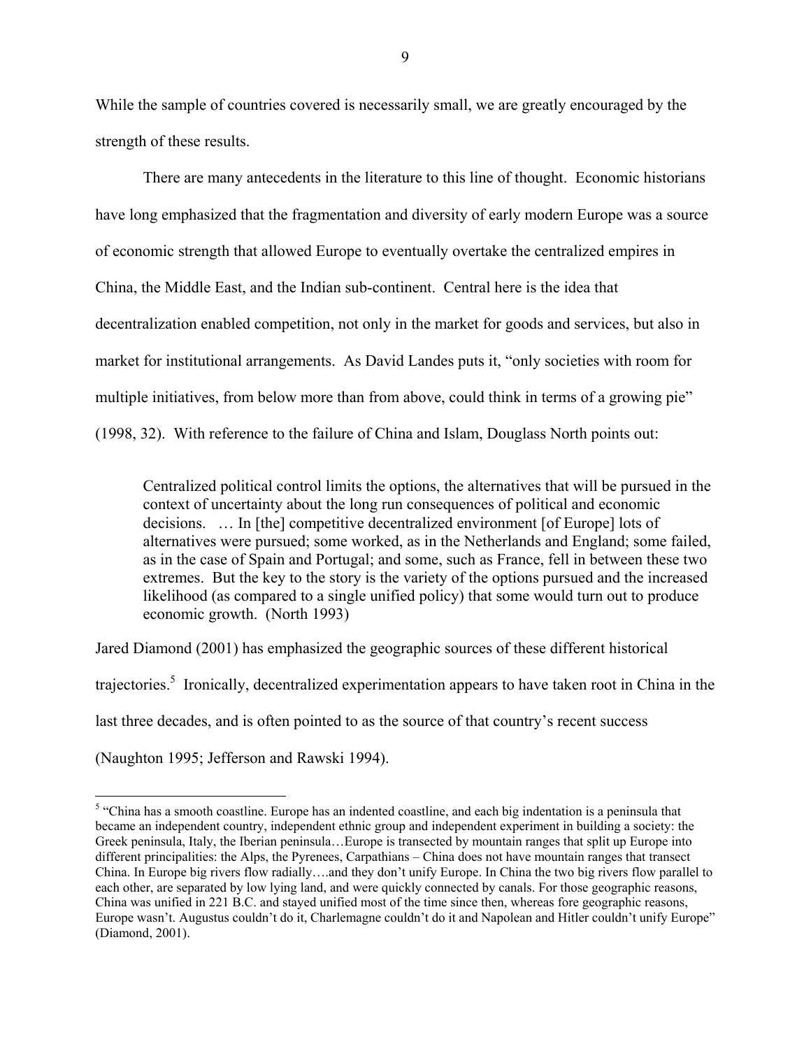While the sample of countries covered is necessarily small, we are greatly encouraged by the strength of these results.

There are many antecedents in the literature to this line of thought. Economic historians have long emphasized that the fragmentation and diversity of early modern Europe was a source of economic strength that allowed Europe to eventually overtake the centralized empires in China, the Middle East, and the Indian sub-continent. Central here is the idea that decentralization enabled competition, not only in the market for goods and services, but also in market for institutional arrangements. As David Landes puts it, "only societies with room for multiple initiatives, from below more than from above, could think in terms of a growing pie" (1998, 32). With reference to the failure of China and Islam, Douglass North points out:

> Centralized political control limits the options, the alternatives that will be pursued in the context of uncertainty about the long run consequences of political and economic decisions. … In [the] competitive decentralized environment [of Europe] lots of alternatives were pursued; some worked, as in the Netherlands and England; some failed, as in the case of Spain and Portugal; and some, such as France, fell in between these two extremes. But the key to the story is the variety of the options pursued and the increased likelihood (as compared to a single unified policy) that some would turn out to produce economic growth. (North 1993)

Jared Diamond (2001) has emphasized the geographic sources of these different historical trajectories.[5] Ironically, decentralized experimentation appears to have taken root in China in the last three decades, and is often pointed to as the source of that country's recent success (Naughton 1995; Jefferson and Rawski 1994).

---

[5] "China has a smooth coastline. Europe has an indented coastline, and each big indentation is a peninsula that became an independent country, independent ethnic group and independent experiment in building a society: the Greek peninsula, Italy, the Iberian peninsula…Europe is transected by mountain ranges that split up Europe into different principalities: the Alps, the Pyrenees, Carpathians – China does not have mountain ranges that transect China. In Europe big rivers flow radially….and they don't unify Europe. In China the two big rivers flow parallel to each other, are separated by low lying land, and were quickly connected by canals. For those geographic reasons, China was unified in 221 B.C. and stayed unified most of the time since then, whereas fore geographic reasons, Europe wasn't. Augustus couldn't do it, Charlemagne couldn't do it and Napolean and Hitler couldn't unify Europe" (Diamond, 2001).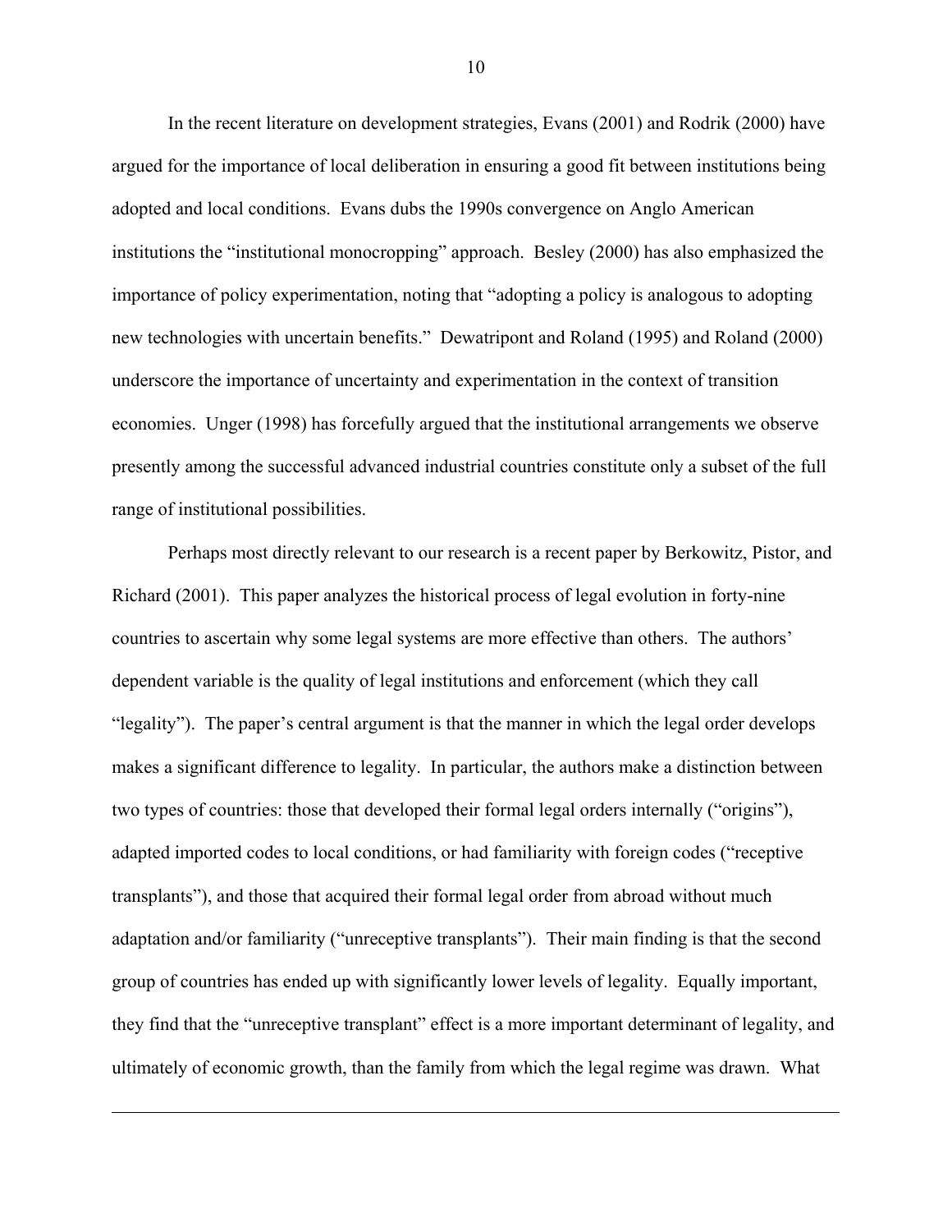In the recent literature on development strategies, Evans (2001) and Rodrik (2000) have argued for the importance of local deliberation in ensuring a good fit between institutions being adopted and local conditions. Evans dubs the 1990s convergence on Anglo American institutions the "institutional monocropping" approach. Besley (2000) has also emphasized the importance of policy experimentation, noting that "adopting a policy is analogous to adopting new technologies with uncertain benefits." Dewatripont and Roland (1995) and Roland (2000) underscore the importance of uncertainty and experimentation in the context of transition economies. Unger (1998) has forcefully argued that the institutional arrangements we observe presently among the successful advanced industrial countries constitute only a subset of the full range of institutional possibilities.

Perhaps most directly relevant to our research is a recent paper by Berkowitz, Pistor, and Richard (2001). This paper analyzes the historical process of legal evolution in forty-nine countries to ascertain why some legal systems are more effective than others. The authors' dependent variable is the quality of legal institutions and enforcement (which they call "legality"). The paper's central argument is that the manner in which the legal order develops makes a significant difference to legality. In particular, the authors make a distinction between two types of countries: those that developed their formal legal orders internally ("origins"), adapted imported codes to local conditions, or had familiarity with foreign codes ("receptive transplants"), and those that acquired their formal legal order from abroad without much adaptation and/or familiarity ("unreceptive transplants"). Their main finding is that the second group of countries has ended up with significantly lower levels of legality. Equally important, they find that the "unreceptive transplant" effect is a more important determinant of legality, and ultimately of economic growth, than the family from which the legal regime was drawn. What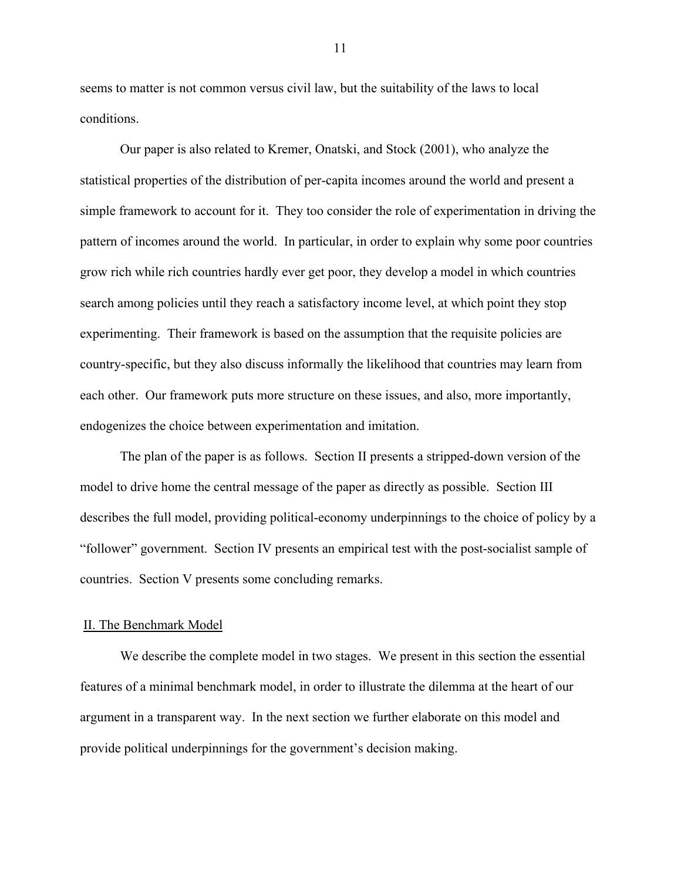seems to matter is not common versus civil law, but the suitability of the laws to local conditions.

Our paper is also related to Kremer, Onatski, and Stock (2001), who analyze the statistical properties of the distribution of per-capita incomes around the world and present a simple framework to account for it. They too consider the role of experimentation in driving the pattern of incomes around the world. In particular, in order to explain why some poor countries grow rich while rich countries hardly ever get poor, they develop a model in which countries search among policies until they reach a satisfactory income level, at which point they stop experimenting. Their framework is based on the assumption that the requisite policies are country-specific, but they also discuss informally the likelihood that countries may learn from each other. Our framework puts more structure on these issues, and also, more importantly, endogenizes the choice between experimentation and imitation.

The plan of the paper is as follows. Section II presents a stripped-down version of the model to drive home the central message of the paper as directly as possible. Section III describes the full model, providing political-economy underpinnings to the choice of policy by a "follower" government. Section IV presents an empirical test with the post-socialist sample of countries. Section V presents some concluding remarks.

## II. The Benchmark Model

We describe the complete model in two stages. We present in this section the essential features of a minimal benchmark model, in order to illustrate the dilemma at the heart of our argument in a transparent way. In the next section we further elaborate on this model and provide political underpinnings for the government's decision making.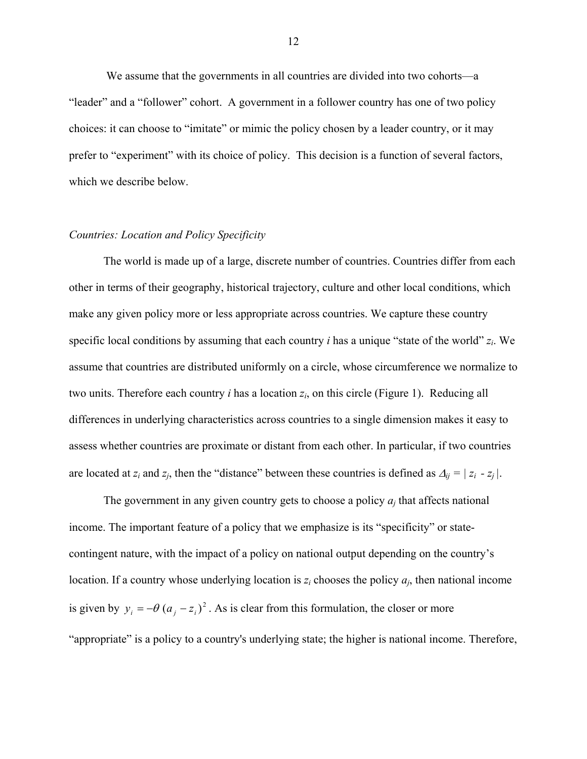We assume that the governments in all countries are divided into two cohorts—a "leader" and a "follower" cohort. A government in a follower country has one of two policy choices: it can choose to "imitate" or mimic the policy chosen by a leader country, or it may prefer to "experiment" with its choice of policy. This decision is a function of several factors, which we describe below.

### *Countries: Location and Policy Specificity*

The world is made up of a large, discrete number of countries. Countries differ from each other in terms of their geography, historical trajectory, culture and other local conditions, which make any given policy more or less appropriate across countries. We capture these country specific local conditions by assuming that each country $i$ has a unique "state of the world" $z_i$. We assume that countries are distributed uniformly on a circle, whose circumference we normalize to two units. Therefore each country $i$ has a location $z_i$, on this circle (Figure 1). Reducing all differences in underlying characteristics across countries to a single dimension makes it easy to assess whether countries are proximate or distant from each other. In particular, if two countries are located at $z_i$ and $z_j$, then the "distance" between these countries is defined as $\Delta_{ij} = | z_i - z_j |$.

The government in any given country gets to choose a policy $a_j$ that affects national income. The important feature of a policy that we emphasize is its "specificity" or state-contingent nature, with the impact of a policy on national output depending on the country's location. If a country whose underlying location is $z_i$ chooses the policy $a_j$, then national income is given by $y_i = -\theta\,(a_j - z_i)^2$. As is clear from this formulation, the closer or more "appropriate" is a policy to a country's underlying state; the higher is national income. Therefore,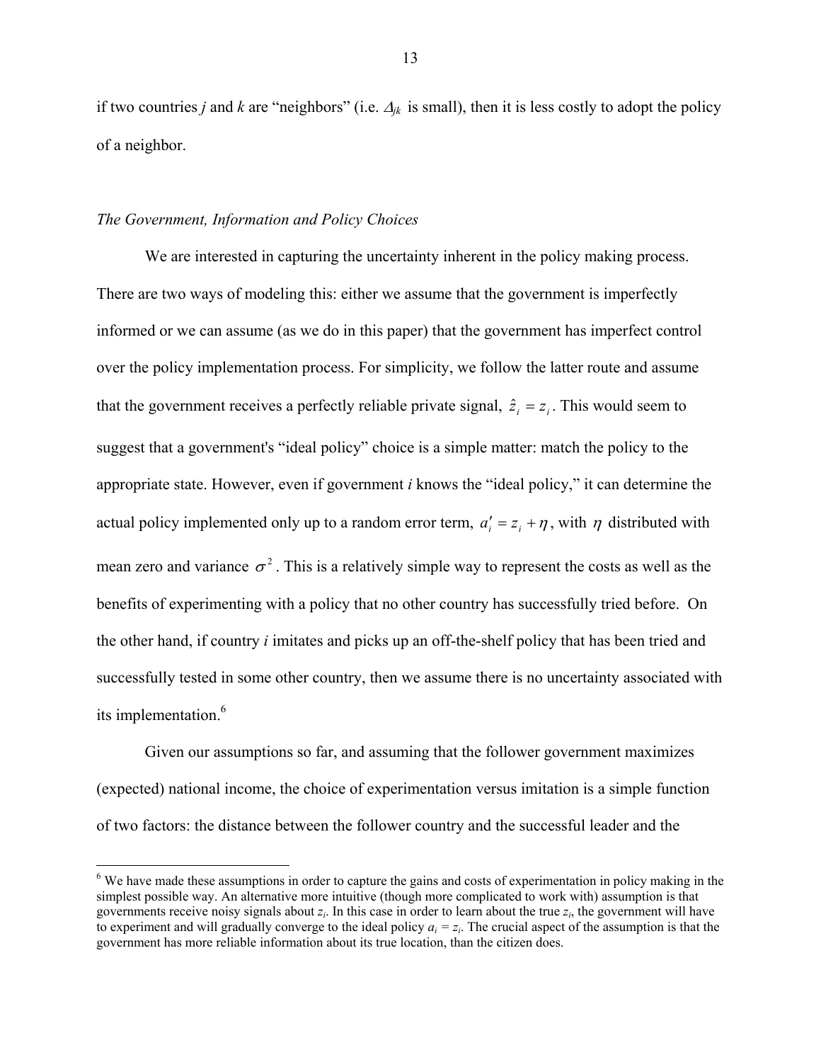if two countries *j* and *k* are "neighbors" (i.e. $\Delta_{jk}$ is small), then it is less costly to adopt the policy of a neighbor.

### *The Government, Information and Policy Choices*

We are interested in capturing the uncertainty inherent in the policy making process. There are two ways of modeling this: either we assume that the government is imperfectly informed or we can assume (as we do in this paper) that the government has imperfect control over the policy implementation process. For simplicity, we follow the latter route and assume that the government receives a perfectly reliable private signal, $\hat{z}_i = z_i$. This would seem to suggest that a government's "ideal policy" choice is a simple matter: match the policy to the appropriate state. However, even if government *i* knows the "ideal policy," it can determine the actual policy implemented only up to a random error term, $a_i' = z_i + \eta$, with $\eta$ distributed with mean zero and variance $\sigma^2$. This is a relatively simple way to represent the costs as well as the benefits of experimenting with a policy that no other country has successfully tried before. On the other hand, if country *i* imitates and picks up an off-the-shelf policy that has been tried and successfully tested in some other country, then we assume there is no uncertainty associated with its implementation.[6]

Given our assumptions so far, and assuming that the follower government maximizes (expected) national income, the choice of experimentation versus imitation is a simple function of two factors: the distance between the follower country and the successful leader and the

[6] We have made these assumptions in order to capture the gains and costs of experimentation in policy making in the simplest possible way. An alternative more intuitive (though more complicated to work with) assumption is that governments receive noisy signals about $z_i$. In this case in order to learn about the true $z_i$, the government will have to experiment and will gradually converge to the ideal policy $a_i = z_i$. The crucial aspect of the assumption is that the government has more reliable information about its true location, than the citizen does.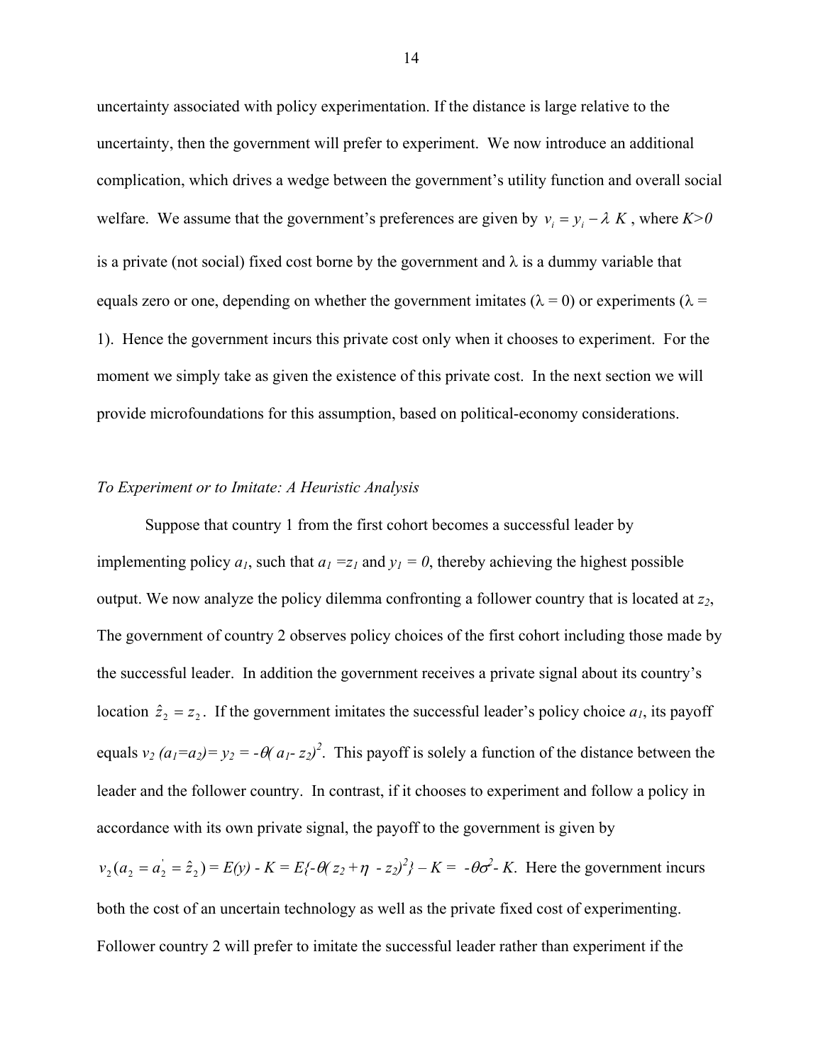uncertainty associated with policy experimentation. If the distance is large relative to the uncertainty, then the government will prefer to experiment. We now introduce an additional complication, which drives a wedge between the government's utility function and overall social welfare. We assume that the government's preferences are given by $v_i = y_i - \lambda\ K$ , where $K>0$ is a private (not social) fixed cost borne by the government and $\lambda$ is a dummy variable that equals zero or one, depending on whether the government imitates ($\lambda$ = 0) or experiments ($\lambda$ = 1). Hence the government incurs this private cost only when it chooses to experiment. For the moment we simply take as given the existence of this private cost. In the next section we will provide microfoundations for this assumption, based on political-economy considerations.

*To Experiment or to Imitate: A Heuristic Analysis*

Suppose that country 1 from the first cohort becomes a successful leader by implementing policy $a_1$, such that $a_1 = z_1$ and $y_1 = 0$, thereby achieving the highest possible output. We now analyze the policy dilemma confronting a follower country that is located at $z_2$, The government of country 2 observes policy choices of the first cohort including those made by the successful leader. In addition the government receives a private signal about its country's location $\hat{z}_2 = z_2$. If the government imitates the successful leader's policy choice $a_1$, its payoff equals $v_2\ (a_1 = a_2) = y_2 = -\theta(\ a_1 - z_2)^2$. This payoff is solely a function of the distance between the leader and the follower country. In contrast, if it chooses to experiment and follow a policy in accordance with its own private signal, the payoff to the government is given by $v_2(a_2 = a_2^{'} = \hat{z}_2) = E(y) - K = E\{-\theta(\ z_2 + \eta\ \ - z_2)^2\} - K = \ -\theta\sigma^2 - K$. Here the government incurs both the cost of an uncertain technology as well as the private fixed cost of experimenting. Follower country 2 will prefer to imitate the successful leader rather than experiment if the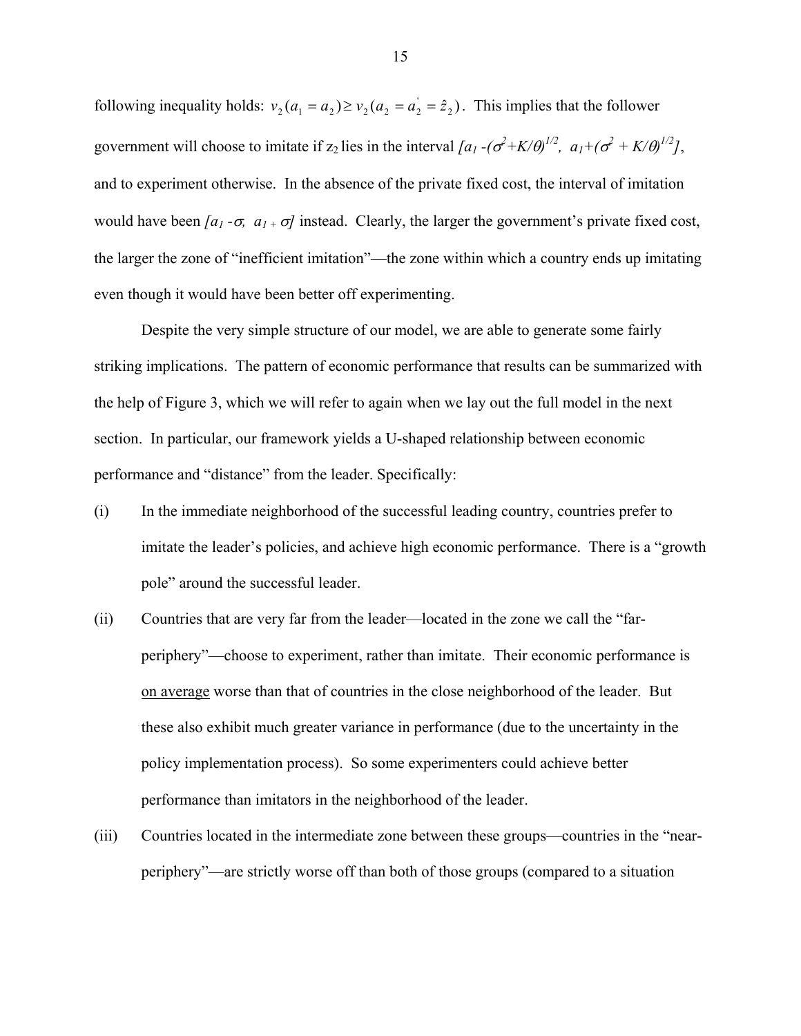following inequality holds: $v_2(a_1 = a_2) \geq v_2(a_2 = a_2^{'} = \hat{z}_2)$. This implies that the follower government will choose to imitate if $z_2$ lies in the interval $[a_1 - (\sigma^2 + K/\theta)^{1/2},\ a_1 + (\sigma^2 + K/\theta)^{1/2}]$, and to experiment otherwise. In the absence of the private fixed cost, the interval of imitation would have been $[a_1 - \sigma,\ a_1 + \sigma]$ instead. Clearly, the larger the government's private fixed cost, the larger the zone of "inefficient imitation"—the zone within which a country ends up imitating even though it would have been better off experimenting.

Despite the very simple structure of our model, we are able to generate some fairly striking implications. The pattern of economic performance that results can be summarized with the help of Figure 3, which we will refer to again when we lay out the full model in the next section. In particular, our framework yields a U-shaped relationship between economic performance and "distance" from the leader. Specifically:

(i) In the immediate neighborhood of the successful leading country, countries prefer to imitate the leader's policies, and achieve high economic performance. There is a "growth pole" around the successful leader.

(ii) Countries that are very far from the leader—located in the zone we call the "far-periphery"—choose to experiment, rather than imitate. Their economic performance is on average worse than that of countries in the close neighborhood of the leader. But these also exhibit much greater variance in performance (due to the uncertainty in the policy implementation process). So some experimenters could achieve better performance than imitators in the neighborhood of the leader.

(iii) Countries located in the intermediate zone between these groups—countries in the "near-periphery"—are strictly worse off than both of those groups (compared to a situation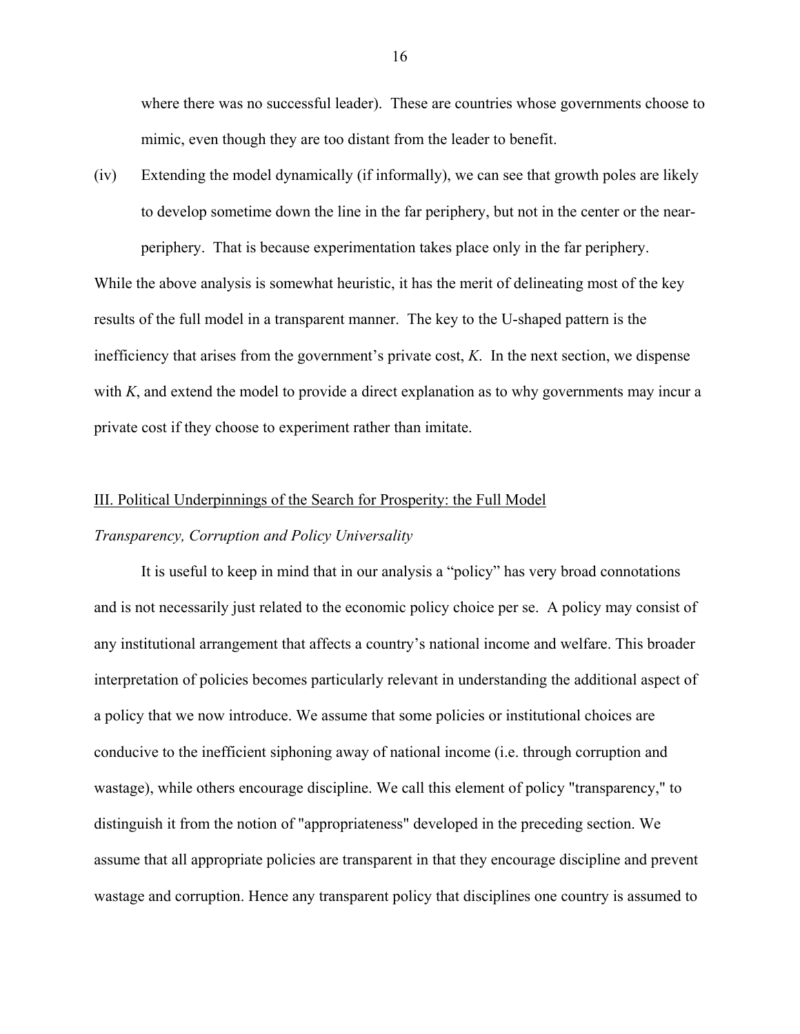where there was no successful leader). These are countries whose governments choose to mimic, even though they are too distant from the leader to benefit.

(iv) Extending the model dynamically (if informally), we can see that growth poles are likely to develop sometime down the line in the far periphery, but not in the center or the near-periphery. That is because experimentation takes place only in the far periphery.

While the above analysis is somewhat heuristic, it has the merit of delineating most of the key results of the full model in a transparent manner. The key to the U-shaped pattern is the inefficiency that arises from the government's private cost, $K$. In the next section, we dispense with $K$, and extend the model to provide a direct explanation as to why governments may incur a private cost if they choose to experiment rather than imitate.

## III. Political Underpinnings of the Search for Prosperity: the Full Model

### *Transparency, Corruption and Policy Universality*

It is useful to keep in mind that in our analysis a "policy" has very broad connotations and is not necessarily just related to the economic policy choice per se. A policy may consist of any institutional arrangement that affects a country's national income and welfare. This broader interpretation of policies becomes particularly relevant in understanding the additional aspect of a policy that we now introduce. We assume that some policies or institutional choices are conducive to the inefficient siphoning away of national income (i.e. through corruption and wastage), while others encourage discipline. We call this element of policy "transparency," to distinguish it from the notion of "appropriateness" developed in the preceding section. We assume that all appropriate policies are transparent in that they encourage discipline and prevent wastage and corruption. Hence any transparent policy that disciplines one country is assumed to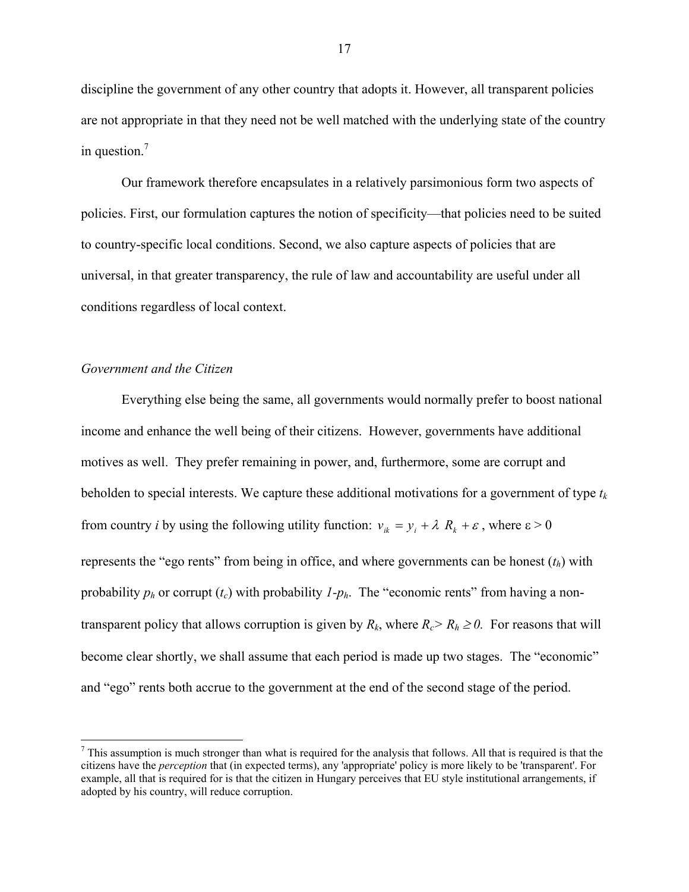discipline the government of any other country that adopts it. However, all transparent policies are not appropriate in that they need not be well matched with the underlying state of the country in question.[7]

Our framework therefore encapsulates in a relatively parsimonious form two aspects of policies. First, our formulation captures the notion of specificity—that policies need to be suited to country-specific local conditions. Second, we also capture aspects of policies that are universal, in that greater transparency, the rule of law and accountability are useful under all conditions regardless of local context.

*Government and the Citizen*

Everything else being the same, all governments would normally prefer to boost national income and enhance the well being of their citizens. However, governments have additional motives as well. They prefer remaining in power, and, furthermore, some are corrupt and beholden to special interests. We capture these additional motivations for a government of type $t_k$ from country *i* by using the following utility function: $v_{ik} = y_i + \lambda \ R_k + \varepsilon$, where $\varepsilon > 0$ represents the "ego rents" from being in office, and where governments can be honest ($t_h$) with probability $p_h$ or corrupt ($t_c$) with probability $1-p_h$. The "economic rents" from having a non-transparent policy that allows corruption is given by $R_k$, where $R_c > R_h \geq 0$. For reasons that will become clear shortly, we shall assume that each period is made up two stages. The "economic" and "ego" rents both accrue to the government at the end of the second stage of the period.

[7] This assumption is much stronger than what is required for the analysis that follows. All that is required is that the citizens have the *perception* that (in expected terms), any 'appropriate' policy is more likely to be 'transparent'. For example, all that is required for is that the citizen in Hungary perceives that EU style institutional arrangements, if adopted by his country, will reduce corruption.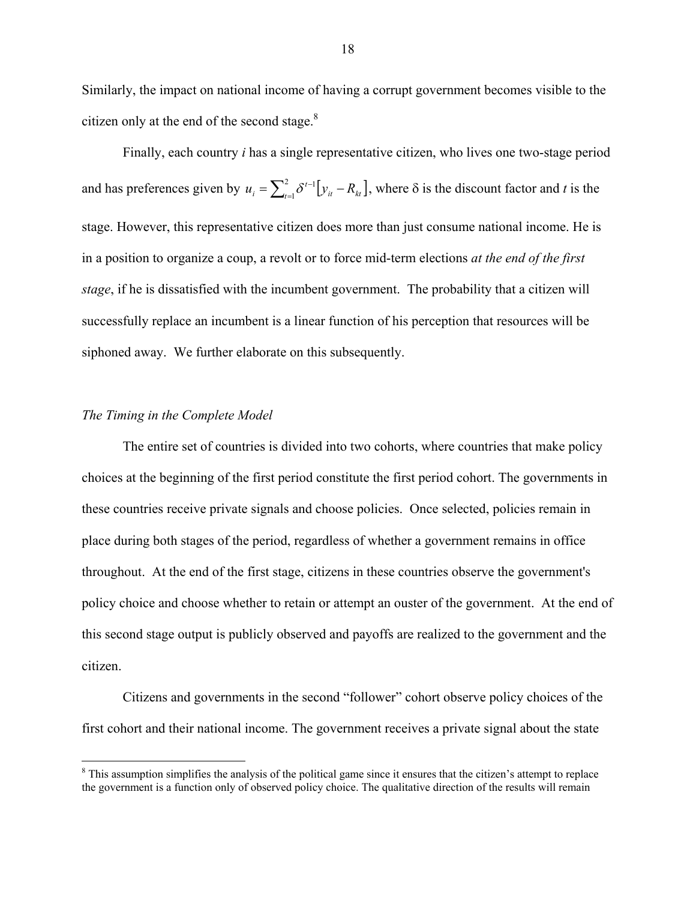Similarly, the impact on national income of having a corrupt government becomes visible to the citizen only at the end of the second stage.[8]

Finally, each country $i$ has a single representative citizen, who lives one two-stage period and has preferences given by $u_i = \sum_{t=1}^{2} \delta^{t-1} \left[ y_{it} - R_{kt} \right]$, where δ is the discount factor and $t$ is the stage. However, this representative citizen does more than just consume national income. He is in a position to organize a coup, a revolt or to force mid-term elections *at the end of the first stage*, if he is dissatisfied with the incumbent government. The probability that a citizen will successfully replace an incumbent is a linear function of his perception that resources will be siphoned away. We further elaborate on this subsequently.

*The Timing in the Complete Model*

The entire set of countries is divided into two cohorts, where countries that make policy choices at the beginning of the first period constitute the first period cohort. The governments in these countries receive private signals and choose policies. Once selected, policies remain in place during both stages of the period, regardless of whether a government remains in office throughout. At the end of the first stage, citizens in these countries observe the government's policy choice and choose whether to retain or attempt an ouster of the government. At the end of this second stage output is publicly observed and payoffs are realized to the government and the citizen.

Citizens and governments in the second "follower" cohort observe policy choices of the first cohort and their national income. The government receives a private signal about the state

[8] This assumption simplifies the analysis of the political game since it ensures that the citizen's attempt to replace the government is a function only of observed policy choice. The qualitative direction of the results will remain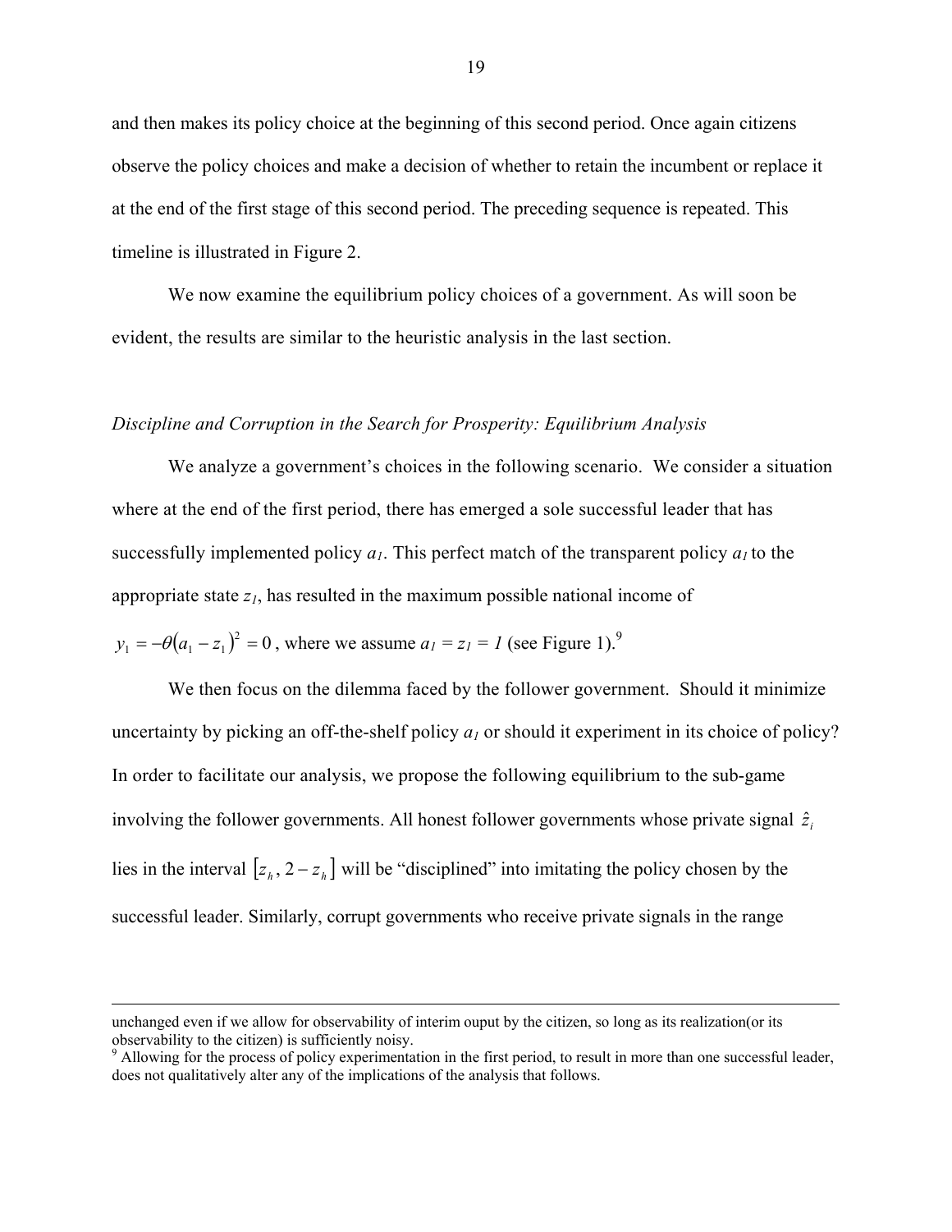and then makes its policy choice at the beginning of this second period. Once again citizens observe the policy choices and make a decision of whether to retain the incumbent or replace it at the end of the first stage of this second period. The preceding sequence is repeated. This timeline is illustrated in Figure 2.

We now examine the equilibrium policy choices of a government. As will soon be evident, the results are similar to the heuristic analysis in the last section.

*Discipline and Corruption in the Search for Prosperity: Equilibrium Analysis*

We analyze a government's choices in the following scenario. We consider a situation where at the end of the first period, there has emerged a sole successful leader that has successfully implemented policy $a_1$. This perfect match of the transparent policy $a_1$ to the appropriate state $z_1$, has resulted in the maximum possible national income of $y_1 = -\theta(a_1 - z_1)^2 = 0$, where we assume $a_1 = z_1 = 1$ (see Figure 1).[9]

We then focus on the dilemma faced by the follower government. Should it minimize uncertainty by picking an off-the-shelf policy $a_1$ or should it experiment in its choice of policy? In order to facilitate our analysis, we propose the following equilibrium to the sub-game involving the follower governments. All honest follower governments whose private signal $\hat{z}_i$ lies in the interval $[z_h, 2 - z_h]$ will be "disciplined" into imitating the policy chosen by the successful leader. Similarly, corrupt governments who receive private signals in the range

---

unchanged even if we allow for observability of interim ouput by the citizen, so long as its realization(or its observability to the citizen) is sufficiently noisy.

[9] Allowing for the process of policy experimentation in the first period, to result in more than one successful leader, does not qualitatively alter any of the implications of the analysis that follows.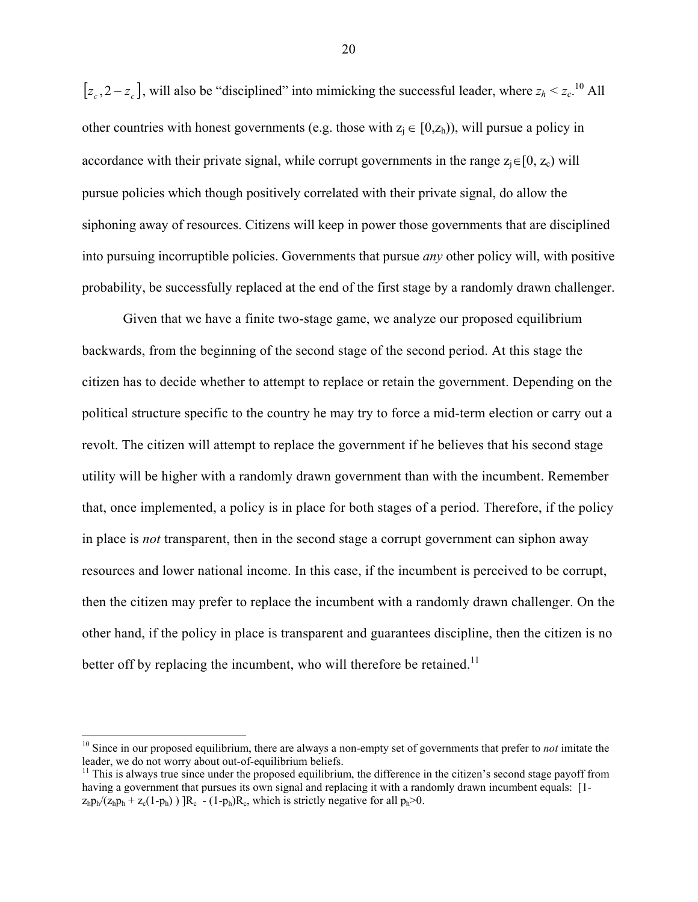$\left[z_c, 2-z_c\right]$, will also be "disciplined" into mimicking the successful leader, where $z_h < z_c$.[10] All other countries with honest governments (e.g. those with $z_j \in [0,z_h)$), will pursue a policy in accordance with their private signal, while corrupt governments in the range $z_j \in [0, z_c)$ will pursue policies which though positively correlated with their private signal, do allow the siphoning away of resources. Citizens will keep in power those governments that are disciplined into pursuing incorruptible policies. Governments that pursue *any* other policy will, with positive probability, be successfully replaced at the end of the first stage by a randomly drawn challenger.

Given that we have a finite two-stage game, we analyze our proposed equilibrium backwards, from the beginning of the second stage of the second period. At this stage the citizen has to decide whether to attempt to replace or retain the government. Depending on the political structure specific to the country he may try to force a mid-term election or carry out a revolt. The citizen will attempt to replace the government if he believes that his second stage utility will be higher with a randomly drawn government than with the incumbent. Remember that, once implemented, a policy is in place for both stages of a period. Therefore, if the policy in place is *not* transparent, then in the second stage a corrupt government can siphon away resources and lower national income. In this case, if the incumbent is perceived to be corrupt, then the citizen may prefer to replace the incumbent with a randomly drawn challenger. On the other hand, if the policy in place is transparent and guarantees discipline, then the citizen is no better off by replacing the incumbent, who will therefore be retained.[11]

---

[10] Since in our proposed equilibrium, there are always a non-empty set of governments that prefer to *not* imitate the leader, we do not worry about out-of-equilibrium beliefs.

[11] This is always true since under the proposed equilibrium, the difference in the citizen's second stage payoff from having a government that pursues its own signal and replacing it with a randomly drawn incumbent equals: $[1- z_h p_h/(z_h p_h + z_c(1-p_h))]R_c - (1-p_h)R_c$, which is strictly negative for all $p_h>0$.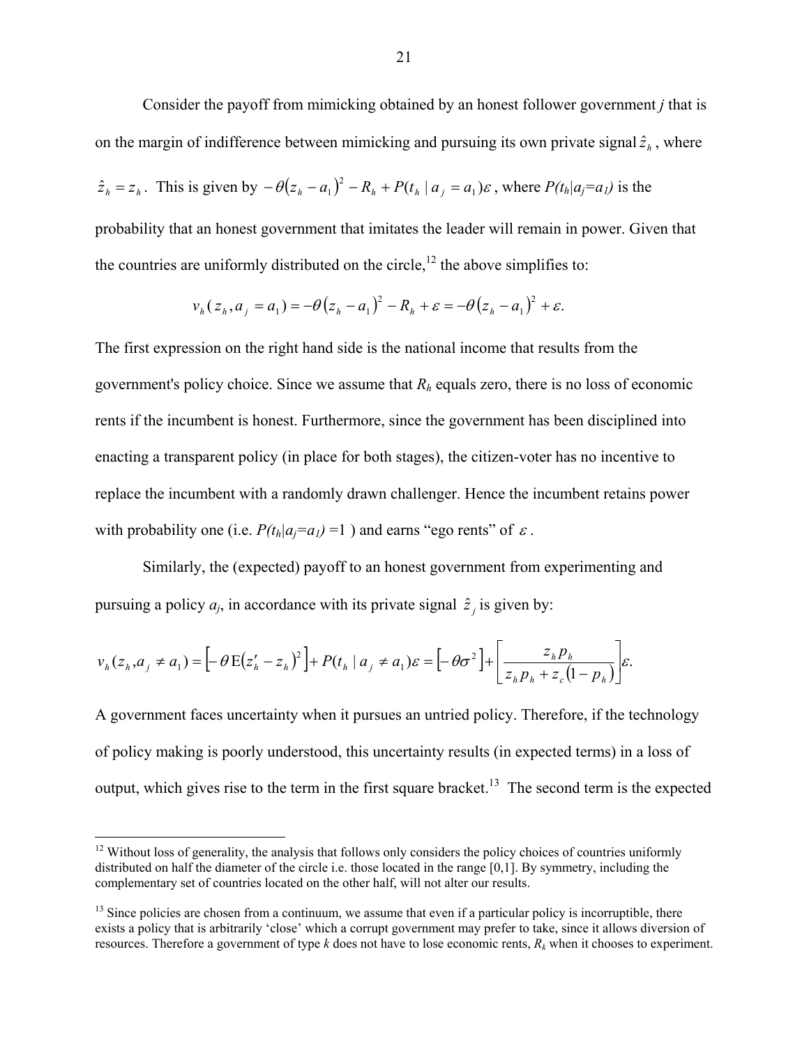Consider the payoff from mimicking obtained by an honest follower government *j* that is on the margin of indifference between mimicking and pursuing its own private signal $\hat{z}_h$, where $\hat{z}_h = z_h$. This is given by $-\theta(z_h - a_1)^2 - R_h + P(t_h \mid a_j = a_1)\varepsilon$, where $P(t_h|a_j=a_1)$ is the probability that an honest government that imitates the leader will remain in power. Given that the countries are uniformly distributed on the circle,[12] the above simplifies to:

$$v_h(z_h, a_j = a_1) = -\theta(z_h - a_1)^2 - R_h + \varepsilon = -\theta(z_h - a_1)^2 + \varepsilon.$$

The first expression on the right hand side is the national income that results from the government's policy choice. Since we assume that $R_h$ equals zero, there is no loss of economic rents if the incumbent is honest. Furthermore, since the government has been disciplined into enacting a transparent policy (in place for both stages), the citizen-voter has no incentive to replace the incumbent with a randomly drawn challenger. Hence the incumbent retains power with probability one (i.e. $P(t_h|a_j=a_1) = 1$ ) and earns "ego rents" of $\varepsilon$.

Similarly, the (expected) payoff to an honest government from experimenting and pursuing a policy $a_j$, in accordance with its private signal $\hat{z}_j$ is given by:

$$v_h(z_h, a_j \neq a_1) = \left[-\theta \operatorname{E}(z_h' - z_h)^2\right] + P(t_h \mid a_j \neq a_1)\varepsilon = \left[-\theta\sigma^2\right] + \left[\frac{z_h p_h}{z_h p_h + z_c(1 - p_h)}\right]\varepsilon.$$

A government faces uncertainty when it pursues an untried policy. Therefore, if the technology of policy making is poorly understood, this uncertainty results (in expected terms) in a loss of output, which gives rise to the term in the first square bracket.[13] The second term is the expected

---

[12] Without loss of generality, the analysis that follows only considers the policy choices of countries uniformly distributed on half the diameter of the circle i.e. those located in the range [0,1]. By symmetry, including the complementary set of countries located on the other half, will not alter our results.

[13] Since policies are chosen from a continuum, we assume that even if a particular policy is incorruptible, there exists a policy that is arbitrarily 'close' which a corrupt government may prefer to take, since it allows diversion of resources. Therefore a government of type *k* does not have to lose economic rents, $R_k$ when it chooses to experiment.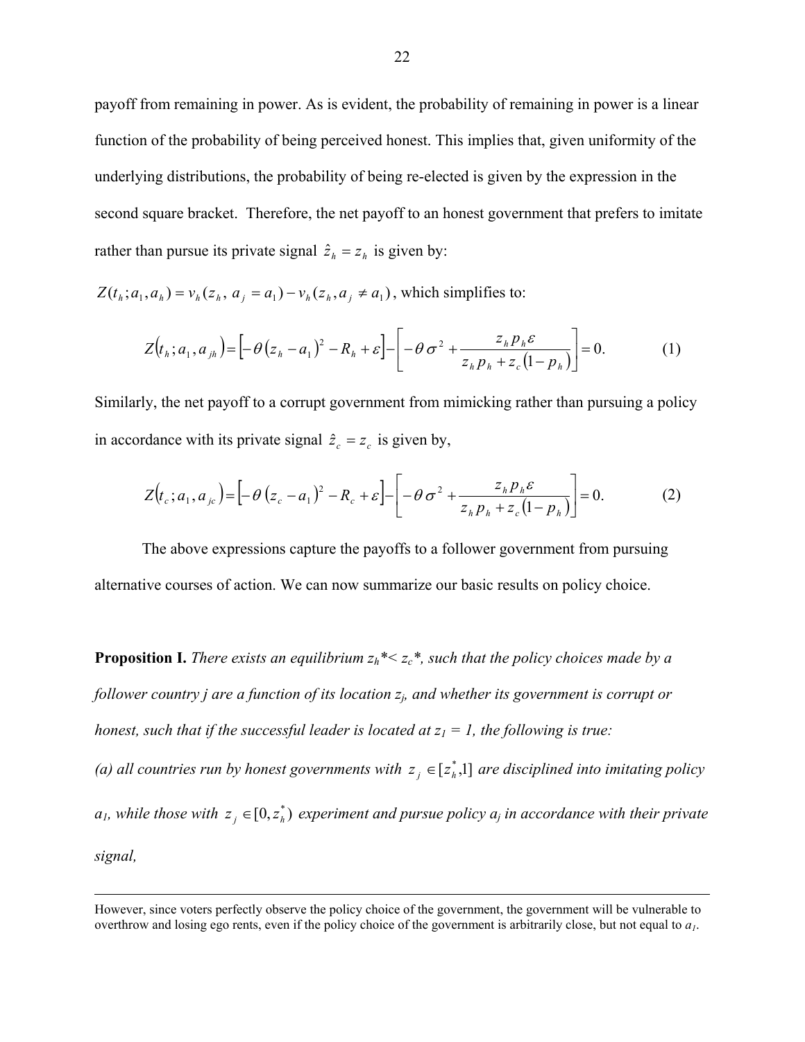payoff from remaining in power. As is evident, the probability of remaining in power is a linear function of the probability of being perceived honest. This implies that, given uniformity of the underlying distributions, the probability of being re-elected is given by the expression in the second square bracket. Therefore, the net payoff to an honest government that prefers to imitate rather than pursue its private signal $\hat{z}_h = z_h$ is given by:

$Z(t_h; a_1, a_h) = v_h(z_h,\ a_j = a_1) - v_h(z_h, a_j \neq a_1)$, which simplifies to:

$$Z(t_h; a_1, a_{jh}) = \left[-\theta\,(z_h - a_1)^2 - R_h + \varepsilon\right] - \left[-\theta\,\sigma^2 + \frac{z_h p_h \varepsilon}{z_h p_h + z_c(1-p_h)}\right] = 0. \tag{1}$$

Similarly, the net payoff to a corrupt government from mimicking rather than pursuing a policy in accordance with its private signal $\hat{z}_c = z_c$ is given by,

$$Z(t_c; a_1, a_{jc}) = \left[-\theta\,(z_c - a_1)^2 - R_c + \varepsilon\right] - \left[-\theta\,\sigma^2 + \frac{z_h p_h \varepsilon}{z_h p_h + z_c(1-p_h)}\right] = 0. \tag{2}$$

The above expressions capture the payoffs to a follower government from pursuing alternative courses of action. We can now summarize our basic results on policy choice.

**Proposition I.** *There exists an equilibrium $z_h^* < z_c^*$, such that the policy choices made by a follower country j are a function of its location $z_j$, and whether its government is corrupt or honest, such that if the successful leader is located at $z_1 = 1$, the following is true:*

*(a) all countries run by honest governments with $z_j \in [z_h^*, 1]$ are disciplined into imitating policy $a_1$, while those with $z_j \in [0, z_h^*)$ experiment and pursue policy $a_j$ in accordance with their private signal,*

---

However, since voters perfectly observe the policy choice of the government, the government will be vulnerable to overthrow and losing ego rents, even if the policy choice of the government is arbitrarily close, but not equal to $a_1$.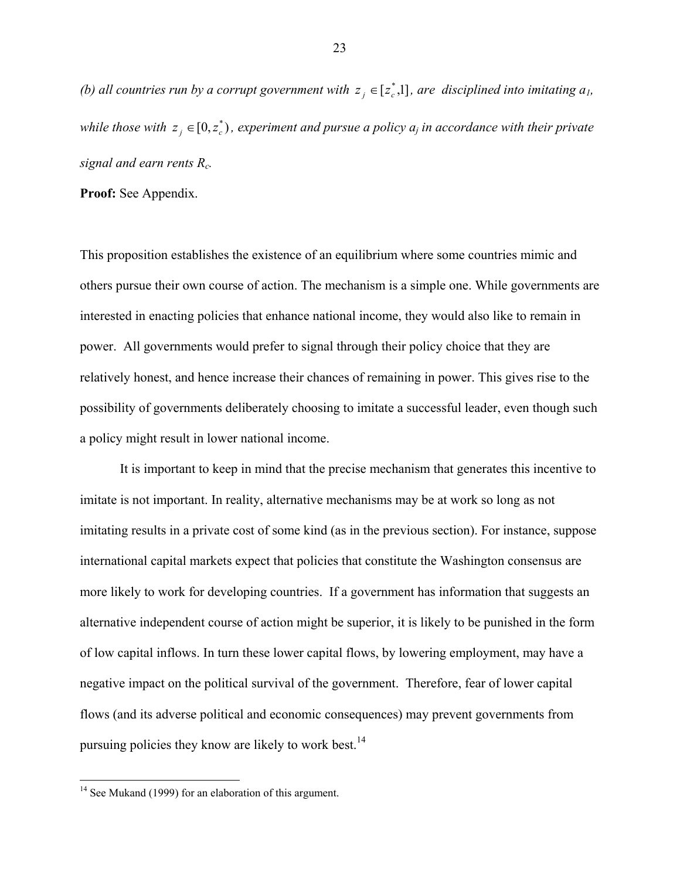*(b) all countries run by a corrupt government with $z_j \in [z_c^*, 1]$, are disciplined into imitating $a_1$, while those with $z_j \in [0, z_c^*)$, experiment and pursue a policy $a_j$ in accordance with their private signal and earn rents $R_c$.*

**Proof:** See Appendix.

This proposition establishes the existence of an equilibrium where some countries mimic and others pursue their own course of action. The mechanism is a simple one. While governments are interested in enacting policies that enhance national income, they would also like to remain in power. All governments would prefer to signal through their policy choice that they are relatively honest, and hence increase their chances of remaining in power. This gives rise to the possibility of governments deliberately choosing to imitate a successful leader, even though such a policy might result in lower national income.

It is important to keep in mind that the precise mechanism that generates this incentive to imitate is not important. In reality, alternative mechanisms may be at work so long as not imitating results in a private cost of some kind (as in the previous section). For instance, suppose international capital markets expect that policies that constitute the Washington consensus are more likely to work for developing countries. If a government has information that suggests an alternative independent course of action might be superior, it is likely to be punished in the form of low capital inflows. In turn these lower capital flows, by lowering employment, may have a negative impact on the political survival of the government. Therefore, fear of lower capital flows (and its adverse political and economic consequences) may prevent governments from pursuing policies they know are likely to work best.[14]

[14] See Mukand (1999) for an elaboration of this argument.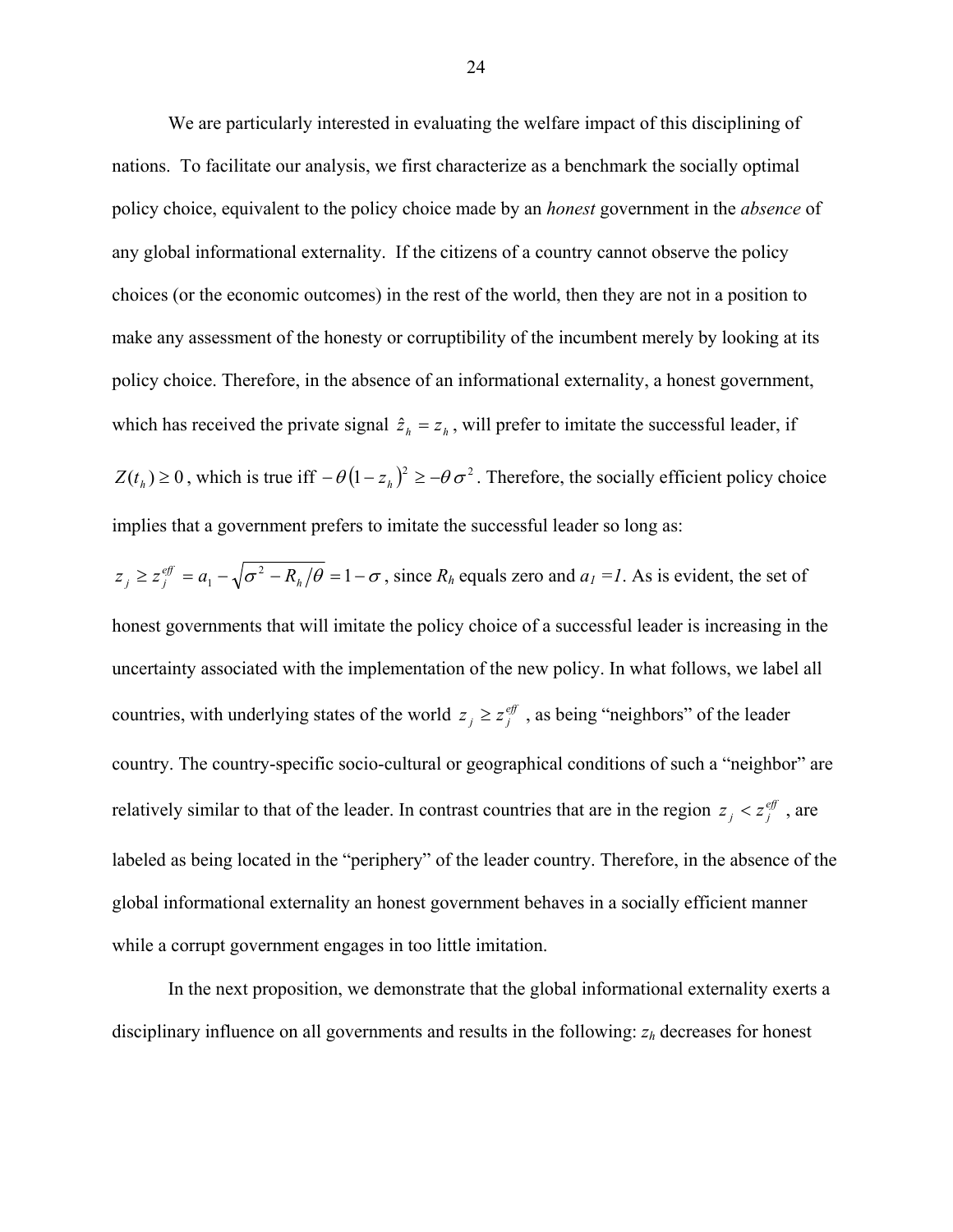We are particularly interested in evaluating the welfare impact of this disciplining of nations. To facilitate our analysis, we first characterize as a benchmark the socially optimal policy choice, equivalent to the policy choice made by an *honest* government in the *absence* of any global informational externality. If the citizens of a country cannot observe the policy choices (or the economic outcomes) in the rest of the world, then they are not in a position to make any assessment of the honesty or corruptibility of the incumbent merely by looking at its policy choice. Therefore, in the absence of an informational externality, a honest government, which has received the private signal $\hat{z}_h = z_h$, will prefer to imitate the successful leader, if $Z(t_h) \geq 0$, which is true iff $-\theta(1-z_h)^2 \geq -\theta\sigma^2$. Therefore, the socially efficient policy choice implies that a government prefers to imitate the successful leader so long as:

$z_j \geq z_j^{eff} = a_1 - \sqrt{\sigma^2 - R_h/\theta} = 1-\sigma$, since $R_h$ equals zero and $a_1 = 1$. As is evident, the set of honest governments that will imitate the policy choice of a successful leader is increasing in the uncertainty associated with the implementation of the new policy. In what follows, we label all countries, with underlying states of the world $z_j \geq z_j^{eff}$, as being "neighbors" of the leader country. The country-specific socio-cultural or geographical conditions of such a "neighbor" are relatively similar to that of the leader. In contrast countries that are in the region $z_j < z_j^{eff}$, are labeled as being located in the "periphery" of the leader country. Therefore, in the absence of the global informational externality an honest government behaves in a socially efficient manner while a corrupt government engages in too little imitation.

In the next proposition, we demonstrate that the global informational externality exerts a disciplinary influence on all governments and results in the following: $z_h$ decreases for honest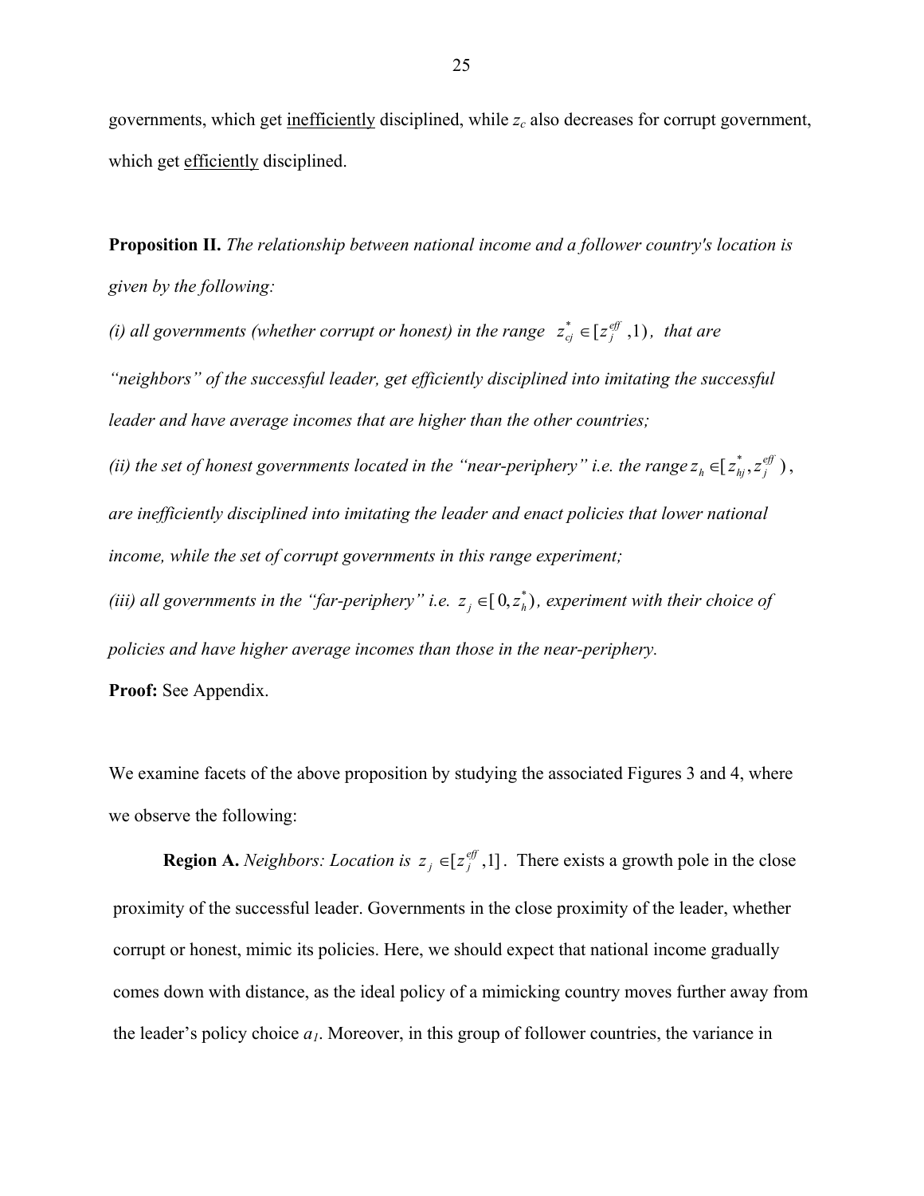governments, which get <u>inefficiently</u> disciplined, while $z_c$ also decreases for corrupt government, which get <u>efficiently</u> disciplined.

**Proposition II.** *The relationship between national income and a follower country's location is given by the following:*

*(i) all governments (whether corrupt or honest) in the range* $z_{cj}^{*} \in [z_j^{eff}, 1)$*, that are "neighbors" of the successful leader, get efficiently disciplined into imitating the successful leader and have average incomes that are higher than the other countries;*

*(ii) the set of honest governments located in the "near-periphery" i.e. the range* $z_h \in [z_{hj}^{*}, z_j^{eff})$*, are inefficiently disciplined into imitating the leader and enact policies that lower national income, while the set of corrupt governments in this range experiment;*

*(iii) all governments in the "far-periphery" i.e.* $z_j \in [0, z_h^{*})$*, experiment with their choice of policies and have higher average incomes than those in the near-periphery.*

**Proof:** See Appendix.

We examine facets of the above proposition by studying the associated Figures 3 and 4, where we observe the following:

**Region A.** *Neighbors: Location is* $z_j \in [z_j^{eff}, 1]$. There exists a growth pole in the close proximity of the successful leader. Governments in the close proximity of the leader, whether corrupt or honest, mimic its policies. Here, we should expect that national income gradually comes down with distance, as the ideal policy of a mimicking country moves further away from the leader's policy choice $a_1$. Moreover, in this group of follower countries, the variance in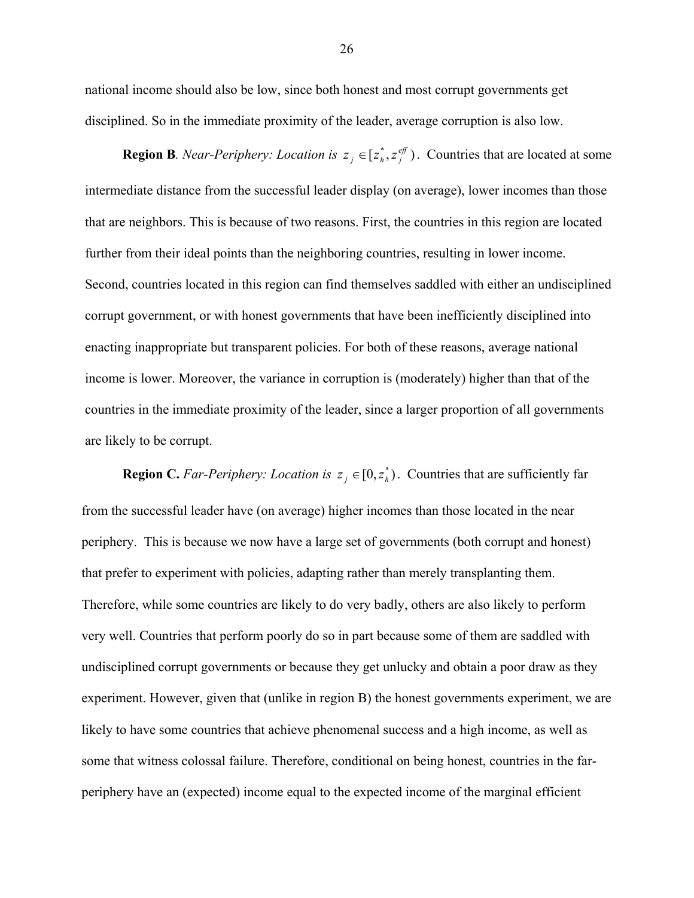national income should also be low, since both honest and most corrupt governments get disciplined. So in the immediate proximity of the leader, average corruption is also low.

**Region B**. *Near-Periphery: Location is* $z_j \in [z_h^*, z_j^{eff})$. Countries that are located at some intermediate distance from the successful leader display (on average), lower incomes than those that are neighbors. This is because of two reasons. First, the countries in this region are located further from their ideal points than the neighboring countries, resulting in lower income. Second, countries located in this region can find themselves saddled with either an undisciplined corrupt government, or with honest governments that have been inefficiently disciplined into enacting inappropriate but transparent policies. For both of these reasons, average national income is lower. Moreover, the variance in corruption is (moderately) higher than that of the countries in the immediate proximity of the leader, since a larger proportion of all governments are likely to be corrupt.

**Region C.** *Far-Periphery: Location is* $z_j \in [0, z_h^*)$. Countries that are sufficiently far from the successful leader have (on average) higher incomes than those located in the near periphery. This is because we now have a large set of governments (both corrupt and honest) that prefer to experiment with policies, adapting rather than merely transplanting them. Therefore, while some countries are likely to do very badly, others are also likely to perform very well. Countries that perform poorly do so in part because some of them are saddled with undisciplined corrupt governments or because they get unlucky and obtain a poor draw as they experiment. However, given that (unlike in region B) the honest governments experiment, we are likely to have some countries that achieve phenomenal success and a high income, as well as some that witness colossal failure. Therefore, conditional on being honest, countries in the far-periphery have an (expected) income equal to the expected income of the marginal efficient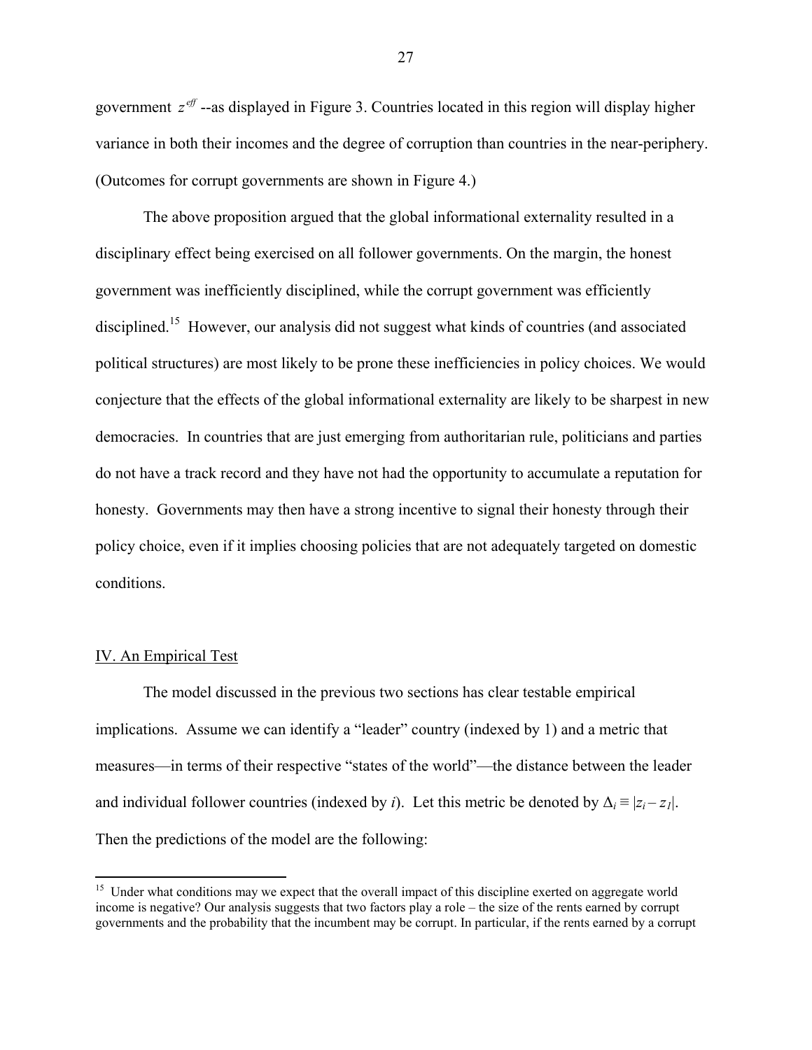government $z^{eff}$ --as displayed in Figure 3. Countries located in this region will display higher variance in both their incomes and the degree of corruption than countries in the near-periphery. (Outcomes for corrupt governments are shown in Figure 4.)

The above proposition argued that the global informational externality resulted in a disciplinary effect being exercised on all follower governments. On the margin, the honest government was inefficiently disciplined, while the corrupt government was efficiently disciplined.[15] However, our analysis did not suggest what kinds of countries (and associated political structures) are most likely to be prone these inefficiencies in policy choices. We would conjecture that the effects of the global informational externality are likely to be sharpest in new democracies. In countries that are just emerging from authoritarian rule, politicians and parties do not have a track record and they have not had the opportunity to accumulate a reputation for honesty. Governments may then have a strong incentive to signal their honesty through their policy choice, even if it implies choosing policies that are not adequately targeted on domestic conditions.

## IV. An Empirical Test

The model discussed in the previous two sections has clear testable empirical implications. Assume we can identify a "leader" country (indexed by 1) and a metric that measures—in terms of their respective "states of the world"—the distance between the leader and individual follower countries (indexed by *i*). Let this metric be denoted by $\Delta_i \equiv |z_i - z_1|$. Then the predictions of the model are the following:

---

[15] Under what conditions may we expect that the overall impact of this discipline exerted on aggregate world income is negative? Our analysis suggests that two factors play a role – the size of the rents earned by corrupt governments and the probability that the incumbent may be corrupt. In particular, if the rents earned by a corrupt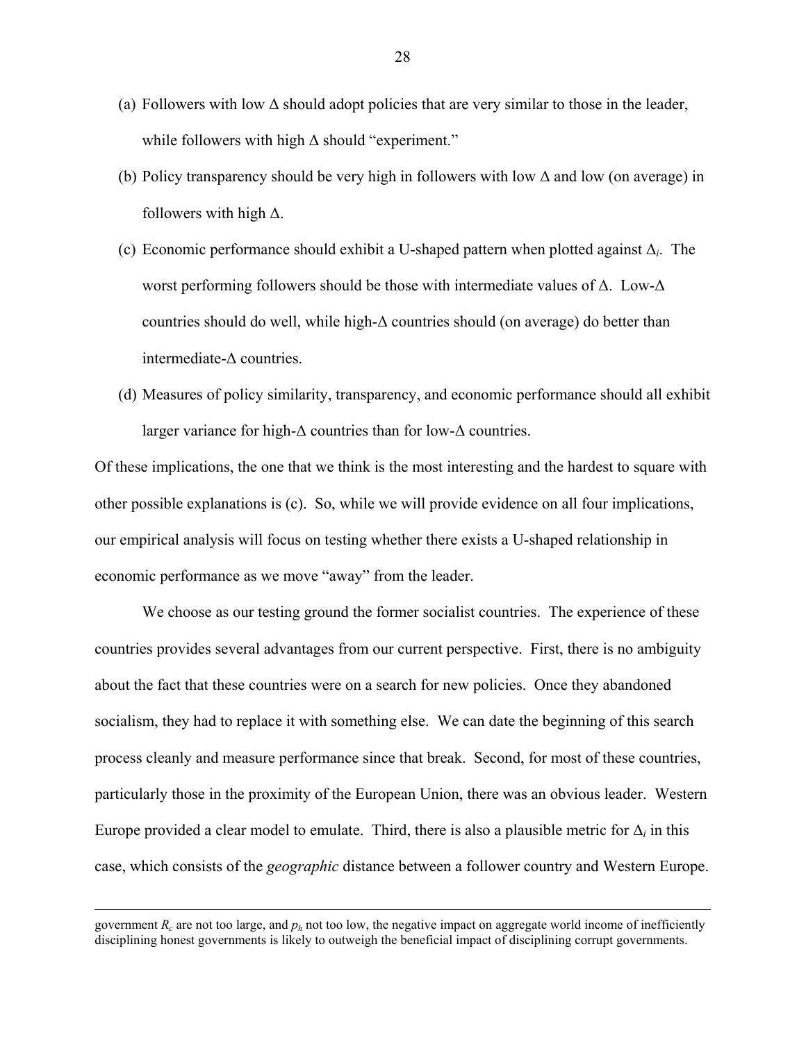(a) Followers with low $\Delta$ should adopt policies that are very similar to those in the leader, while followers with high $\Delta$ should "experiment."

(b) Policy transparency should be very high in followers with low $\Delta$ and low (on average) in followers with high $\Delta$.

(c) Economic performance should exhibit a U-shaped pattern when plotted against $\Delta_i$. The worst performing followers should be those with intermediate values of $\Delta$. Low-$\Delta$ countries should do well, while high-$\Delta$ countries should (on average) do better than intermediate-$\Delta$ countries.

(d) Measures of policy similarity, transparency, and economic performance should all exhibit larger variance for high-$\Delta$ countries than for low-$\Delta$ countries.

Of these implications, the one that we think is the most interesting and the hardest to square with other possible explanations is (c). So, while we will provide evidence on all four implications, our empirical analysis will focus on testing whether there exists a U-shaped relationship in economic performance as we move "away" from the leader.

We choose as our testing ground the former socialist countries. The experience of these countries provides several advantages from our current perspective. First, there is no ambiguity about the fact that these countries were on a search for new policies. Once they abandoned socialism, they had to replace it with something else. We can date the beginning of this search process cleanly and measure performance since that break. Second, for most of these countries, particularly those in the proximity of the European Union, there was an obvious leader. Western Europe provided a clear model to emulate. Third, there is also a plausible metric for $\Delta_i$ in this case, which consists of the *geographic* distance between a follower country and Western Europe.

---

government $R_c$ are not too large, and $p_h$ not too low, the negative impact on aggregate world income of inefficiently disciplining honest governments is likely to outweigh the beneficial impact of disciplining corrupt governments.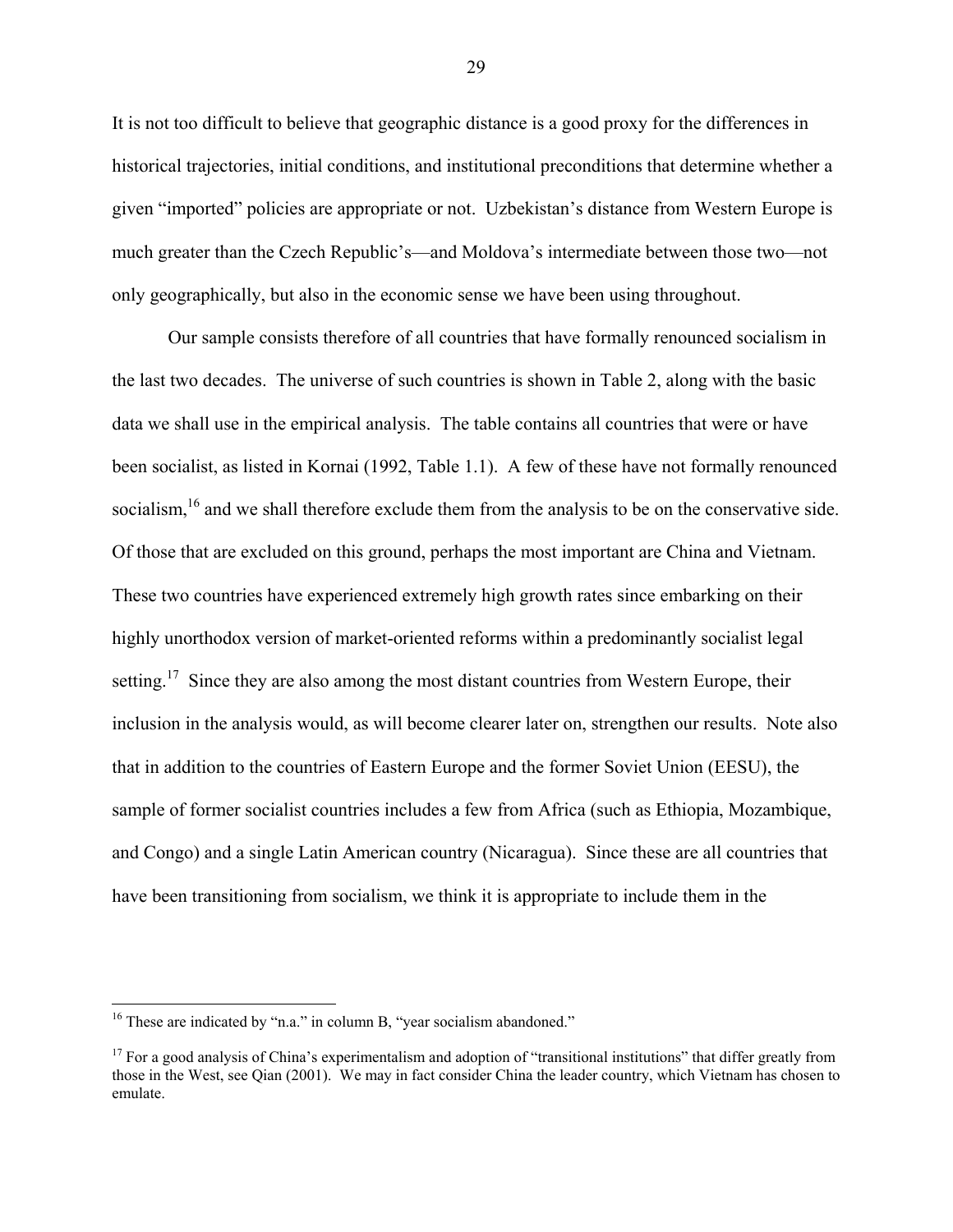It is not too difficult to believe that geographic distance is a good proxy for the differences in historical trajectories, initial conditions, and institutional preconditions that determine whether a given "imported" policies are appropriate or not. Uzbekistan's distance from Western Europe is much greater than the Czech Republic's—and Moldova's intermediate between those two—not only geographically, but also in the economic sense we have been using throughout.

Our sample consists therefore of all countries that have formally renounced socialism in the last two decades. The universe of such countries is shown in Table 2, along with the basic data we shall use in the empirical analysis. The table contains all countries that were or have been socialist, as listed in Kornai (1992, Table 1.1). A few of these have not formally renounced socialism,[16] and we shall therefore exclude them from the analysis to be on the conservative side. Of those that are excluded on this ground, perhaps the most important are China and Vietnam. These two countries have experienced extremely high growth rates since embarking on their highly unorthodox version of market-oriented reforms within a predominantly socialist legal setting.[17] Since they are also among the most distant countries from Western Europe, their inclusion in the analysis would, as will become clearer later on, strengthen our results. Note also that in addition to the countries of Eastern Europe and the former Soviet Union (EESU), the sample of former socialist countries includes a few from Africa (such as Ethiopia, Mozambique, and Congo) and a single Latin American country (Nicaragua). Since these are all countries that have been transitioning from socialism, we think it is appropriate to include them in the

---

[16] These are indicated by "n.a." in column B, "year socialism abandoned."

[17] For a good analysis of China's experimentalism and adoption of "transitional institutions" that differ greatly from those in the West, see Qian (2001). We may in fact consider China the leader country, which Vietnam has chosen to emulate.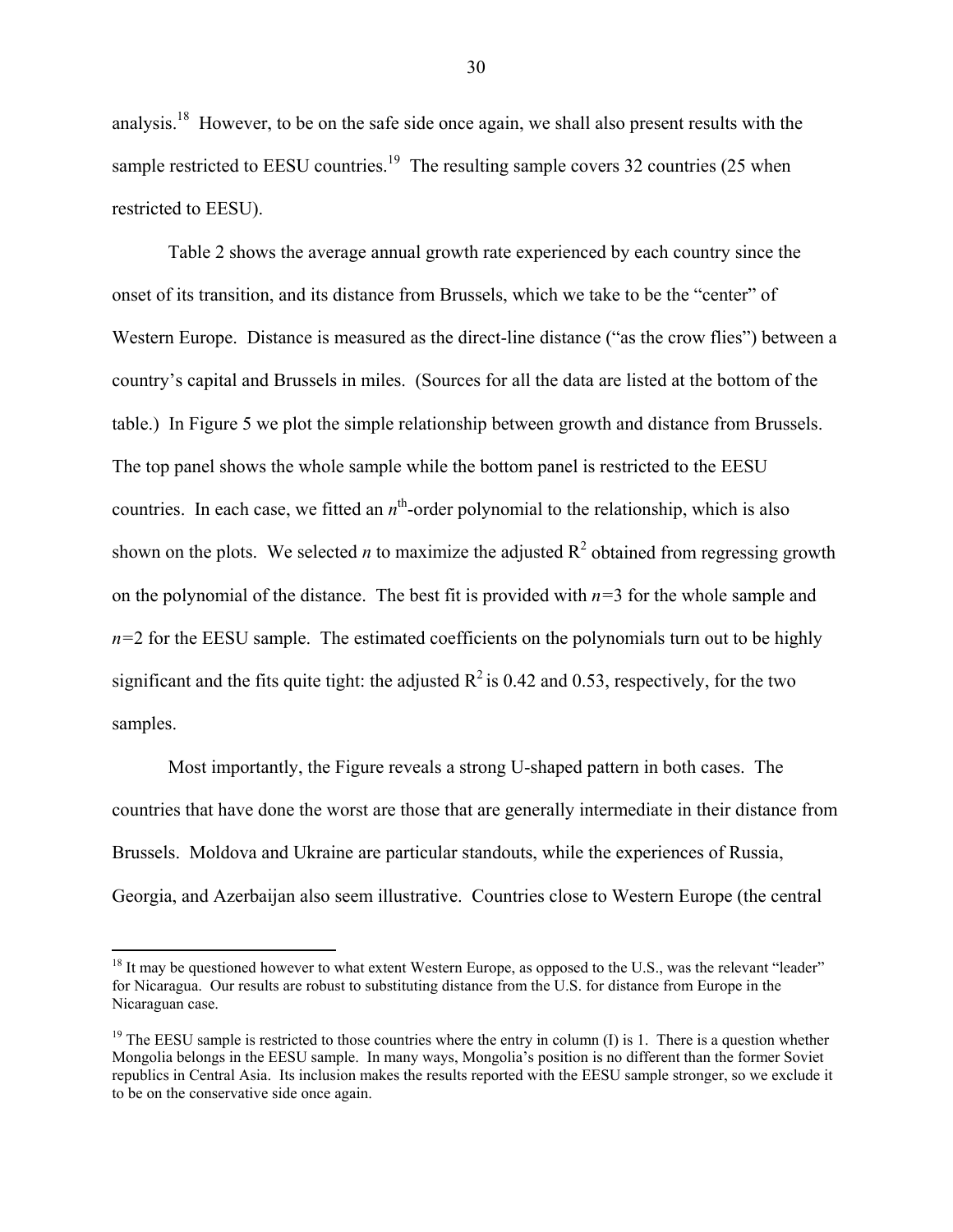analysis.[18] However, to be on the safe side once again, we shall also present results with the sample restricted to EESU countries.[19] The resulting sample covers 32 countries (25 when restricted to EESU).

Table 2 shows the average annual growth rate experienced by each country since the onset of its transition, and its distance from Brussels, which we take to be the "center" of Western Europe. Distance is measured as the direct-line distance ("as the crow flies") between a country's capital and Brussels in miles. (Sources for all the data are listed at the bottom of the table.) In Figure 5 we plot the simple relationship between growth and distance from Brussels. The top panel shows the whole sample while the bottom panel is restricted to the EESU countries. In each case, we fitted an $n^{th}$-order polynomial to the relationship, which is also shown on the plots. We selected $n$ to maximize the adjusted $R^2$ obtained from regressing growth on the polynomial of the distance. The best fit is provided with $n$=3 for the whole sample and $n$=2 for the EESU sample. The estimated coefficients on the polynomials turn out to be highly significant and the fits quite tight: the adjusted $R^2$ is 0.42 and 0.53, respectively, for the two samples.

Most importantly, the Figure reveals a strong U-shaped pattern in both cases. The countries that have done the worst are those that are generally intermediate in their distance from Brussels. Moldova and Ukraine are particular standouts, while the experiences of Russia, Georgia, and Azerbaijan also seem illustrative. Countries close to Western Europe (the central

---

[18] It may be questioned however to what extent Western Europe, as opposed to the U.S., was the relevant "leader" for Nicaragua. Our results are robust to substituting distance from the U.S. for distance from Europe in the Nicaraguan case.

[19] The EESU sample is restricted to those countries where the entry in column (I) is 1. There is a question whether Mongolia belongs in the EESU sample. In many ways, Mongolia's position is no different than the former Soviet republics in Central Asia. Its inclusion makes the results reported with the EESU sample stronger, so we exclude it to be on the conservative side once again.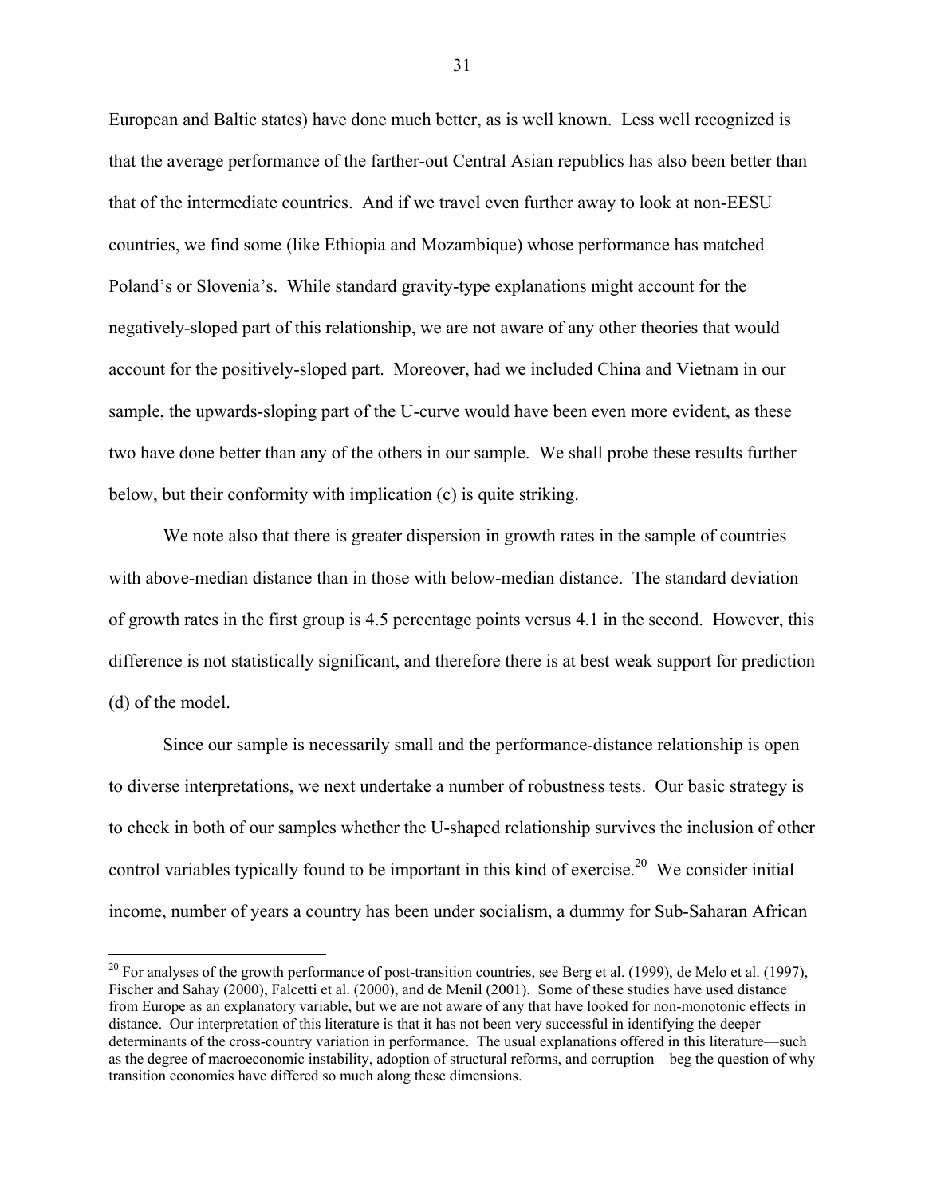European and Baltic states) have done much better, as is well known. Less well recognized is that the average performance of the farther-out Central Asian republics has also been better than that of the intermediate countries. And if we travel even further away to look at non-EESU countries, we find some (like Ethiopia and Mozambique) whose performance has matched Poland's or Slovenia's. While standard gravity-type explanations might account for the negatively-sloped part of this relationship, we are not aware of any other theories that would account for the positively-sloped part. Moreover, had we included China and Vietnam in our sample, the upwards-sloping part of the U-curve would have been even more evident, as these two have done better than any of the others in our sample. We shall probe these results further below, but their conformity with implication (c) is quite striking.

We note also that there is greater dispersion in growth rates in the sample of countries with above-median distance than in those with below-median distance. The standard deviation of growth rates in the first group is 4.5 percentage points versus 4.1 in the second. However, this difference is not statistically significant, and therefore there is at best weak support for prediction (d) of the model.

Since our sample is necessarily small and the performance-distance relationship is open to diverse interpretations, we next undertake a number of robustness tests. Our basic strategy is to check in both of our samples whether the U-shaped relationship survives the inclusion of other control variables typically found to be important in this kind of exercise.[20] We consider initial income, number of years a country has been under socialism, a dummy for Sub-Saharan African

[20] For analyses of the growth performance of post-transition countries, see Berg et al. (1999), de Melo et al. (1997), Fischer and Sahay (2000), Falcetti et al. (2000), and de Menil (2001). Some of these studies have used distance from Europe as an explanatory variable, but we are not aware of any that have looked for non-monotonic effects in distance. Our interpretation of this literature is that it has not been very successful in identifying the deeper determinants of the cross-country variation in performance. The usual explanations offered in this literature—such as the degree of macroeconomic instability, adoption of structural reforms, and corruption—beg the question of why transition economies have differed so much along these dimensions.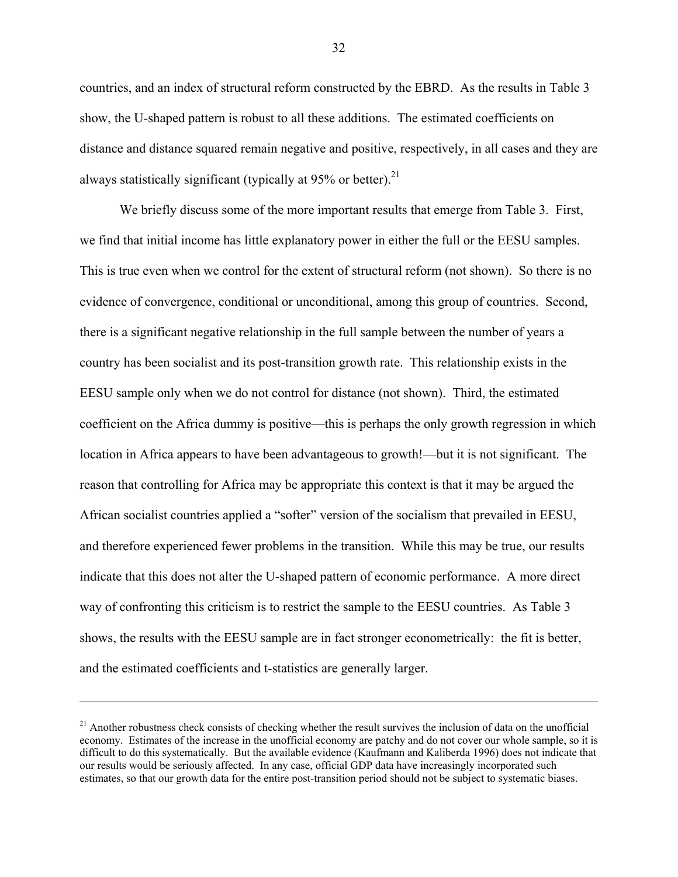countries, and an index of structural reform constructed by the EBRD. As the results in Table 3 show, the U-shaped pattern is robust to all these additions. The estimated coefficients on distance and distance squared remain negative and positive, respectively, in all cases and they are always statistically significant (typically at 95% or better).[21]

We briefly discuss some of the more important results that emerge from Table 3. First, we find that initial income has little explanatory power in either the full or the EESU samples. This is true even when we control for the extent of structural reform (not shown). So there is no evidence of convergence, conditional or unconditional, among this group of countries. Second, there is a significant negative relationship in the full sample between the number of years a country has been socialist and its post-transition growth rate. This relationship exists in the EESU sample only when we do not control for distance (not shown). Third, the estimated coefficient on the Africa dummy is positive—this is perhaps the only growth regression in which location in Africa appears to have been advantageous to growth!—but it is not significant. The reason that controlling for Africa may be appropriate this context is that it may be argued the African socialist countries applied a "softer" version of the socialism that prevailed in EESU, and therefore experienced fewer problems in the transition. While this may be true, our results indicate that this does not alter the U-shaped pattern of economic performance. A more direct way of confronting this criticism is to restrict the sample to the EESU countries. As Table 3 shows, the results with the EESU sample are in fact stronger econometrically: the fit is better, and the estimated coefficients and t-statistics are generally larger.

---

[21] Another robustness check consists of checking whether the result survives the inclusion of data on the unofficial economy. Estimates of the increase in the unofficial economy are patchy and do not cover our whole sample, so it is difficult to do this systematically. But the available evidence (Kaufmann and Kaliberda 1996) does not indicate that our results would be seriously affected. In any case, official GDP data have increasingly incorporated such estimates, so that our growth data for the entire post-transition period should not be subject to systematic biases.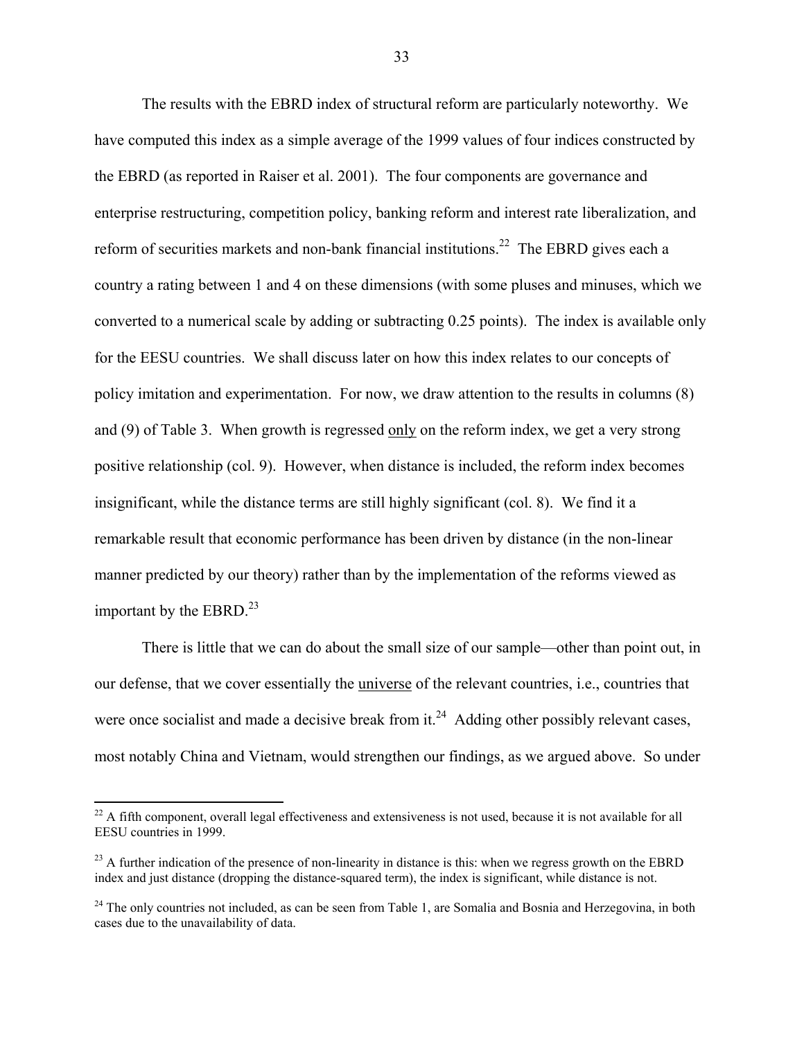The results with the EBRD index of structural reform are particularly noteworthy. We have computed this index as a simple average of the 1999 values of four indices constructed by the EBRD (as reported in Raiser et al. 2001). The four components are governance and enterprise restructuring, competition policy, banking reform and interest rate liberalization, and reform of securities markets and non-bank financial institutions.[22] The EBRD gives each a country a rating between 1 and 4 on these dimensions (with some pluses and minuses, which we converted to a numerical scale by adding or subtracting 0.25 points). The index is available only for the EESU countries. We shall discuss later on how this index relates to our concepts of policy imitation and experimentation. For now, we draw attention to the results in columns (8) and (9) of Table 3. When growth is regressed only on the reform index, we get a very strong positive relationship (col. 9). However, when distance is included, the reform index becomes insignificant, while the distance terms are still highly significant (col. 8). We find it a remarkable result that economic performance has been driven by distance (in the non-linear manner predicted by our theory) rather than by the implementation of the reforms viewed as important by the EBRD.[23]

There is little that we can do about the small size of our sample—other than point out, in our defense, that we cover essentially the universe of the relevant countries, i.e., countries that were once socialist and made a decisive break from it.[24] Adding other possibly relevant cases, most notably China and Vietnam, would strengthen our findings, as we argued above. So under

[22] A fifth component, overall legal effectiveness and extensiveness is not used, because it is not available for all EESU countries in 1999.

[23] A further indication of the presence of non-linearity in distance is this: when we regress growth on the EBRD index and just distance (dropping the distance-squared term), the index is significant, while distance is not.

[24] The only countries not included, as can be seen from Table 1, are Somalia and Bosnia and Herzegovina, in both cases due to the unavailability of data.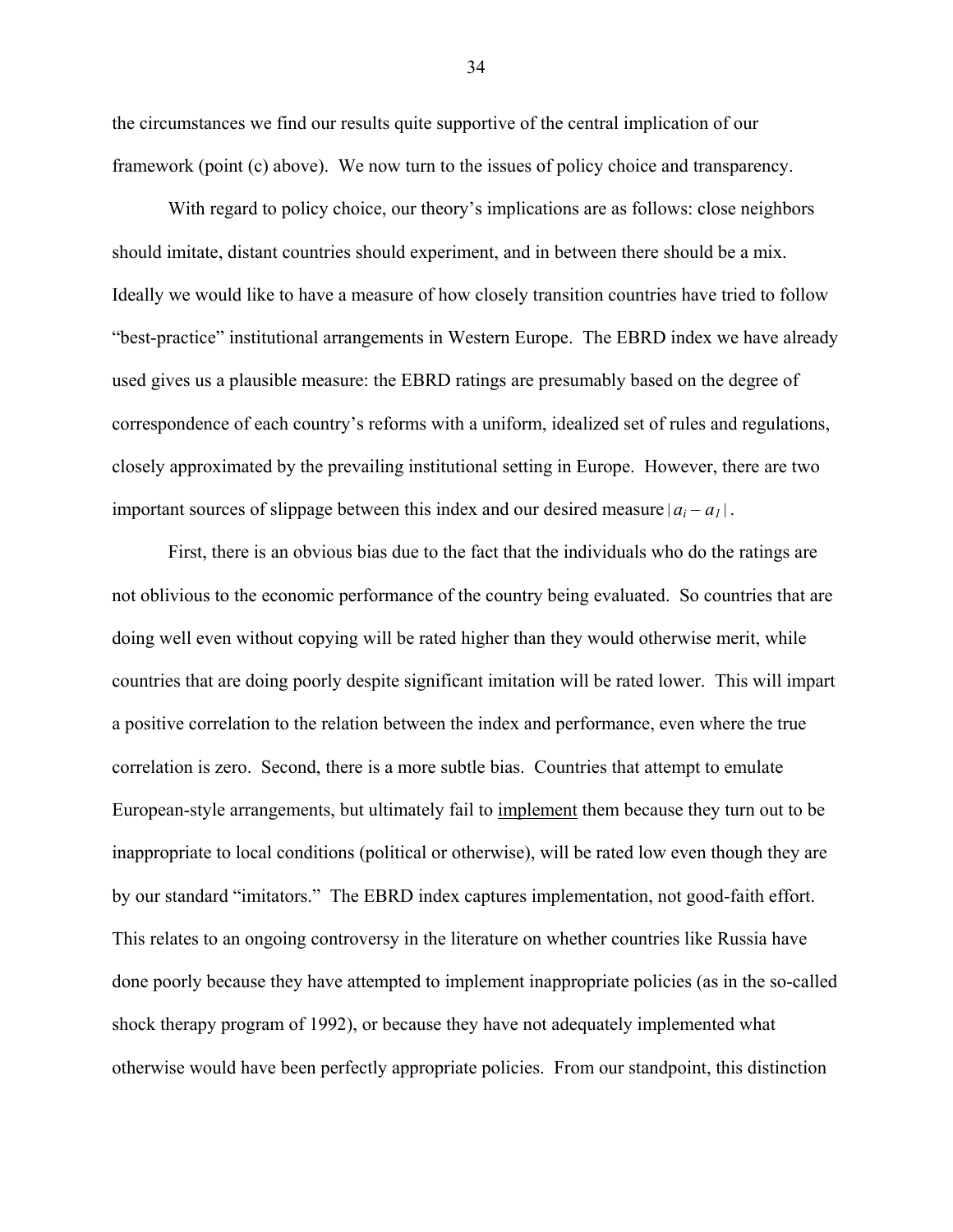the circumstances we find our results quite supportive of the central implication of our framework (point (c) above). We now turn to the issues of policy choice and transparency.

With regard to policy choice, our theory's implications are as follows: close neighbors should imitate, distant countries should experiment, and in between there should be a mix. Ideally we would like to have a measure of how closely transition countries have tried to follow "best-practice" institutional arrangements in Western Europe. The EBRD index we have already used gives us a plausible measure: the EBRD ratings are presumably based on the degree of correspondence of each country's reforms with a uniform, idealized set of rules and regulations, closely approximated by the prevailing institutional setting in Europe. However, there are two important sources of slippage between this index and our desired measure $|a_i - a_I|$.

First, there is an obvious bias due to the fact that the individuals who do the ratings are not oblivious to the economic performance of the country being evaluated. So countries that are doing well even without copying will be rated higher than they would otherwise merit, while countries that are doing poorly despite significant imitation will be rated lower. This will impart a positive correlation to the relation between the index and performance, even where the true correlation is zero. Second, there is a more subtle bias. Countries that attempt to emulate European-style arrangements, but ultimately fail to implement them because they turn out to be inappropriate to local conditions (political or otherwise), will be rated low even though they are by our standard "imitators." The EBRD index captures implementation, not good-faith effort. This relates to an ongoing controversy in the literature on whether countries like Russia have done poorly because they have attempted to implement inappropriate policies (as in the so-called shock therapy program of 1992), or because they have not adequately implemented what otherwise would have been perfectly appropriate policies. From our standpoint, this distinction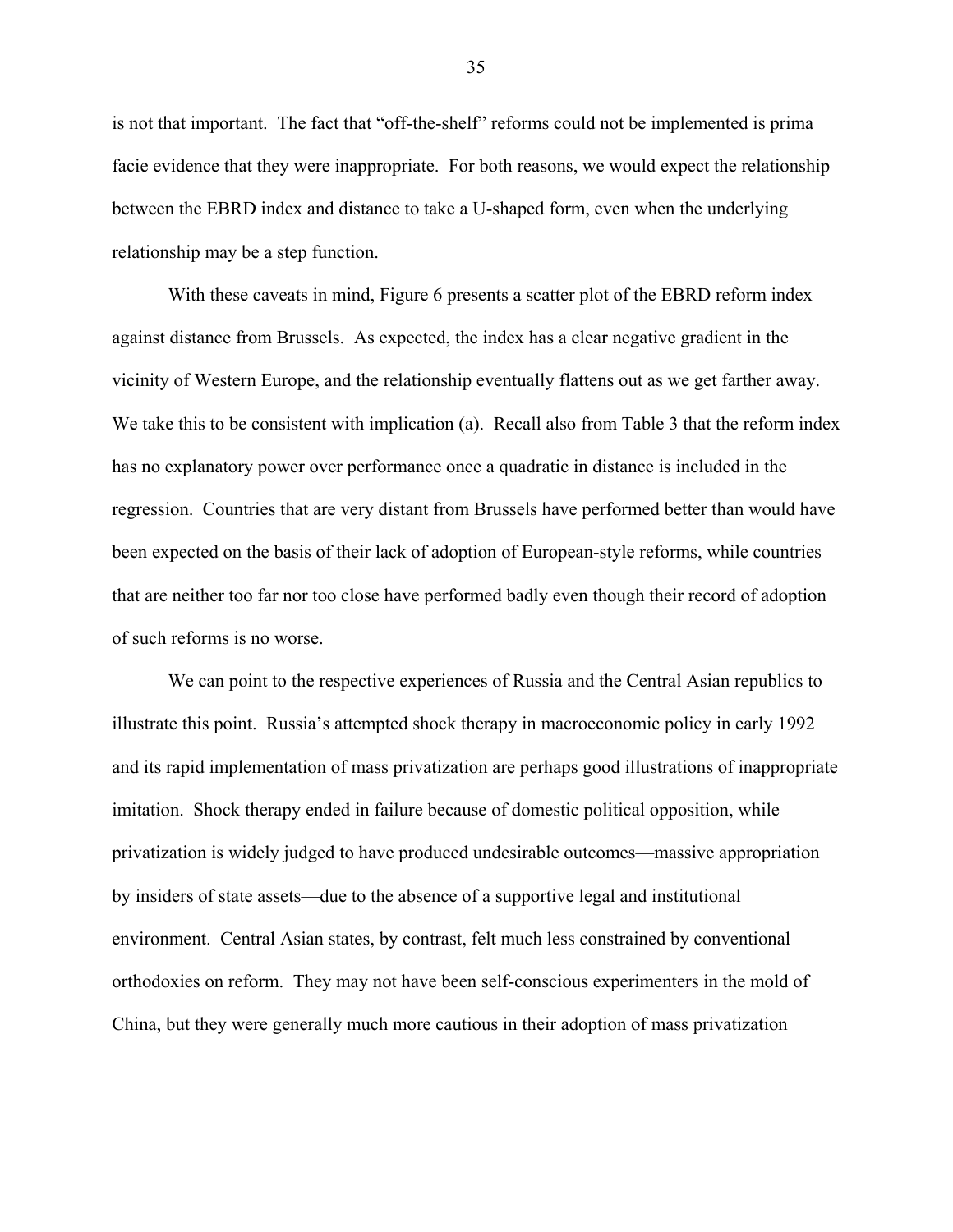is not that important. The fact that "off-the-shelf" reforms could not be implemented is prima facie evidence that they were inappropriate. For both reasons, we would expect the relationship between the EBRD index and distance to take a U-shaped form, even when the underlying relationship may be a step function.

With these caveats in mind, Figure 6 presents a scatter plot of the EBRD reform index against distance from Brussels. As expected, the index has a clear negative gradient in the vicinity of Western Europe, and the relationship eventually flattens out as we get farther away. We take this to be consistent with implication (a). Recall also from Table 3 that the reform index has no explanatory power over performance once a quadratic in distance is included in the regression. Countries that are very distant from Brussels have performed better than would have been expected on the basis of their lack of adoption of European-style reforms, while countries that are neither too far nor too close have performed badly even though their record of adoption of such reforms is no worse.

We can point to the respective experiences of Russia and the Central Asian republics to illustrate this point. Russia's attempted shock therapy in macroeconomic policy in early 1992 and its rapid implementation of mass privatization are perhaps good illustrations of inappropriate imitation. Shock therapy ended in failure because of domestic political opposition, while privatization is widely judged to have produced undesirable outcomes—massive appropriation by insiders of state assets—due to the absence of a supportive legal and institutional environment. Central Asian states, by contrast, felt much less constrained by conventional orthodoxies on reform. They may not have been self-conscious experimenters in the mold of China, but they were generally much more cautious in their adoption of mass privatization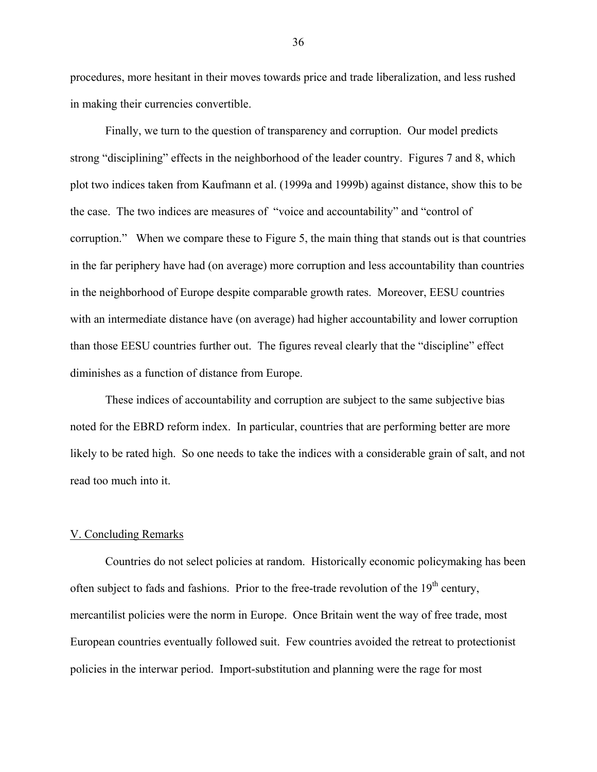procedures, more hesitant in their moves towards price and trade liberalization, and less rushed in making their currencies convertible.

Finally, we turn to the question of transparency and corruption. Our model predicts strong "disciplining" effects in the neighborhood of the leader country. Figures 7 and 8, which plot two indices taken from Kaufmann et al. (1999a and 1999b) against distance, show this to be the case. The two indices are measures of "voice and accountability" and "control of corruption." When we compare these to Figure 5, the main thing that stands out is that countries in the far periphery have had (on average) more corruption and less accountability than countries in the neighborhood of Europe despite comparable growth rates. Moreover, EESU countries with an intermediate distance have (on average) had higher accountability and lower corruption than those EESU countries further out. The figures reveal clearly that the "discipline" effect diminishes as a function of distance from Europe.

These indices of accountability and corruption are subject to the same subjective bias noted for the EBRD reform index. In particular, countries that are performing better are more likely to be rated high. So one needs to take the indices with a considerable grain of salt, and not read too much into it.

## V. Concluding Remarks

Countries do not select policies at random. Historically economic policymaking has been often subject to fads and fashions. Prior to the free-trade revolution of the 19th century, mercantilist policies were the norm in Europe. Once Britain went the way of free trade, most European countries eventually followed suit. Few countries avoided the retreat to protectionist policies in the interwar period. Import-substitution and planning were the rage for most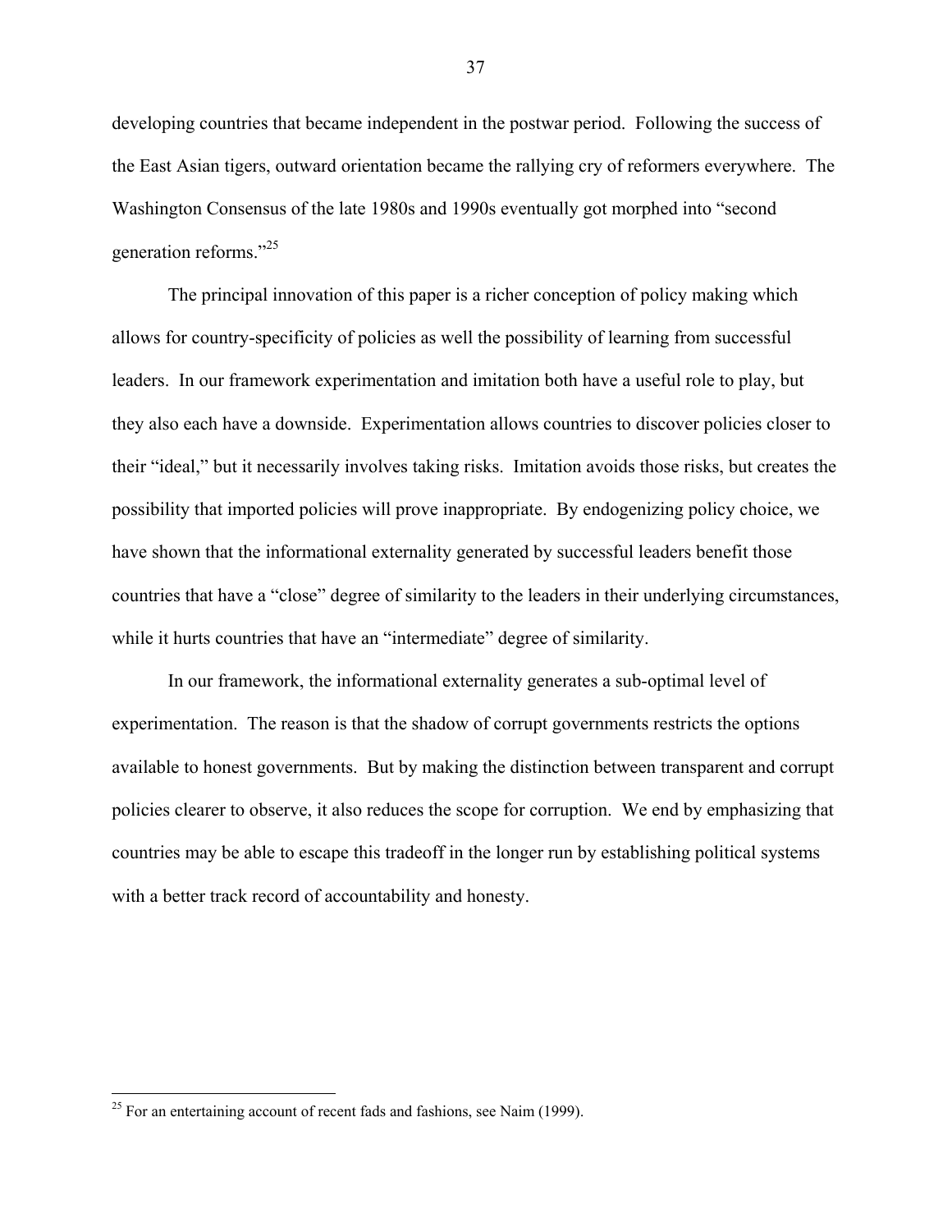developing countries that became independent in the postwar period. Following the success of the East Asian tigers, outward orientation became the rallying cry of reformers everywhere. The Washington Consensus of the late 1980s and 1990s eventually got morphed into "second generation reforms."[25]

The principal innovation of this paper is a richer conception of policy making which allows for country-specificity of policies as well the possibility of learning from successful leaders. In our framework experimentation and imitation both have a useful role to play, but they also each have a downside. Experimentation allows countries to discover policies closer to their "ideal," but it necessarily involves taking risks. Imitation avoids those risks, but creates the possibility that imported policies will prove inappropriate. By endogenizing policy choice, we have shown that the informational externality generated by successful leaders benefit those countries that have a "close" degree of similarity to the leaders in their underlying circumstances, while it hurts countries that have an "intermediate" degree of similarity.

In our framework, the informational externality generates a sub-optimal level of experimentation. The reason is that the shadow of corrupt governments restricts the options available to honest governments. But by making the distinction between transparent and corrupt policies clearer to observe, it also reduces the scope for corruption. We end by emphasizing that countries may be able to escape this tradeoff in the longer run by establishing political systems with a better track record of accountability and honesty.

---

[25] For an entertaining account of recent fads and fashions, see Naim (1999).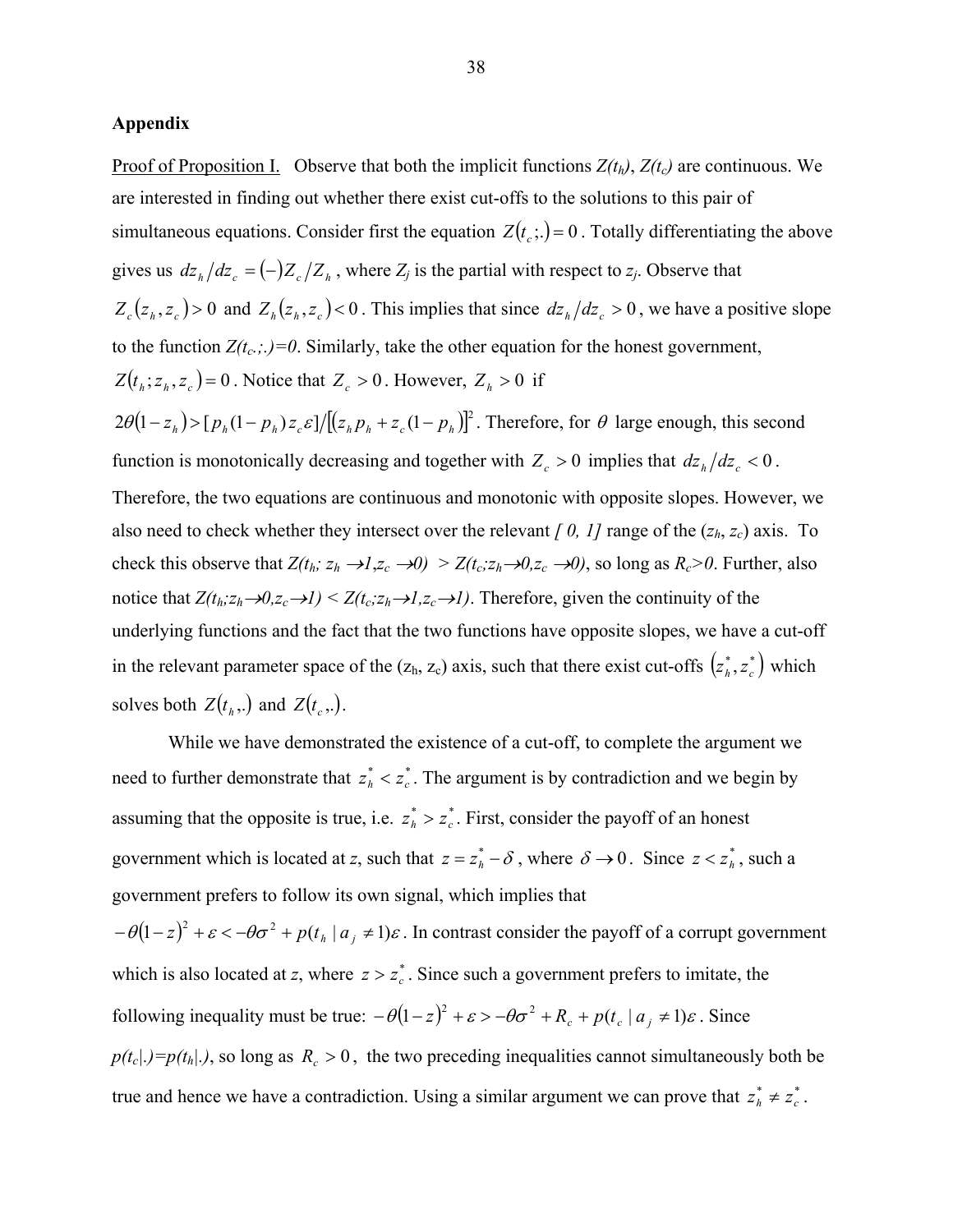**Appendix**

<u>Proof of Proposition I.</u> Observe that both the implicit functions $Z(t_h)$, $Z(t_c)$ are continuous. We are interested in finding out whether there exist cut-offs to the solutions to this pair of simultaneous equations. Consider first the equation $Z(t_c;.)=0$. Totally differentiating the above gives us $dz_h/dz_c = (-)Z_c/Z_h$, where $Z_j$ is the partial with respect to $z_j$. Observe that $Z_c(z_h, z_c) > 0$ and $Z_h(z_h, z_c) < 0$. This implies that since $dz_h/dz_c > 0$, we have a positive slope to the function $Z(t_c.;.)=0$. Similarly, take the other equation for the honest government, $Z(t_h; z_h, z_c) = 0$. Notice that $Z_c > 0$. However, $Z_h > 0$ if $2\theta(1-z_h) > [p_h(1-p_h)z_c\varepsilon]/[(z_h p_h + z_c(1-p_h)]^2$. Therefore, for $\theta$ large enough, this second function is monotonically decreasing and together with $Z_c > 0$ implies that $dz_h/dz_c < 0$. Therefore, the two equations are continuous and monotonic with opposite slopes. However, we also need to check whether they intersect over the relevant *[ 0, 1]* range of the ($z_h$, $z_c$) axis. To check this observe that $Z(t_h; z_h \to 1, z_c \to 0) > Z(t_c; z_h \to 0, z_c \to 0)$, so long as $R_c > 0$. Further, also notice that $Z(t_h; z_h \to 0, z_c \to 1) < Z(t_c; z_h \to 1, z_c \to 1)$. Therefore, given the continuity of the underlying functions and the fact that the two functions have opposite slopes, we have a cut-off in the relevant parameter space of the ($z_h$, $z_c$) axis, such that there exist cut-offs $(z_h^*, z_c^*)$ which solves both $Z(t_h,.)$ and $Z(t_c,.)$.

While we have demonstrated the existence of a cut-off, to complete the argument we need to further demonstrate that $z_h^* < z_c^*$. The argument is by contradiction and we begin by assuming that the opposite is true, i.e. $z_h^* > z_c^*$. First, consider the payoff of an honest government which is located at $z$, such that $z = z_h^* - \delta$, where $\delta \to 0$. Since $z < z_h^*$, such a government prefers to follow its own signal, which implies that $-\theta(1-z)^2 + \varepsilon < -\theta\sigma^2 + p(t_h \mid a_j \neq 1)\varepsilon$. In contrast consider the payoff of a corrupt government which is also located at $z$, where $z > z_c^*$. Since such a government prefers to imitate, the following inequality must be true: $-\theta(1-z)^2 + \varepsilon > -\theta\sigma^2 + R_c + p(t_c \mid a_j \neq 1)\varepsilon$. Since $p(t_c|.) = p(t_h|.)$, so long as $R_c > 0$, the two preceding inequalities cannot simultaneously both be true and hence we have a contradiction. Using a similar argument we can prove that $z_h^* \neq z_c^*$.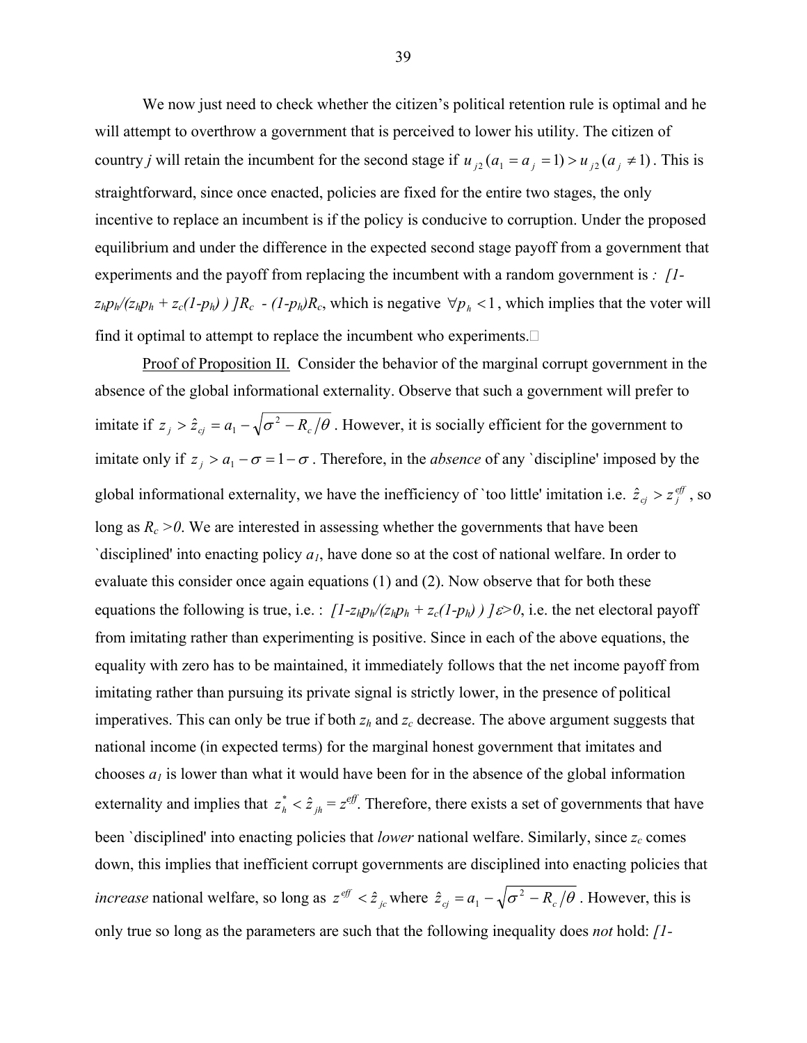We now just need to check whether the citizen's political retention rule is optimal and he will attempt to overthrow a government that is perceived to lower his utility. The citizen of country *j* will retain the incumbent for the second stage if $u_{j2}(a_1 = a_j = 1) > u_{j2}(a_j \neq 1)$. This is straightforward, since once enacted, policies are fixed for the entire two stages, the only incentive to replace an incumbent is if the policy is conducive to corruption. Under the proposed equilibrium and under the difference in the expected second stage payoff from a government that experiments and the payoff from replacing the incumbent with a random government is *:* $[1-z_h p_h/(z_h p_h + z_c(1-p_h))]R_c - (1-p_h)R_c$, which is negative $\forall p_h < 1$, which implies that the voter will find it optimal to attempt to replace the incumbent who experiments.□

Proof of Proposition II. Consider the behavior of the marginal corrupt government in the absence of the global informational externality. Observe that such a government will prefer to imitate if $z_j > \hat{z}_{cj} = a_1 - \sqrt{\sigma^2 - R_c/\theta}$. However, it is socially efficient for the government to imitate only if $z_j > a_1 - \sigma = 1 - \sigma$. Therefore, in the *absence* of any `discipline' imposed by the global informational externality, we have the inefficiency of `too little' imitation i.e. $\hat{z}_{cj} > z_j^{eff}$, so long as $R_c > 0$. We are interested in assessing whether the governments that have been `disciplined' into enacting policy $a_1$, have done so at the cost of national welfare. In order to evaluate this consider once again equations (1) and (2). Now observe that for both these equations the following is true, i.e. : $[1-z_h p_h/(z_h p_h + z_c(1-p_h))]\varepsilon > 0$, i.e. the net electoral payoff from imitating rather than experimenting is positive. Since in each of the above equations, the equality with zero has to be maintained, it immediately follows that the net income payoff from imitating rather than pursuing its private signal is strictly lower, in the presence of political imperatives. This can only be true if both $z_h$ and $z_c$ decrease. The above argument suggests that national income (in expected terms) for the marginal honest government that imitates and chooses $a_1$ is lower than what it would have been for in the absence of the global information externality and implies that $z_h^* < \hat{z}_{jh} = z^{eff}$. Therefore, there exists a set of governments that have been `disciplined' into enacting policies that *lower* national welfare. Similarly, since $z_c$ comes down, this implies that inefficient corrupt governments are disciplined into enacting policies that *increase* national welfare, so long as $z^{eff} < \hat{z}_{jc}$ where $\hat{z}_{cj} = a_1 - \sqrt{\sigma^2 - R_c/\theta}$. However, this is only true so long as the parameters are such that the following inequality does *not* hold: *[1-*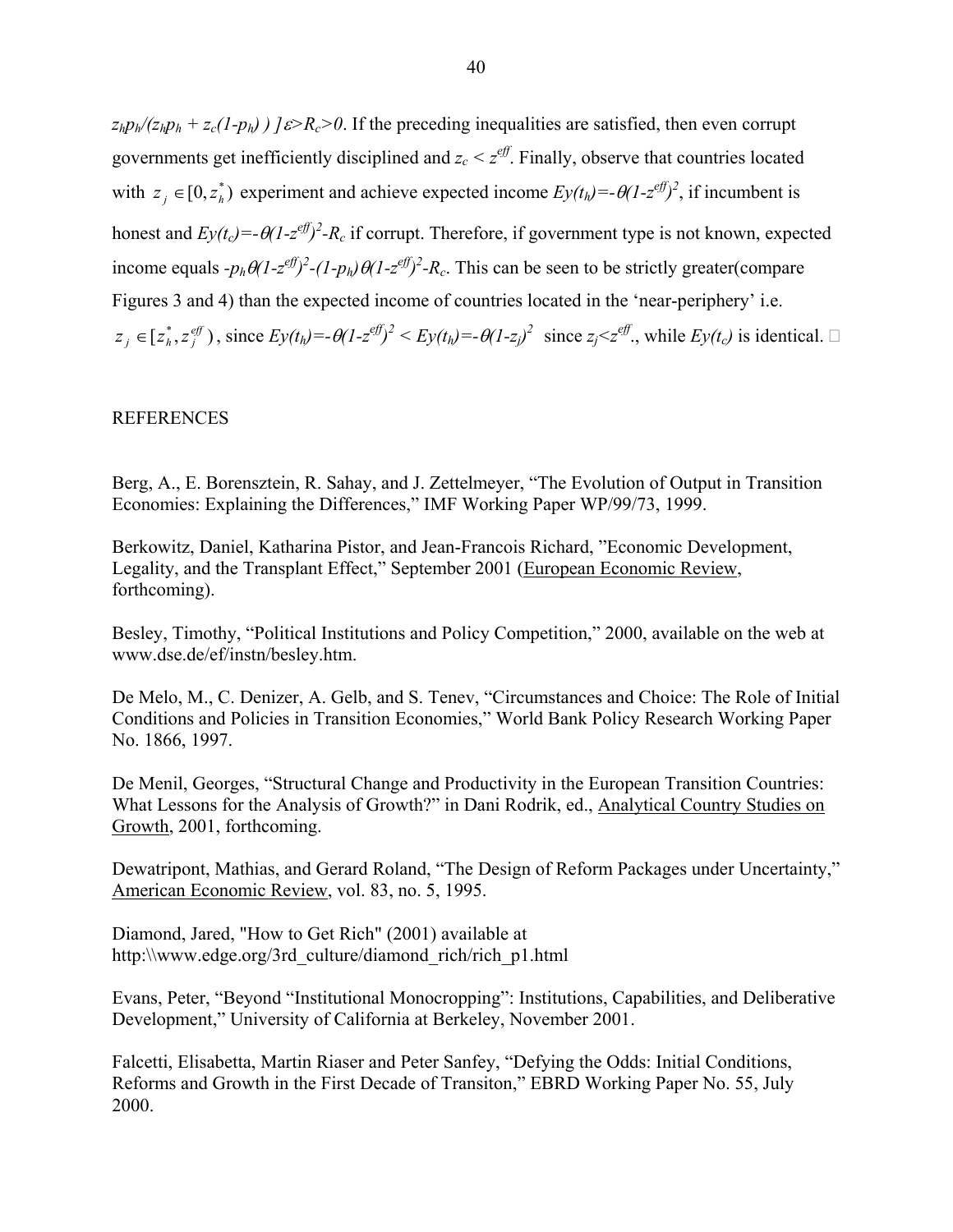$z_h p_h/(z_h p_h + z_c(1-p_h)) ]\varepsilon > R_c > 0$. If the preceding inequalities are satisfied, then even corrupt governments get inefficiently disciplined and $z_c < z^{eff}$. Finally, observe that countries located with $z_j \in [0, z_h^*)$ experiment and achieve expected income $Ey(t_h) = -\theta(1-z^{eff})^2$, if incumbent is honest and $Ey(t_c) = -\theta(1-z^{eff})^2 - R_c$ if corrupt. Therefore, if government type is not known, expected income equals $-p_h\theta(1-z^{eff})^2 - (1-p_h)\theta(1-z^{eff})^2 - R_c$. This can be seen to be strictly greater(compare Figures 3 and 4) than the expected income of countries located in the 'near-periphery' i.e. $z_j \in [z_h^*, z_j^{eff})$, since $Ey(t_h) = -\theta(1-z^{eff})^2 < Ey(t_h) = -\theta(1-z_j)^2$ since $z_j < z^{eff}$., while $Ey(t_c)$ is identical. □

## REFERENCES

Berg, A., E. Borensztein, R. Sahay, and J. Zettelmeyer, "The Evolution of Output in Transition Economies: Explaining the Differences," IMF Working Paper WP/99/73, 1999.

Berkowitz, Daniel, Katharina Pistor, and Jean-Francois Richard, "Economic Development, Legality, and the Transplant Effect," September 2001 (European Economic Review, forthcoming).

Besley, Timothy, "Political Institutions and Policy Competition," 2000, available on the web at www.dse.de/ef/instn/besley.htm.

De Melo, M., C. Denizer, A. Gelb, and S. Tenev, "Circumstances and Choice: The Role of Initial Conditions and Policies in Transition Economies," World Bank Policy Research Working Paper No. 1866, 1997.

De Menil, Georges, "Structural Change and Productivity in the European Transition Countries: What Lessons for the Analysis of Growth?" in Dani Rodrik, ed., Analytical Country Studies on Growth, 2001, forthcoming.

Dewatripont, Mathias, and Gerard Roland, "The Design of Reform Packages under Uncertainty," American Economic Review, vol. 83, no. 5, 1995.

Diamond, Jared, "How to Get Rich" (2001) available at http:\\www.edge.org/3rd_culture/diamond_rich/rich_p1.html

Evans, Peter, "Beyond "Institutional Monocropping": Institutions, Capabilities, and Deliberative Development," University of California at Berkeley, November 2001.

Falcetti, Elisabetta, Martin Riaser and Peter Sanfey, "Defying the Odds: Initial Conditions, Reforms and Growth in the First Decade of Transiton," EBRD Working Paper No. 55, July 2000.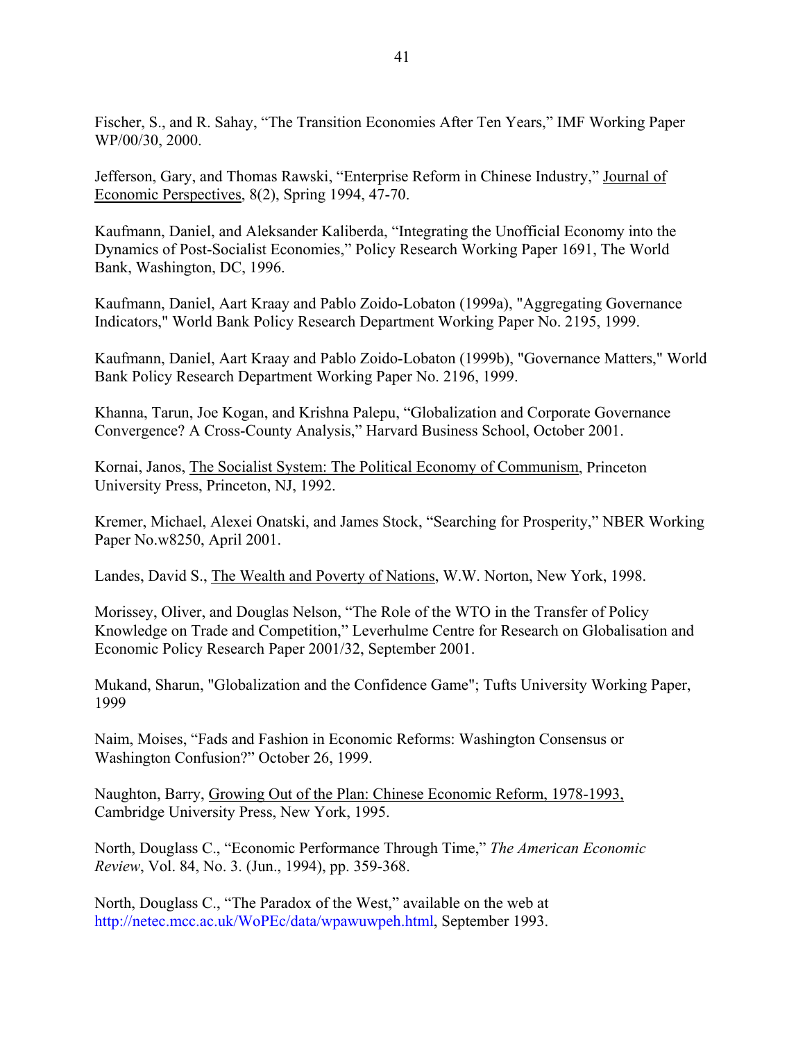Fischer, S., and R. Sahay, "The Transition Economies After Ten Years," IMF Working Paper WP/00/30, 2000.

Jefferson, Gary, and Thomas Rawski, "Enterprise Reform in Chinese Industry," Journal of Economic Perspectives, 8(2), Spring 1994, 47-70.

Kaufmann, Daniel, and Aleksander Kaliberda, "Integrating the Unofficial Economy into the Dynamics of Post-Socialist Economies," Policy Research Working Paper 1691, The World Bank, Washington, DC, 1996.

Kaufmann, Daniel, Aart Kraay and Pablo Zoido-Lobaton (1999a), "Aggregating Governance Indicators," World Bank Policy Research Department Working Paper No. 2195, 1999.

Kaufmann, Daniel, Aart Kraay and Pablo Zoido-Lobaton (1999b), "Governance Matters," World Bank Policy Research Department Working Paper No. 2196, 1999.

Khanna, Tarun, Joe Kogan, and Krishna Palepu, "Globalization and Corporate Governance Convergence? A Cross-County Analysis," Harvard Business School, October 2001.

Kornai, Janos, The Socialist System: The Political Economy of Communism, Princeton University Press, Princeton, NJ, 1992.

Kremer, Michael, Alexei Onatski, and James Stock, "Searching for Prosperity," NBER Working Paper No.w8250, April 2001.

Landes, David S., The Wealth and Poverty of Nations, W.W. Norton, New York, 1998.

Morissey, Oliver, and Douglas Nelson, "The Role of the WTO in the Transfer of Policy Knowledge on Trade and Competition," Leverhulme Centre for Research on Globalisation and Economic Policy Research Paper 2001/32, September 2001.

Mukand, Sharun, "Globalization and the Confidence Game"; Tufts University Working Paper, 1999

Naim, Moises, "Fads and Fashion in Economic Reforms: Washington Consensus or Washington Confusion?" October 26, 1999.

Naughton, Barry, Growing Out of the Plan: Chinese Economic Reform, 1978-1993, Cambridge University Press, New York, 1995.

North, Douglass C., "Economic Performance Through Time," *The American Economic Review*, Vol. 84, No. 3. (Jun., 1994), pp. 359-368.

North, Douglass C., "The Paradox of the West," available on the web at http://netec.mcc.ac.uk/WoPEc/data/wpawuwpeh.html, September 1993.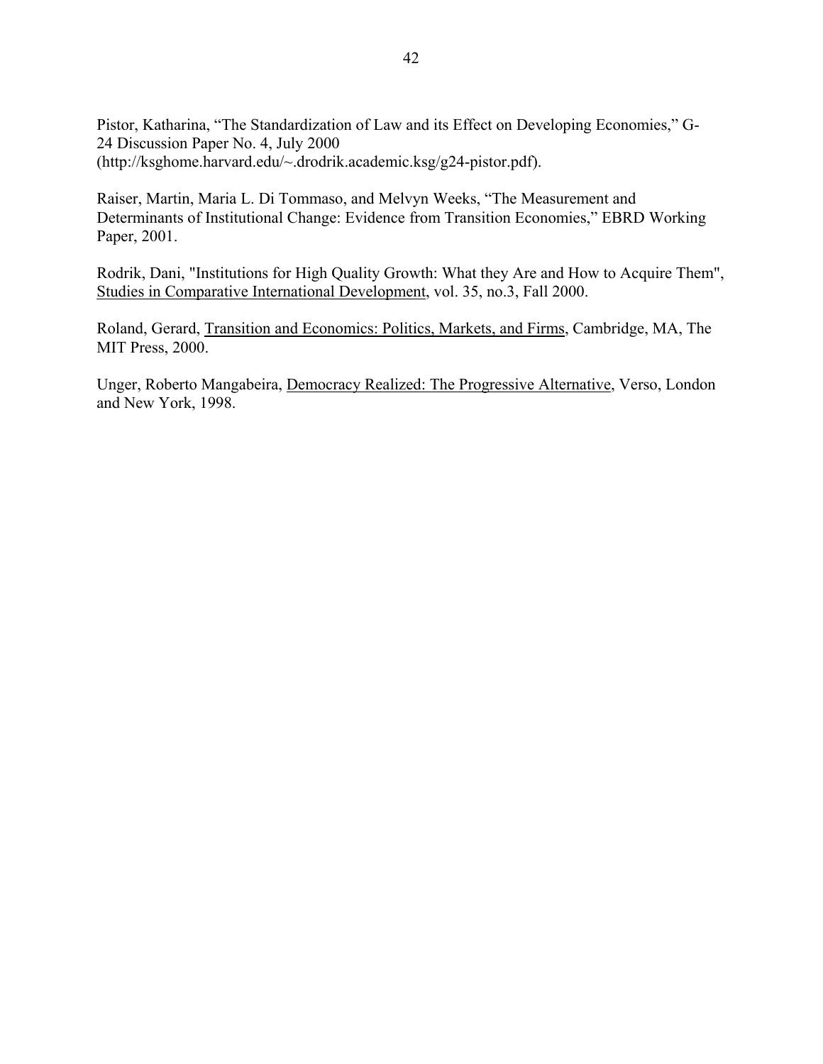Pistor, Katharina, "The Standardization of Law and its Effect on Developing Economies," G-24 Discussion Paper No. 4, July 2000 (http://ksghome.harvard.edu/~.drodrik.academic.ksg/g24-pistor.pdf).

Raiser, Martin, Maria L. Di Tommaso, and Melvyn Weeks, "The Measurement and Determinants of Institutional Change: Evidence from Transition Economies," EBRD Working Paper, 2001.

Rodrik, Dani, "Institutions for High Quality Growth: What they Are and How to Acquire Them", Studies in Comparative International Development, vol. 35, no.3, Fall 2000.

Roland, Gerard, Transition and Economics: Politics, Markets, and Firms, Cambridge, MA, The MIT Press, 2000.

Unger, Roberto Mangabeira, Democracy Realized: The Progressive Alternative, Verso, London and New York, 1998.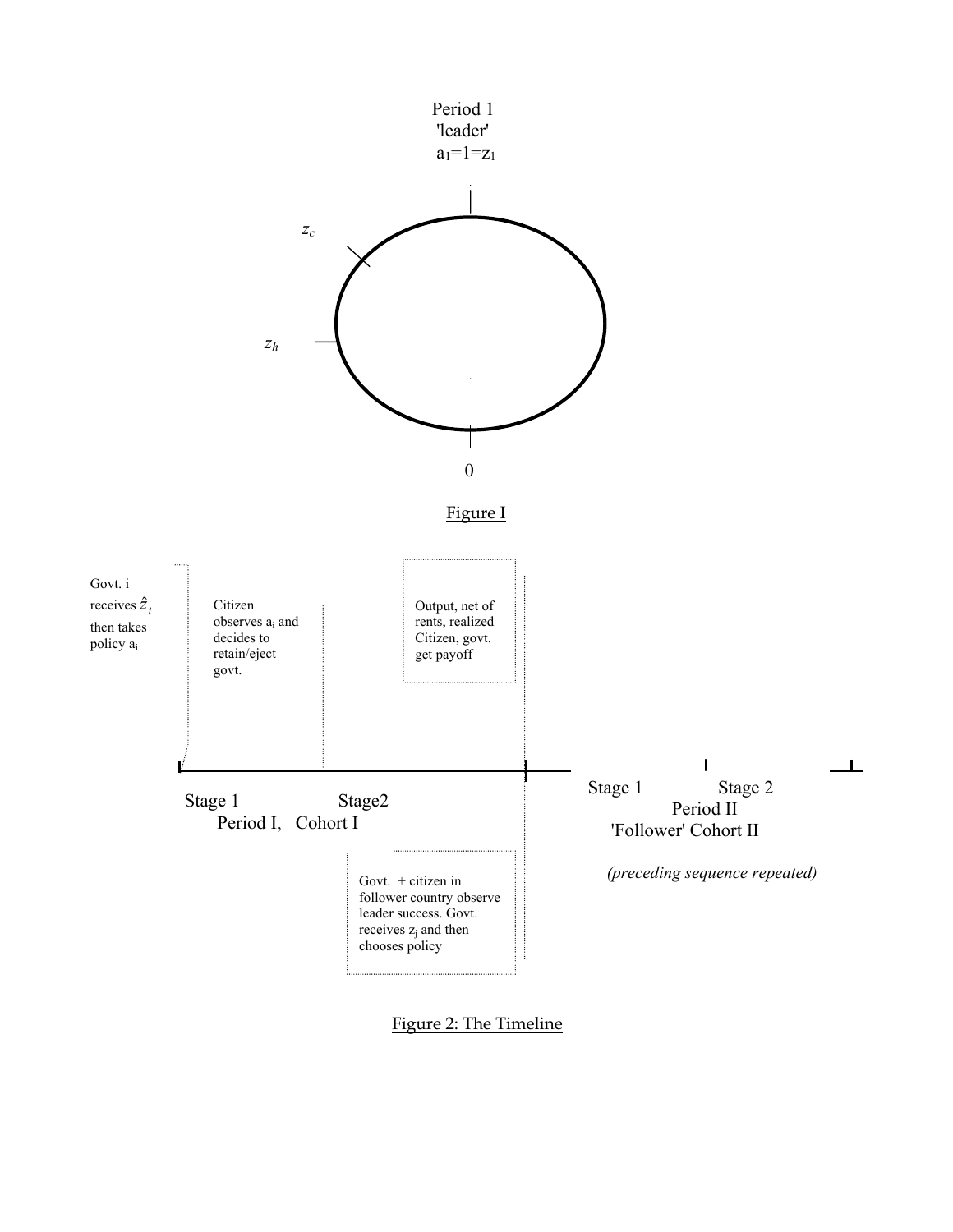Period 1
'leader'
$a_1=1=z_1$

$z_c$

$z_h$

0

Figure I

Govt. i receives $\hat{z}_i$ then takes policy $a_i$

Citizen observes $a_i$ and decides to retain/eject govt.

Output, net of rents, realized Citizen, govt. get payoff

Stage 1 Stage2
Period I, Cohort I

Govt. + citizen in follower country observe leader success. Govt. receives $z_j$ and then chooses policy

Stage 1 Stage 2
Period II
'Follower' Cohort II

*(preceding sequence repeated)*

Figure 2: The Timeline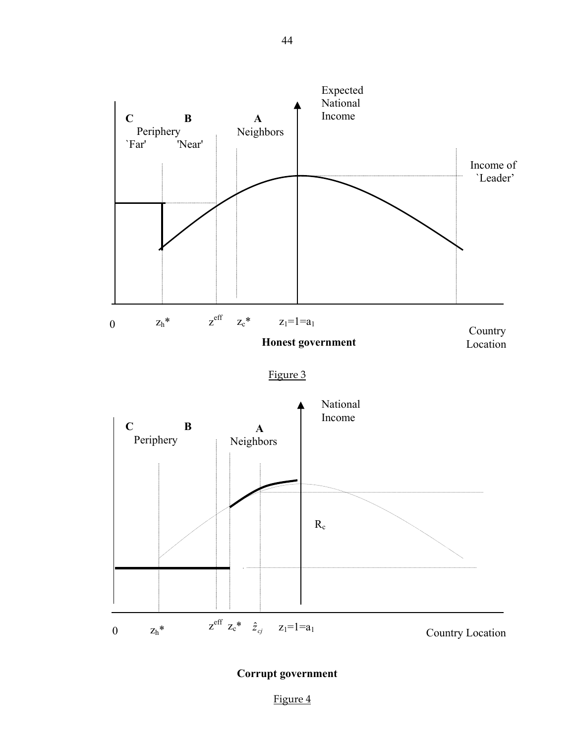Expected National Income

**C** Periphery `Far'

**B** 'Near'

**A** Neighbors

Income of `Leader'

0 $z_h$* $z^{eff}$ $z_c$* $z_l=1=a_l$

Country Location

**Honest government**

Figure 3

National Income

**C** Periphery

**B**

**A** Neighbors

$R_c$

0 $z_h$* $z^{eff}$ $z_c$* $\hat{z}_{cj}$ $z_l=1=a_l$

Country Location

**Corrupt government**

Figure 4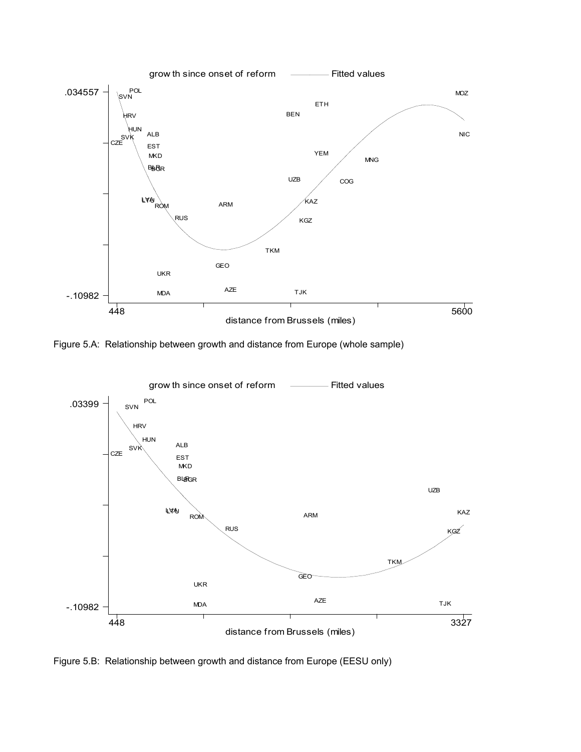Figure 5.A: Relationship between growth and distance from Europe (whole sample)

Figure 5.B: Relationship between growth and distance from Europe (EESU only)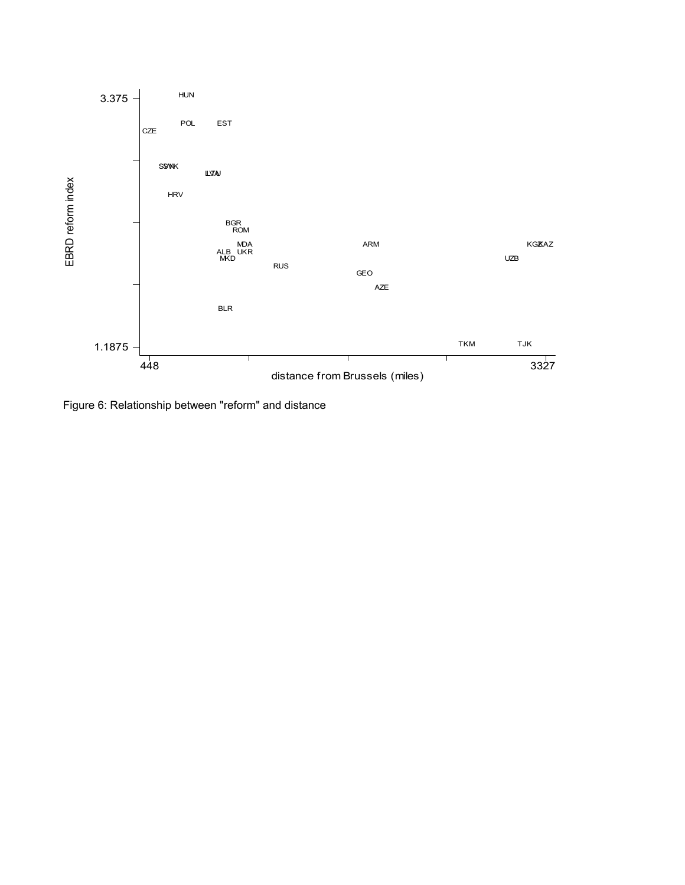Figure 6: Relationship between "reform" and distance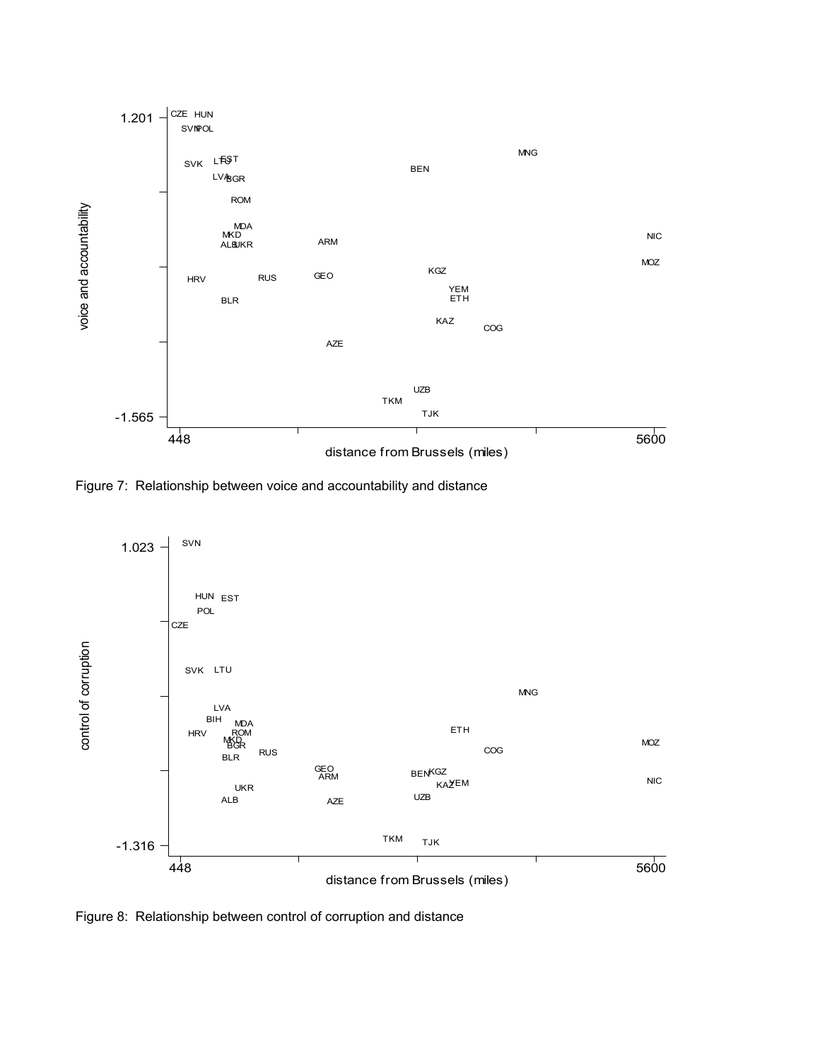Figure 7: Relationship between voice and accountability and distance

Figure 8: Relationship between control of corruption and distance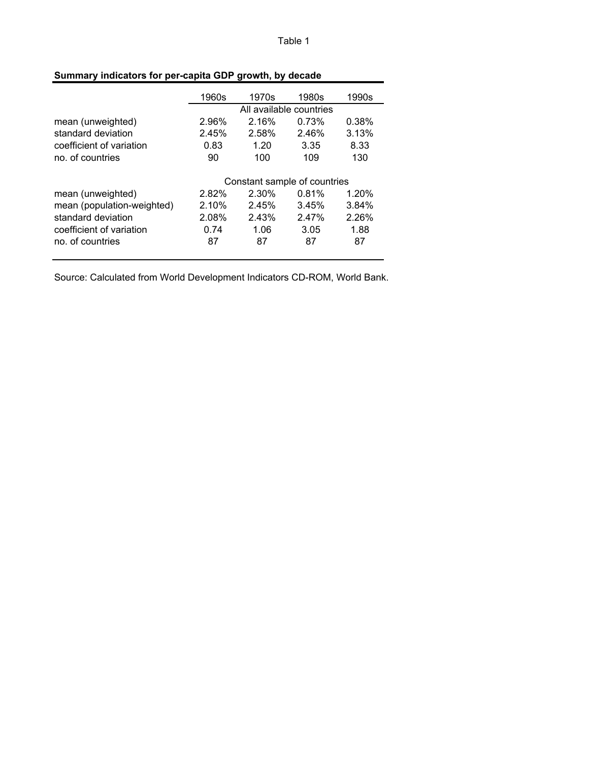Table 1

**Summary indicators for per-capita GDP growth, by decade**

| | 1960s | 1970s | 1980s | 1990s |
|---|---|---|---|---|
| | All available countries | | | |
| mean (unweighted) | 2.96% | 2.16% | 0.73% | 0.38% |
| standard deviation | 2.45% | 2.58% | 2.46% | 3.13% |
| coefficient of variation | 0.83 | 1.20 | 3.35 | 8.33 |
| no. of countries | 90 | 100 | 109 | 130 |
| | Constant sample of countries | | | |
| mean (unweighted) | 2.82% | 2.30% | 0.81% | 1.20% |
| mean (population-weighted) | 2.10% | 2.45% | 3.45% | 3.84% |
| standard deviation | 2.08% | 2.43% | 2.47% | 2.26% |
| coefficient of variation | 0.74 | 1.06 | 3.05 | 1.88 |
| no. of countries | 87 | 87 | 87 | 87 |

Source: Calculated from World Development Indicators CD-ROM, World Bank.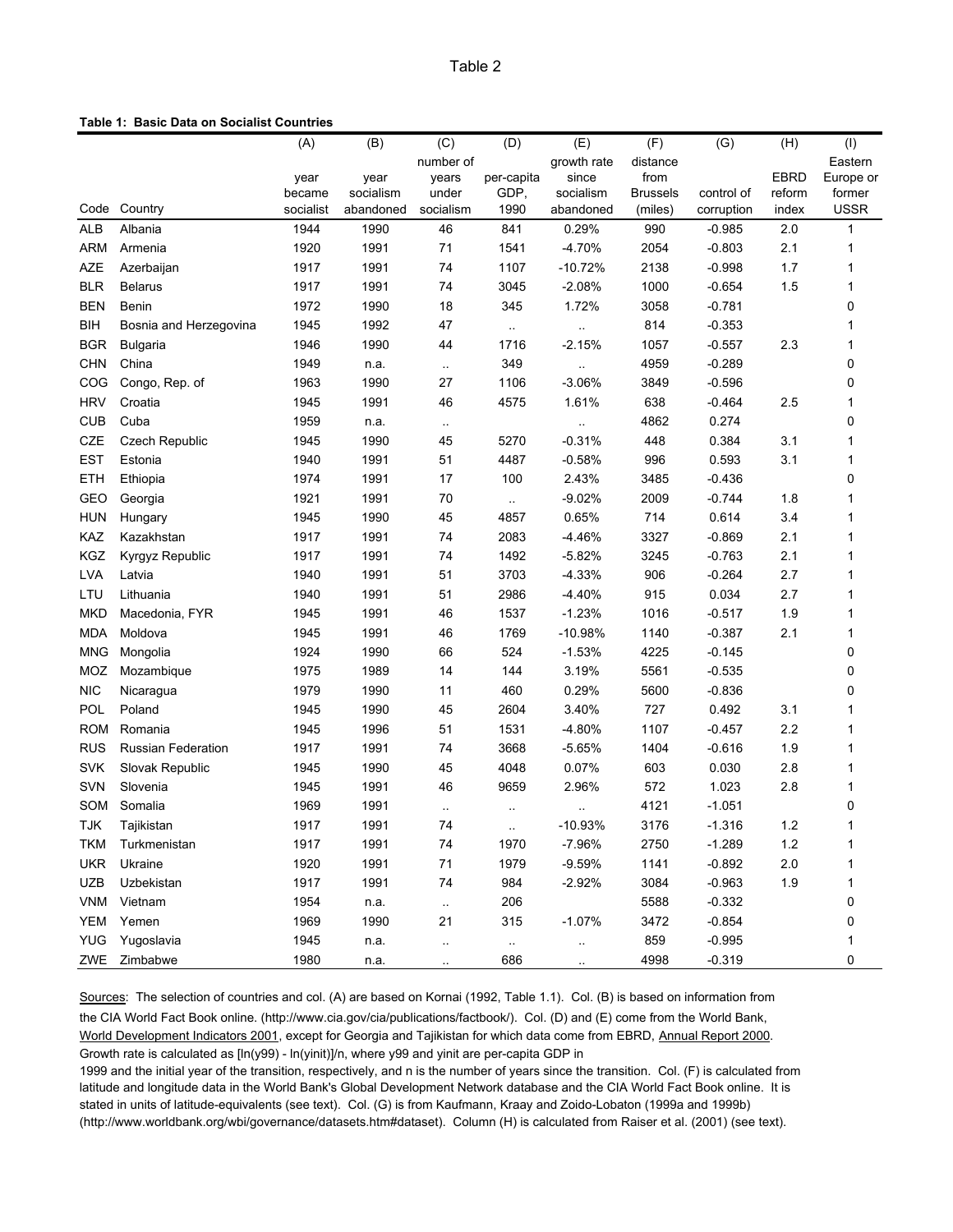Table 2

**Table 1: Basic Data on Socialist Countries**

| Code | Country | (A) year became socialist | (B) year socialism abandoned | (C) number of years under socialism | (D) per-capita GDP, 1990 | (E) growth rate since socialism abandoned | (F) distance from Brussels (miles) | (G) control of corruption | (H) EBRD reform index | (I) Eastern Europe or former USSR |
|---|---|---|---|---|---|---|---|---|---|---|
| ALB | Albania | 1944 | 1990 | 46 | 841 | 0.29% | 990 | -0.985 | 2.0 | 1 |
| ARM | Armenia | 1920 | 1991 | 71 | 1541 | -4.70% | 2054 | -0.803 | 2.1 | 1 |
| AZE | Azerbaijan | 1917 | 1991 | 74 | 1107 | -10.72% | 2138 | -0.998 | 1.7 | 1 |
| BLR | Belarus | 1917 | 1991 | 74 | 3045 | -2.08% | 1000 | -0.654 | 1.5 | 1 |
| BEN | Benin | 1972 | 1990 | 18 | 345 | 1.72% | 3058 | -0.781 | | 0 |
| BIH | Bosnia and Herzegovina | 1945 | 1992 | 47 | .. | .. | 814 | -0.353 | | 1 |
| BGR | Bulgaria | 1946 | 1990 | 44 | 1716 | -2.15% | 1057 | -0.557 | 2.3 | 1 |
| CHN | China | 1949 | n.a. | .. | 349 | .. | 4959 | -0.289 | | 0 |
| COG | Congo, Rep. of | 1963 | 1990 | 27 | 1106 | -3.06% | 3849 | -0.596 | | 0 |
| HRV | Croatia | 1945 | 1991 | 46 | 4575 | 1.61% | 638 | -0.464 | 2.5 | 1 |
| CUB | Cuba | 1959 | n.a. | .. | | .. | 4862 | 0.274 | | 0 |
| CZE | Czech Republic | 1945 | 1990 | 45 | 5270 | -0.31% | 448 | 0.384 | 3.1 | 1 |
| EST | Estonia | 1940 | 1991 | 51 | 4487 | -0.58% | 996 | 0.593 | 3.1 | 1 |
| ETH | Ethiopia | 1974 | 1991 | 17 | 100 | 2.43% | 3485 | -0.436 | | 0 |
| GEO | Georgia | 1921 | 1991 | 70 | .. | -9.02% | 2009 | -0.744 | 1.8 | 1 |
| HUN | Hungary | 1945 | 1990 | 45 | 4857 | 0.65% | 714 | 0.614 | 3.4 | 1 |
| KAZ | Kazakhstan | 1917 | 1991 | 74 | 2083 | -4.46% | 3327 | -0.869 | 2.1 | 1 |
| KGZ | Kyrgyz Republic | 1917 | 1991 | 74 | 1492 | -5.82% | 3245 | -0.763 | 2.1 | 1 |
| LVA | Latvia | 1940 | 1991 | 51 | 3703 | -4.33% | 906 | -0.264 | 2.7 | 1 |
| LTU | Lithuania | 1940 | 1991 | 51 | 2986 | -4.40% | 915 | 0.034 | 2.7 | 1 |
| MKD | Macedonia, FYR | 1945 | 1991 | 46 | 1537 | -1.23% | 1016 | -0.517 | 1.9 | 1 |
| MDA | Moldova | 1945 | 1991 | 46 | 1769 | -10.98% | 1140 | -0.387 | 2.1 | 1 |
| MNG | Mongolia | 1924 | 1990 | 66 | 524 | -1.53% | 4225 | -0.145 | | 0 |
| MOZ | Mozambique | 1975 | 1989 | 14 | 144 | 3.19% | 5561 | -0.535 | | 0 |
| NIC | Nicaragua | 1979 | 1990 | 11 | 460 | 0.29% | 5600 | -0.836 | | 0 |
| POL | Poland | 1945 | 1990 | 45 | 2604 | 3.40% | 727 | 0.492 | 3.1 | 1 |
| ROM | Romania | 1945 | 1996 | 51 | 1531 | -4.80% | 1107 | -0.457 | 2.2 | 1 |
| RUS | Russian Federation | 1917 | 1991 | 74 | 3668 | -5.65% | 1404 | -0.616 | 1.9 | 1 |
| SVK | Slovak Republic | 1945 | 1990 | 45 | 4048 | 0.07% | 603 | 0.030 | 2.8 | 1 |
| SVN | Slovenia | 1945 | 1991 | 46 | 9659 | 2.96% | 572 | 1.023 | 2.8 | 1 |
| SOM | Somalia | 1969 | 1991 | .. | .. | .. | 4121 | -1.051 | | 0 |
| TJK | Tajikistan | 1917 | 1991 | 74 | .. | -10.93% | 3176 | -1.316 | 1.2 | 1 |
| TKM | Turkmenistan | 1917 | 1991 | 74 | 1970 | -7.96% | 2750 | -1.289 | 1.2 | 1 |
| UKR | Ukraine | 1920 | 1991 | 71 | 1979 | -9.59% | 1141 | -0.892 | 2.0 | 1 |
| UZB | Uzbekistan | 1917 | 1991 | 74 | 984 | -2.92% | 3084 | -0.963 | 1.9 | 1 |
| VNM | Vietnam | 1954 | n.a. | .. | 206 | | 5588 | -0.332 | | 0 |
| YEM | Yemen | 1969 | 1990 | 21 | 315 | -1.07% | 3472 | -0.854 | | 0 |
| YUG | Yugoslavia | 1945 | n.a. | .. | .. | .. | 859 | -0.995 | | 1 |
| ZWE | Zimbabwe | 1980 | n.a. | .. | 686 | .. | 4998 | -0.319 | | 0 |

Sources: The selection of countries and col. (A) are based on Kornai (1992, Table 1.1). Col. (B) is based on information from the CIA World Fact Book online. (http://www.cia.gov/cia/publications/factbook/). Col. (D) and (E) come from the World Bank, World Development Indicators 2001, except for Georgia and Tajikistan for which data come from EBRD, Annual Report 2000. Growth rate is calculated as [ln(y99) - ln(yinit)]/n, where y99 and yinit are per-capita GDP in 1999 and the initial year of the transition, respectively, and n is the number of years since the transition. Col. (F) is calculated from latitude and longitude data in the World Bank's Global Development Network database and the CIA World Fact Book online. It is stated in units of latitude-equivalents (see text). Col. (G) is from Kaufmann, Kraay and Zoido-Lobaton (1999a and 1999b) (http://www.worldbank.org/wbi/governance/datasets.htm#dataset). Column (H) is calculated from Raiser et al. (2001) (see text).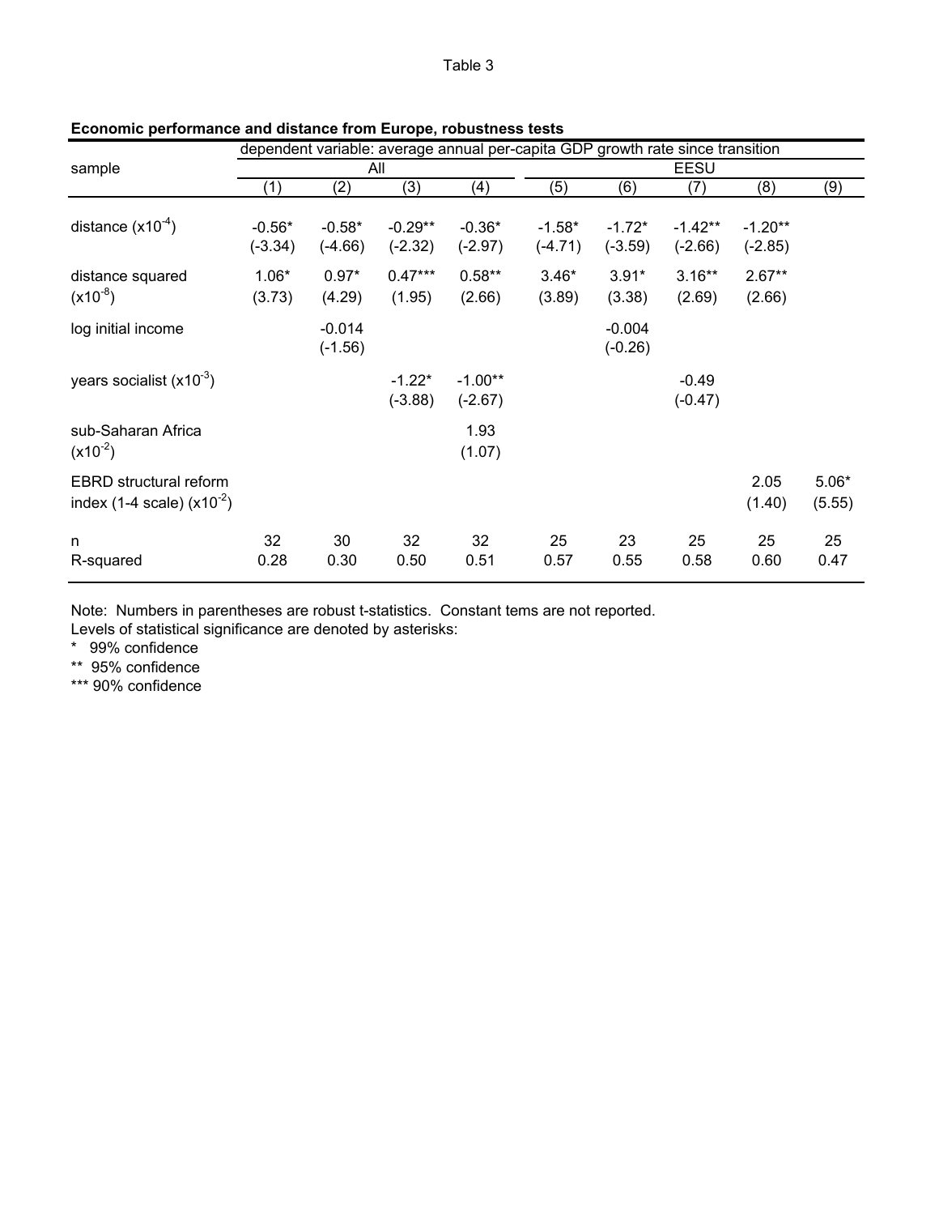Table 3

**Economic performance and distance from Europe, robustness tests**

| | dependent variable: average annual per-capita GDP growth rate since transition | | | | | | | | |
|---|---|---|---|---|---|---|---|---|---|
| sample | All | | | | EESU | | | | |
| | (1) | (2) | (3) | (4) | (5) | (6) | (7) | (8) | (9) |
| distance ($x10^{-4}$) | -0.56* | -0.58* | -0.29** | -0.36* | -1.58* | -1.72* | -1.42** | -1.20** | |
| | (-3.34) | (-4.66) | (-2.32) | (-2.97) | (-4.71) | (-3.59) | (-2.66) | (-2.85) | |
| distance squared ($x10^{-8}$) | 1.06* | 0.97* | 0.47*** | 0.58** | 3.46* | 3.91* | 3.16** | 2.67** | |
| | (3.73) | (4.29) | (1.95) | (2.66) | (3.89) | (3.38) | (2.69) | (2.66) | |
| log initial income | | -0.014 | | | | -0.004 | | | |
| | | (-1.56) | | | | (-0.26) | | | |
| years socialist ($x10^{-3}$) | | | -1.22* | -1.00** | | | -0.49 | | |
| | | | (-3.88) | (-2.67) | | | (-0.47) | | |
| sub-Saharan Africa ($x10^{-2}$) | | | | 1.93 | | | | | |
| | | | | (1.07) | | | | | |
| EBRD structural reform index (1-4 scale) ($x10^{-2}$) | | | | | | | | 2.05 | 5.06* |
| | | | | | | | | (1.40) | (5.55) |
| n | 32 | 30 | 32 | 32 | 25 | 23 | 25 | 25 | 25 |
| R-squared | 0.28 | 0.30 | 0.50 | 0.51 | 0.57 | 0.55 | 0.58 | 0.60 | 0.47 |

Note: Numbers in parentheses are robust t-statistics. Constant tems are not reported.
Levels of statistical significance are denoted by asterisks:
\* 99% confidence
\*\* 95% confidence
\*\*\* 90% confidence